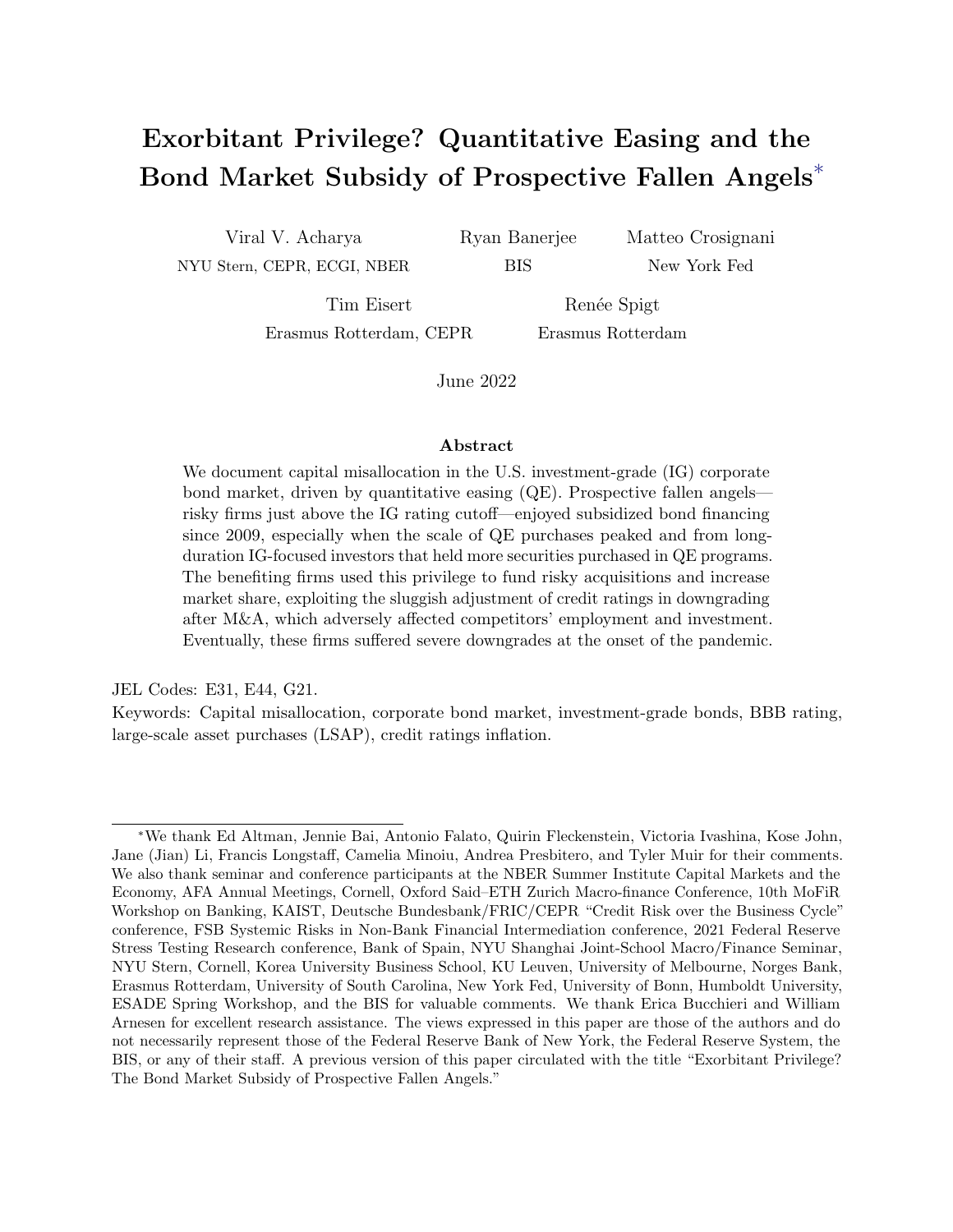# Exorbitant Privilege? Quantitative Easing and the Bond Market Subsidy of Prospective Fallen Angels[*]

Viral V. Acharya — NYU Stern, CEPR, ECGI, NBER

Ryan Banerjee — BIS

Matteo Crosignani — New York Fed

Tim Eisert — Erasmus Rotterdam, CEPR

Renée Spigt — Erasmus Rotterdam

June 2022

## Abstract

We document capital misallocation in the U.S. investment-grade (IG) corporate bond market, driven by quantitative easing (QE). Prospective fallen angels—risky firms just above the IG rating cutoff—enjoyed subsidized bond financing since 2009, especially when the scale of QE purchases peaked and from long-duration IG-focused investors that held more securities purchased in QE programs. The benefiting firms used this privilege to fund risky acquisitions and increase market share, exploiting the sluggish adjustment of credit ratings in downgrading after M&A, which adversely affected competitors' employment and investment. Eventually, these firms suffered severe downgrades at the onset of the pandemic.

JEL Codes: E31, E44, G21.

Keywords: Capital misallocation, corporate bond market, investment-grade bonds, BBB rating, large-scale asset purchases (LSAP), credit ratings inflation.

---

[*] We thank Ed Altman, Jennie Bai, Antonio Falato, Quirin Fleckenstein, Victoria Ivashina, Kose John, Jane (Jian) Li, Francis Longstaff, Camelia Minoiu, Andrea Presbitero, and Tyler Muir for their comments. We also thank seminar and conference participants at the NBER Summer Institute Capital Markets and the Economy, AFA Annual Meetings, Cornell, Oxford Said–ETH Zurich Macro-finance Conference, 10th MoFiR Workshop on Banking, KAIST, Deutsche Bundesbank/FRIC/CEPR "Credit Risk over the Business Cycle" conference, FSB Systemic Risks in Non-Bank Financial Intermediation conference, 2021 Federal Reserve Stress Testing Research conference, Bank of Spain, NYU Shanghai Joint-School Macro/Finance Seminar, NYU Stern, Cornell, Korea University Business School, KU Leuven, University of Melbourne, Norges Bank, Erasmus Rotterdam, University of South Carolina, New York Fed, University of Bonn, Humboldt University, ESADE Spring Workshop, and the BIS for valuable comments. We thank Erica Bucchieri and William Arnesen for excellent research assistance. The views expressed in this paper are those of the authors and do not necessarily represent those of the Federal Reserve Bank of New York, the Federal Reserve System, the BIS, or any of their staff. A previous version of this paper circulated with the title "Exorbitant Privilege? The Bond Market Subsidy of Prospective Fallen Angels."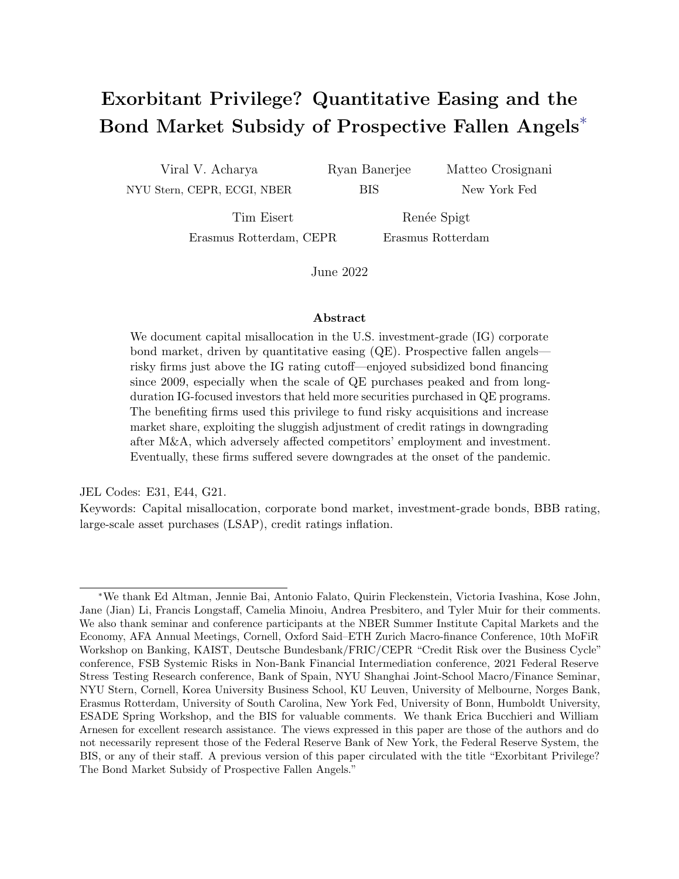# Exorbitant Privilege? Quantitative Easing and the Bond Market Subsidy of Prospective Fallen Angels[*]

Viral V. Acharya
NYU Stern, CEPR, ECGI, NBER

Ryan Banerjee
BIS

Matteo Crosignani
New York Fed

Tim Eisert
Erasmus Rotterdam, CEPR

Renée Spigt
Erasmus Rotterdam

June 2022

### Abstract

We document capital misallocation in the U.S. investment-grade (IG) corporate bond market, driven by quantitative easing (QE). Prospective fallen angels—risky firms just above the IG rating cutoff—enjoyed subsidized bond financing since 2009, especially when the scale of QE purchases peaked and from long-duration IG-focused investors that held more securities purchased in QE programs. The benefiting firms used this privilege to fund risky acquisitions and increase market share, exploiting the sluggish adjustment of credit ratings in downgrading after M&A, which adversely affected competitors' employment and investment. Eventually, these firms suffered severe downgrades at the onset of the pandemic.

JEL Codes: E31, E44, G21.

Keywords: Capital misallocation, corporate bond market, investment-grade bonds, BBB rating, large-scale asset purchases (LSAP), credit ratings inflation.

---

[*]We thank Ed Altman, Jennie Bai, Antonio Falato, Quirin Fleckenstein, Victoria Ivashina, Kose John, Jane (Jian) Li, Francis Longstaff, Camelia Minoiu, Andrea Presbitero, and Tyler Muir for their comments. We also thank seminar and conference participants at the NBER Summer Institute Capital Markets and the Economy, AFA Annual Meetings, Cornell, Oxford Said–ETH Zurich Macro-finance Conference, 10th MoFiR Workshop on Banking, KAIST, Deutsche Bundesbank/FRIC/CEPR "Credit Risk over the Business Cycle" conference, FSB Systemic Risks in Non-Bank Financial Intermediation conference, 2021 Federal Reserve Stress Testing Research conference, Bank of Spain, NYU Shanghai Joint-School Macro/Finance Seminar, NYU Stern, Cornell, Korea University Business School, KU Leuven, University of Melbourne, Norges Bank, Erasmus Rotterdam, University of South Carolina, New York Fed, University of Bonn, Humboldt University, ESADE Spring Workshop, and the BIS for valuable comments. We thank Erica Bucchieri and William Arnesen for excellent research assistance. The views expressed in this paper are those of the authors and do not necessarily represent those of the Federal Reserve Bank of New York, the Federal Reserve System, the BIS, or any of their staff. A previous version of this paper circulated with the title "Exorbitant Privilege? The Bond Market Subsidy of Prospective Fallen Angels."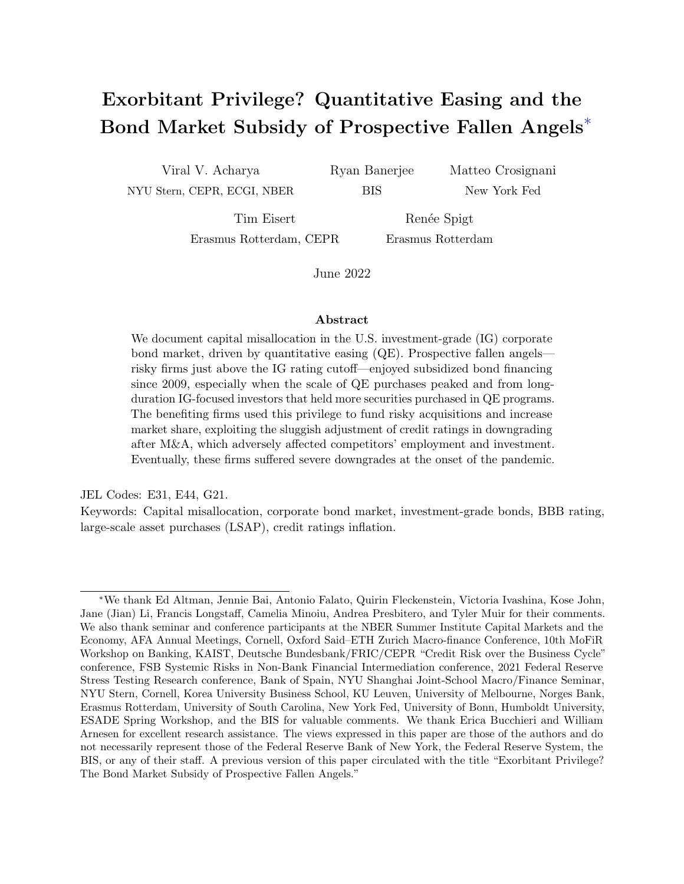# Exorbitant Privilege? Quantitative Easing and the Bond Market Subsidy of Prospective Fallen Angels*

Viral V. Acharya
NYU Stern, CEPR, ECGI, NBER

Ryan Banerjee
BIS

Matteo Crosignani
New York Fed

Tim Eisert
Erasmus Rotterdam, CEPR

Renée Spigt
Erasmus Rotterdam

June 2022

## Abstract

We document capital misallocation in the U.S. investment-grade (IG) corporate bond market, driven by quantitative easing (QE). Prospective fallen angels—risky firms just above the IG rating cutoff—enjoyed subsidized bond financing since 2009, especially when the scale of QE purchases peaked and from long-duration IG-focused investors that held more securities purchased in QE programs. The benefiting firms used this privilege to fund risky acquisitions and increase market share, exploiting the sluggish adjustment of credit ratings in downgrading after M&A, which adversely affected competitors' employment and investment. Eventually, these firms suffered severe downgrades at the onset of the pandemic.

JEL Codes: E31, E44, G21.

Keywords: Capital misallocation, corporate bond market, investment-grade bonds, BBB rating, large-scale asset purchases (LSAP), credit ratings inflation.

*We thank Ed Altman, Jennie Bai, Antonio Falato, Quirin Fleckenstein, Victoria Ivashina, Kose John, Jane (Jian) Li, Francis Longstaff, Camelia Minoiu, Andrea Presbitero, and Tyler Muir for their comments. We also thank seminar and conference participants at the NBER Summer Institute Capital Markets and the Economy, AFA Annual Meetings, Cornell, Oxford Said–ETH Zurich Macro-finance Conference, 10th MoFiR Workshop on Banking, KAIST, Deutsche Bundesbank/FRIC/CEPR "Credit Risk over the Business Cycle" conference, FSB Systemic Risks in Non-Bank Financial Intermediation conference, 2021 Federal Reserve Stress Testing Research conference, Bank of Spain, NYU Shanghai Joint-School Macro/Finance Seminar, NYU Stern, Cornell, Korea University Business School, KU Leuven, University of Melbourne, Norges Bank, Erasmus Rotterdam, University of South Carolina, New York Fed, University of Bonn, Humboldt University, ESADE Spring Workshop, and the BIS for valuable comments. We thank Erica Bucchieri and William Arnesen for excellent research assistance. The views expressed in this paper are those of the authors and do not necessarily represent those of the Federal Reserve Bank of New York, the Federal Reserve System, the BIS, or any of their staff. A previous version of this paper circulated with the title "Exorbitant Privilege? The Bond Market Subsidy of Prospective Fallen Angels."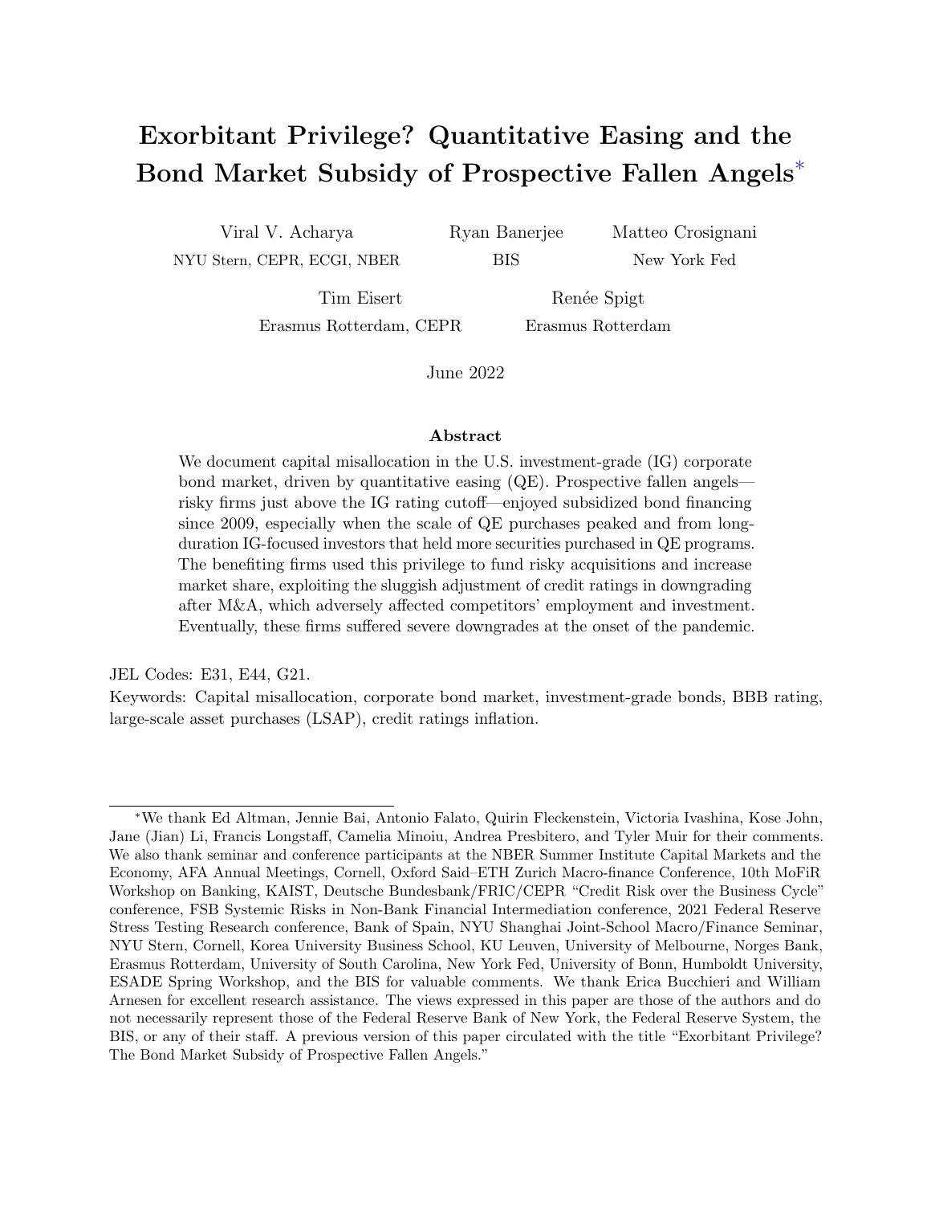# Exorbitant Privilege? Quantitative Easing and the Bond Market Subsidy of Prospective Fallen Angels*

Viral V. Acharya
NYU Stern, CEPR, ECGI, NBER

Ryan Banerjee
BIS

Matteo Crosignani
New York Fed

Tim Eisert
Erasmus Rotterdam, CEPR

Renée Spigt
Erasmus Rotterdam

June 2022

### Abstract

We document capital misallocation in the U.S. investment-grade (IG) corporate bond market, driven by quantitative easing (QE). Prospective fallen angels—risky firms just above the IG rating cutoff—enjoyed subsidized bond financing since 2009, especially when the scale of QE purchases peaked and from long-duration IG-focused investors that held more securities purchased in QE programs. The benefiting firms used this privilege to fund risky acquisitions and increase market share, exploiting the sluggish adjustment of credit ratings in downgrading after M&A, which adversely affected competitors' employment and investment. Eventually, these firms suffered severe downgrades at the onset of the pandemic.

JEL Codes: E31, E44, G21.

Keywords: Capital misallocation, corporate bond market, investment-grade bonds, BBB rating, large-scale asset purchases (LSAP), credit ratings inflation.

*We thank Ed Altman, Jennie Bai, Antonio Falato, Quirin Fleckenstein, Victoria Ivashina, Kose John, Jane (Jian) Li, Francis Longstaff, Camelia Minoiu, Andrea Presbitero, and Tyler Muir for their comments. We also thank seminar and conference participants at the NBER Summer Institute Capital Markets and the Economy, AFA Annual Meetings, Cornell, Oxford Said–ETH Zurich Macro-finance Conference, 10th MoFiR Workshop on Banking, KAIST, Deutsche Bundesbank/FRIC/CEPR "Credit Risk over the Business Cycle" conference, FSB Systemic Risks in Non-Bank Financial Intermediation conference, 2021 Federal Reserve Stress Testing Research conference, Bank of Spain, NYU Shanghai Joint-School Macro/Finance Seminar, NYU Stern, Cornell, Korea University Business School, KU Leuven, University of Melbourne, Norges Bank, Erasmus Rotterdam, University of South Carolina, New York Fed, University of Bonn, Humboldt University, ESADE Spring Workshop, and the BIS for valuable comments. We thank Erica Bucchieri and William Arnesen for excellent research assistance. The views expressed in this paper are those of the authors and do not necessarily represent those of the Federal Reserve Bank of New York, the Federal Reserve System, the BIS, or any of their staff. A previous version of this paper circulated with the title "Exorbitant Privilege? The Bond Market Subsidy of Prospective Fallen Angels."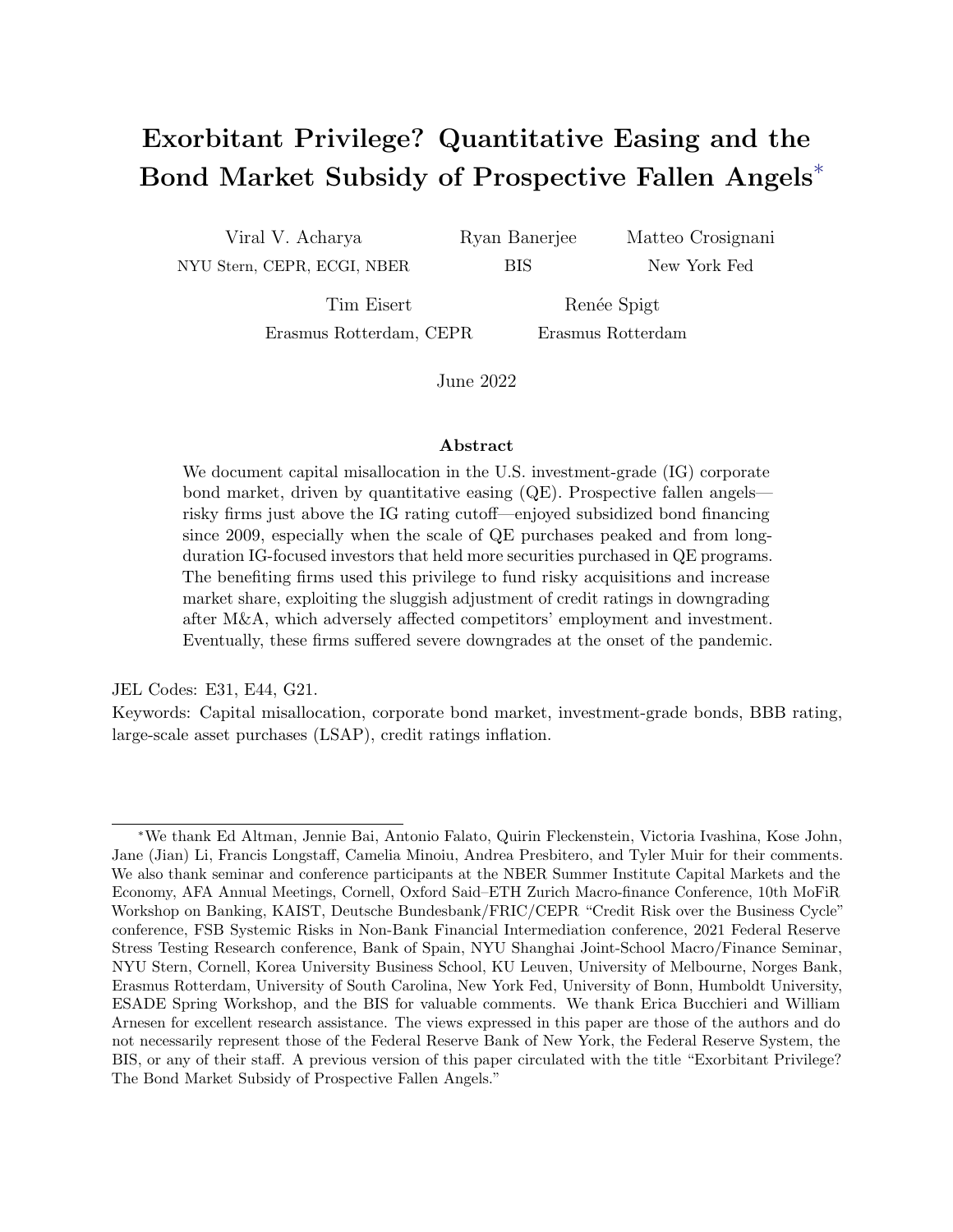# Exorbitant Privilege? Quantitative Easing and the Bond Market Subsidy of Prospective Fallen Angels*

Viral V. Acharya — NYU Stern, CEPR, ECGI, NBER

Ryan Banerjee — BIS

Matteo Crosignani — New York Fed

Tim Eisert — Erasmus Rotterdam, CEPR

Renée Spigt — Erasmus Rotterdam

June 2022

### Abstract

We document capital misallocation in the U.S. investment-grade (IG) corporate bond market, driven by quantitative easing (QE). Prospective fallen angels—risky firms just above the IG rating cutoff—enjoyed subsidized bond financing since 2009, especially when the scale of QE purchases peaked and from long-duration IG-focused investors that held more securities purchased in QE programs. The benefiting firms used this privilege to fund risky acquisitions and increase market share, exploiting the sluggish adjustment of credit ratings in downgrading after M&A, which adversely affected competitors' employment and investment. Eventually, these firms suffered severe downgrades at the onset of the pandemic.

JEL Codes: E31, E44, G21.

Keywords: Capital misallocation, corporate bond market, investment-grade bonds, BBB rating, large-scale asset purchases (LSAP), credit ratings inflation.

---

*We thank Ed Altman, Jennie Bai, Antonio Falato, Quirin Fleckenstein, Victoria Ivashina, Kose John, Jane (Jian) Li, Francis Longstaff, Camelia Minoiu, Andrea Presbitero, and Tyler Muir for their comments. We also thank seminar and conference participants at the NBER Summer Institute Capital Markets and the Economy, AFA Annual Meetings, Cornell, Oxford Said–ETH Zurich Macro-finance Conference, 10th MoFiR Workshop on Banking, KAIST, Deutsche Bundesbank/FRIC/CEPR "Credit Risk over the Business Cycle" conference, FSB Systemic Risks in Non-Bank Financial Intermediation conference, 2021 Federal Reserve Stress Testing Research conference, Bank of Spain, NYU Shanghai Joint-School Macro/Finance Seminar, NYU Stern, Cornell, Korea University Business School, KU Leuven, University of Melbourne, Norges Bank, Erasmus Rotterdam, University of South Carolina, New York Fed, University of Bonn, Humboldt University, ESADE Spring Workshop, and the BIS for valuable comments. We thank Erica Bucchieri and William Arnesen for excellent research assistance. The views expressed in this paper are those of the authors and do not necessarily represent those of the Federal Reserve Bank of New York, the Federal Reserve System, the BIS, or any of their staff. A previous version of this paper circulated with the title "Exorbitant Privilege? The Bond Market Subsidy of Prospective Fallen Angels."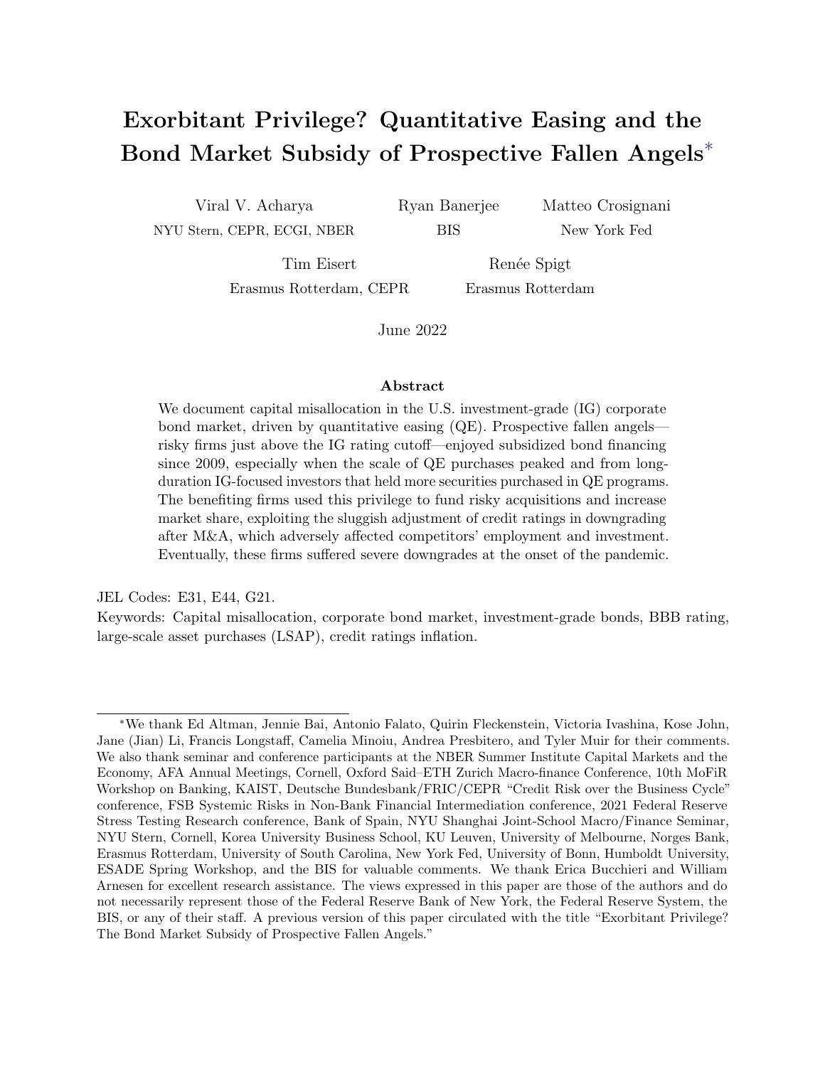# Exorbitant Privilege? Quantitative Easing and the Bond Market Subsidy of Prospective Fallen Angels*

Viral V. Acharya
NYU Stern, CEPR, ECGI, NBER

Ryan Banerjee
BIS

Matteo Crosignani
New York Fed

Tim Eisert
Erasmus Rotterdam, CEPR

Renée Spigt
Erasmus Rotterdam

June 2022

### Abstract

We document capital misallocation in the U.S. investment-grade (IG) corporate bond market, driven by quantitative easing (QE). Prospective fallen angels—risky firms just above the IG rating cutoff—enjoyed subsidized bond financing since 2009, especially when the scale of QE purchases peaked and from long-duration IG-focused investors that held more securities purchased in QE programs. The benefiting firms used this privilege to fund risky acquisitions and increase market share, exploiting the sluggish adjustment of credit ratings in downgrading after M&A, which adversely affected competitors' employment and investment. Eventually, these firms suffered severe downgrades at the onset of the pandemic.

JEL Codes: E31, E44, G21.
Keywords: Capital misallocation, corporate bond market, investment-grade bonds, BBB rating, large-scale asset purchases (LSAP), credit ratings inflation.

---

*We thank Ed Altman, Jennie Bai, Antonio Falato, Quirin Fleckenstein, Victoria Ivashina, Kose John, Jane (Jian) Li, Francis Longstaff, Camelia Minoiu, Andrea Presbitero, and Tyler Muir for their comments. We also thank seminar and conference participants at the NBER Summer Institute Capital Markets and the Economy, AFA Annual Meetings, Cornell, Oxford Said–ETH Zurich Macro-finance Conference, 10th MoFiR Workshop on Banking, KAIST, Deutsche Bundesbank/FRIC/CEPR "Credit Risk over the Business Cycle" conference, FSB Systemic Risks in Non-Bank Financial Intermediation conference, 2021 Federal Reserve Stress Testing Research conference, Bank of Spain, NYU Shanghai Joint-School Macro/Finance Seminar, NYU Stern, Cornell, Korea University Business School, KU Leuven, University of Melbourne, Norges Bank, Erasmus Rotterdam, University of South Carolina, New York Fed, University of Bonn, Humboldt University, ESADE Spring Workshop, and the BIS for valuable comments. We thank Erica Bucchieri and William Arnesen for excellent research assistance. The views expressed in this paper are those of the authors and do not necessarily represent those of the Federal Reserve Bank of New York, the Federal Reserve System, the BIS, or any of their staff. A previous version of this paper circulated with the title "Exorbitant Privilege? The Bond Market Subsidy of Prospective Fallen Angels."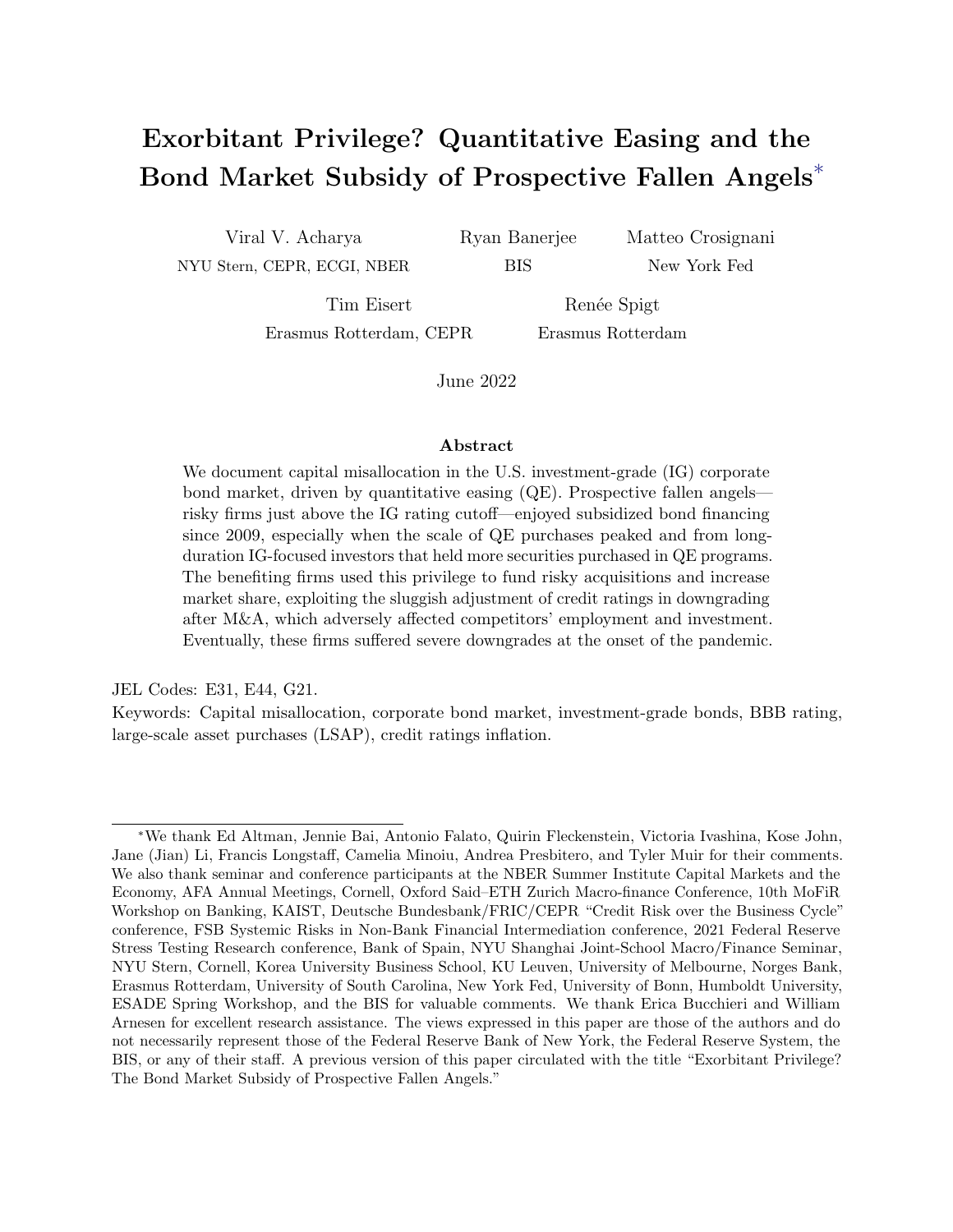# Exorbitant Privilege? Quantitative Easing and the Bond Market Subsidy of Prospective Fallen Angels*

Viral V. Acharya  
NYU Stern, CEPR, ECGI, NBER

Ryan Banerjee  
BIS

Matteo Crosignani  
New York Fed

Tim Eisert  
Erasmus Rotterdam, CEPR

Renée Spigt  
Erasmus Rotterdam

June 2022

### Abstract

We document capital misallocation in the U.S. investment-grade (IG) corporate bond market, driven by quantitative easing (QE). Prospective fallen angels—risky firms just above the IG rating cutoff—enjoyed subsidized bond financing since 2009, especially when the scale of QE purchases peaked and from long-duration IG-focused investors that held more securities purchased in QE programs. The benefiting firms used this privilege to fund risky acquisitions and increase market share, exploiting the sluggish adjustment of credit ratings in downgrading after M&A, which adversely affected competitors' employment and investment. Eventually, these firms suffered severe downgrades at the onset of the pandemic.

JEL Codes: E31, E44, G21.  
Keywords: Capital misallocation, corporate bond market, investment-grade bonds, BBB rating, large-scale asset purchases (LSAP), credit ratings inflation.

*We thank Ed Altman, Jennie Bai, Antonio Falato, Quirin Fleckenstein, Victoria Ivashina, Kose John, Jane (Jian) Li, Francis Longstaff, Camelia Minoiu, Andrea Presbitero, and Tyler Muir for their comments. We also thank seminar and conference participants at the NBER Summer Institute Capital Markets and the Economy, AFA Annual Meetings, Cornell, Oxford Said–ETH Zurich Macro-finance Conference, 10th MoFiR Workshop on Banking, KAIST, Deutsche Bundesbank/FRIC/CEPR "Credit Risk over the Business Cycle" conference, FSB Systemic Risks in Non-Bank Financial Intermediation conference, 2021 Federal Reserve Stress Testing Research conference, Bank of Spain, NYU Shanghai Joint-School Macro/Finance Seminar, NYU Stern, Cornell, Korea University Business School, KU Leuven, University of Melbourne, Norges Bank, Erasmus Rotterdam, University of South Carolina, New York Fed, University of Bonn, Humboldt University, ESADE Spring Workshop, and the BIS for valuable comments. We thank Erica Bucchieri and William Arnesen for excellent research assistance. The views expressed in this paper are those of the authors and do not necessarily represent those of the Federal Reserve Bank of New York, the Federal Reserve System, the BIS, or any of their staff. A previous version of this paper circulated with the title "Exorbitant Privilege? The Bond Market Subsidy of Prospective Fallen Angels."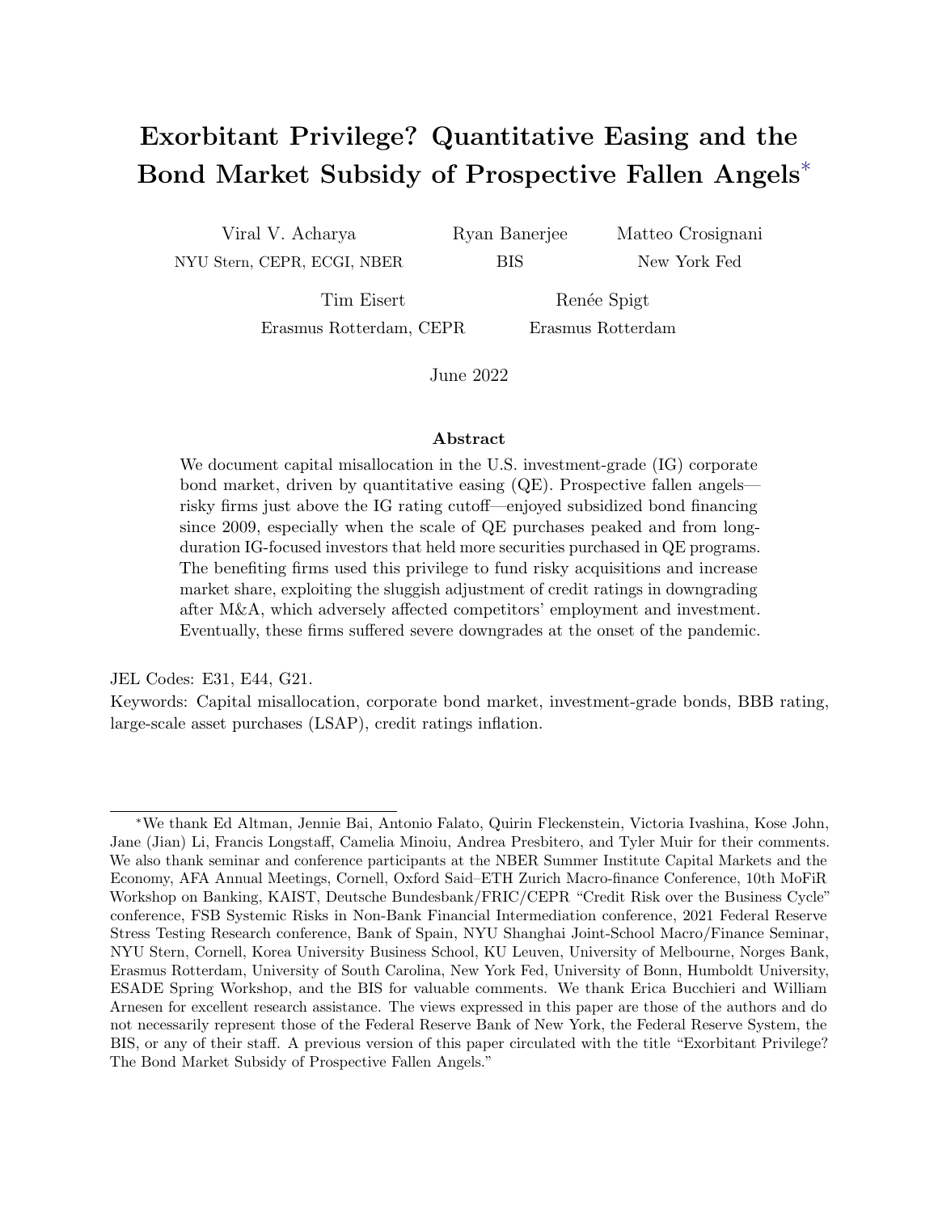# Exorbitant Privilege? Quantitative Easing and the Bond Market Subsidy of Prospective Fallen Angels*

Viral V. Acharya
NYU Stern, CEPR, ECGI, NBER

Ryan Banerjee
BIS

Matteo Crosignani
New York Fed

Tim Eisert
Erasmus Rotterdam, CEPR

Renée Spigt
Erasmus Rotterdam

June 2022

### Abstract

We document capital misallocation in the U.S. investment-grade (IG) corporate bond market, driven by quantitative easing (QE). Prospective fallen angels—risky firms just above the IG rating cutoff—enjoyed subsidized bond financing since 2009, especially when the scale of QE purchases peaked and from long-duration IG-focused investors that held more securities purchased in QE programs. The benefiting firms used this privilege to fund risky acquisitions and increase market share, exploiting the sluggish adjustment of credit ratings in downgrading after M&A, which adversely affected competitors' employment and investment. Eventually, these firms suffered severe downgrades at the onset of the pandemic.

JEL Codes: E31, E44, G21.

Keywords: Capital misallocation, corporate bond market, investment-grade bonds, BBB rating, large-scale asset purchases (LSAP), credit ratings inflation.

*We thank Ed Altman, Jennie Bai, Antonio Falato, Quirin Fleckenstein, Victoria Ivashina, Kose John, Jane (Jian) Li, Francis Longstaff, Camelia Minoiu, Andrea Presbitero, and Tyler Muir for their comments. We also thank seminar and conference participants at the NBER Summer Institute Capital Markets and the Economy, AFA Annual Meetings, Cornell, Oxford Said–ETH Zurich Macro-finance Conference, 10th MoFiR Workshop on Banking, KAIST, Deutsche Bundesbank/FRIC/CEPR "Credit Risk over the Business Cycle" conference, FSB Systemic Risks in Non-Bank Financial Intermediation conference, 2021 Federal Reserve Stress Testing Research conference, Bank of Spain, NYU Shanghai Joint-School Macro/Finance Seminar, NYU Stern, Cornell, Korea University Business School, KU Leuven, University of Melbourne, Norges Bank, Erasmus Rotterdam, University of South Carolina, New York Fed, University of Bonn, Humboldt University, ESADE Spring Workshop, and the BIS for valuable comments. We thank Erica Bucchieri and William Arnesen for excellent research assistance. The views expressed in this paper are those of the authors and do not necessarily represent those of the Federal Reserve Bank of New York, the Federal Reserve System, the BIS, or any of their staff. A previous version of this paper circulated with the title "Exorbitant Privilege? The Bond Market Subsidy of Prospective Fallen Angels."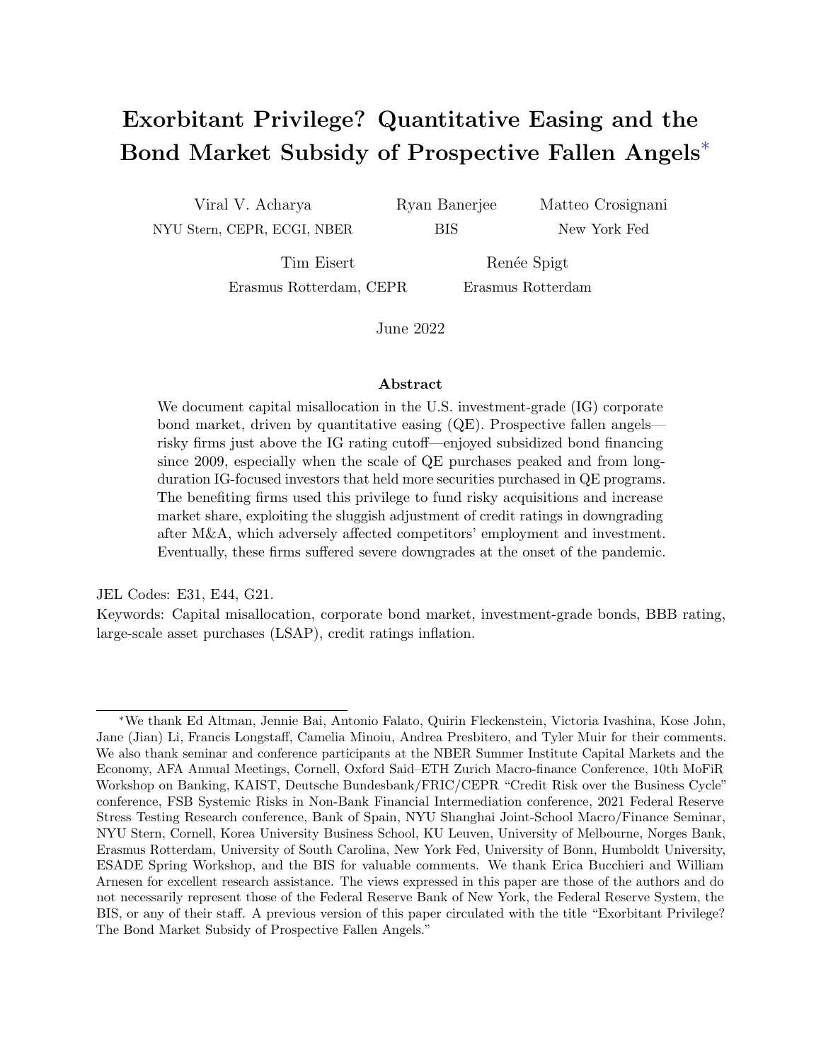# Exorbitant Privilege? Quantitative Easing and the Bond Market Subsidy of Prospective Fallen Angels*

Viral V. Acharya
NYU Stern, CEPR, ECGI, NBER

Ryan Banerjee
BIS

Matteo Crosignani
New York Fed

Tim Eisert
Erasmus Rotterdam, CEPR

Renée Spigt
Erasmus Rotterdam

June 2022

### Abstract

We document capital misallocation in the U.S. investment-grade (IG) corporate bond market, driven by quantitative easing (QE). Prospective fallen angels—risky firms just above the IG rating cutoff—enjoyed subsidized bond financing since 2009, especially when the scale of QE purchases peaked and from long-duration IG-focused investors that held more securities purchased in QE programs. The benefiting firms used this privilege to fund risky acquisitions and increase market share, exploiting the sluggish adjustment of credit ratings in downgrading after M&A, which adversely affected competitors' employment and investment. Eventually, these firms suffered severe downgrades at the onset of the pandemic.

JEL Codes: E31, E44, G21.
Keywords: Capital misallocation, corporate bond market, investment-grade bonds, BBB rating, large-scale asset purchases (LSAP), credit ratings inflation.

*We thank Ed Altman, Jennie Bai, Antonio Falato, Quirin Fleckenstein, Victoria Ivashina, Kose John, Jane (Jian) Li, Francis Longstaff, Camelia Minoiu, Andrea Presbitero, and Tyler Muir for their comments. We also thank seminar and conference participants at the NBER Summer Institute Capital Markets and the Economy, AFA Annual Meetings, Cornell, Oxford Said–ETH Zurich Macro-finance Conference, 10th MoFiR Workshop on Banking, KAIST, Deutsche Bundesbank/FRIC/CEPR "Credit Risk over the Business Cycle" conference, FSB Systemic Risks in Non-Bank Financial Intermediation conference, 2021 Federal Reserve Stress Testing Research conference, Bank of Spain, NYU Shanghai Joint-School Macro/Finance Seminar, NYU Stern, Cornell, Korea University Business School, KU Leuven, University of Melbourne, Norges Bank, Erasmus Rotterdam, University of South Carolina, New York Fed, University of Bonn, Humboldt University, ESADE Spring Workshop, and the BIS for valuable comments. We thank Erica Bucchieri and William Arnesen for excellent research assistance. The views expressed in this paper are those of the authors and do not necessarily represent those of the Federal Reserve Bank of New York, the Federal Reserve System, the BIS, or any of their staff. A previous version of this paper circulated with the title "Exorbitant Privilege? The Bond Market Subsidy of Prospective Fallen Angels."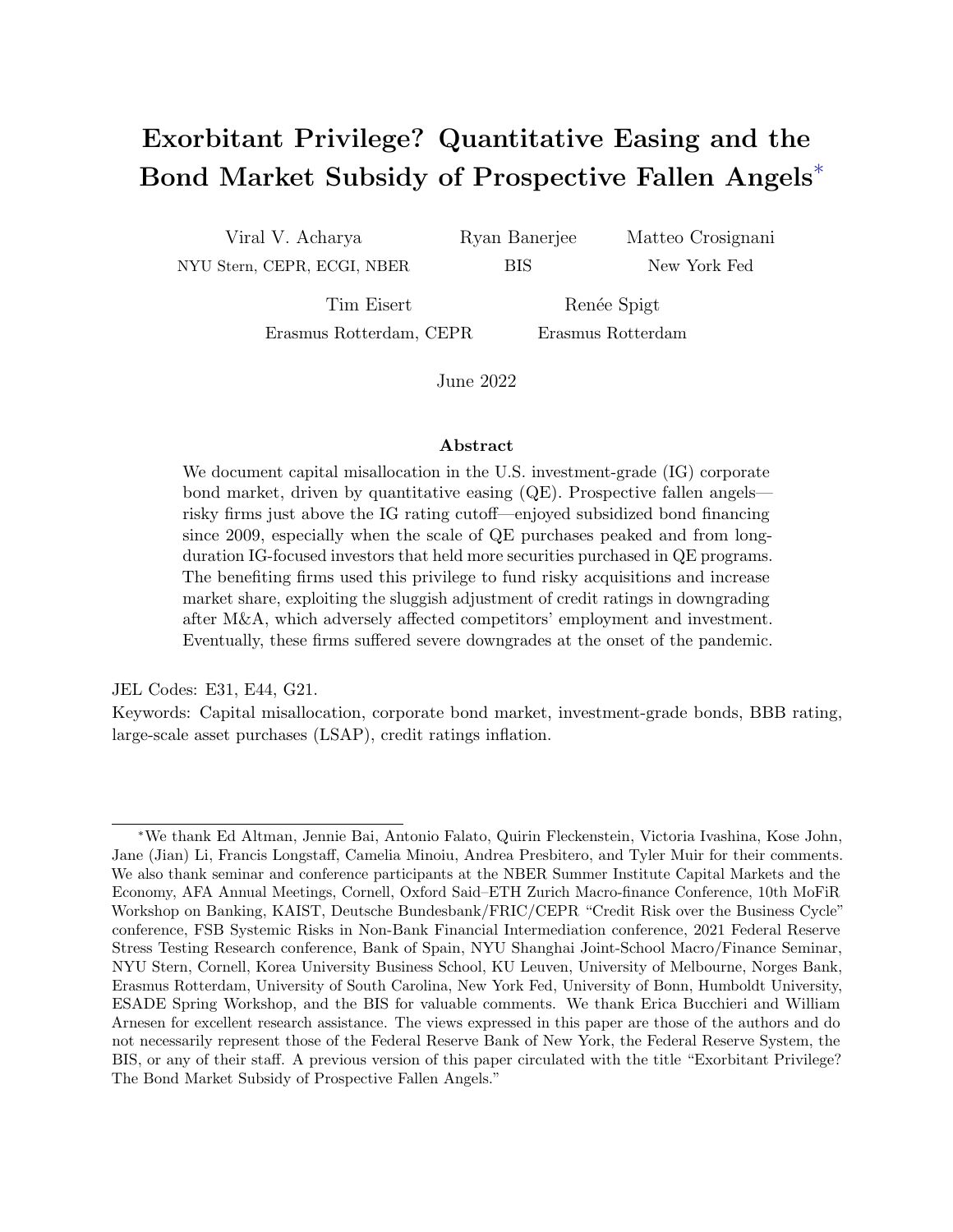# Exorbitant Privilege? Quantitative Easing and the Bond Market Subsidy of Prospective Fallen Angels*

Viral V. Acharya
NYU Stern, CEPR, ECGI, NBER

Ryan Banerjee
BIS

Matteo Crosignani
New York Fed

Tim Eisert
Erasmus Rotterdam, CEPR

Renée Spigt
Erasmus Rotterdam

June 2022

## Abstract

We document capital misallocation in the U.S. investment-grade (IG) corporate bond market, driven by quantitative easing (QE). Prospective fallen angels—risky firms just above the IG rating cutoff—enjoyed subsidized bond financing since 2009, especially when the scale of QE purchases peaked and from long-duration IG-focused investors that held more securities purchased in QE programs. The benefiting firms used this privilege to fund risky acquisitions and increase market share, exploiting the sluggish adjustment of credit ratings in downgrading after M&A, which adversely affected competitors' employment and investment. Eventually, these firms suffered severe downgrades at the onset of the pandemic.

JEL Codes: E31, E44, G21.
Keywords: Capital misallocation, corporate bond market, investment-grade bonds, BBB rating, large-scale asset purchases (LSAP), credit ratings inflation.

*We thank Ed Altman, Jennie Bai, Antonio Falato, Quirin Fleckenstein, Victoria Ivashina, Kose John, Jane (Jian) Li, Francis Longstaff, Camelia Minoiu, Andrea Presbitero, and Tyler Muir for their comments. We also thank seminar and conference participants at the NBER Summer Institute Capital Markets and the Economy, AFA Annual Meetings, Cornell, Oxford Said–ETH Zurich Macro-finance Conference, 10th MoFiR Workshop on Banking, KAIST, Deutsche Bundesbank/FRIC/CEPR "Credit Risk over the Business Cycle" conference, FSB Systemic Risks in Non-Bank Financial Intermediation conference, 2021 Federal Reserve Stress Testing Research conference, Bank of Spain, NYU Shanghai Joint-School Macro/Finance Seminar, NYU Stern, Cornell, Korea University Business School, KU Leuven, University of Melbourne, Norges Bank, Erasmus Rotterdam, University of South Carolina, New York Fed, University of Bonn, Humboldt University, ESADE Spring Workshop, and the BIS for valuable comments. We thank Erica Bucchieri and William Arnesen for excellent research assistance. The views expressed in this paper are those of the authors and do not necessarily represent those of the Federal Reserve Bank of New York, the Federal Reserve System, the BIS, or any of their staff. A previous version of this paper circulated with the title "Exorbitant Privilege? The Bond Market Subsidy of Prospective Fallen Angels."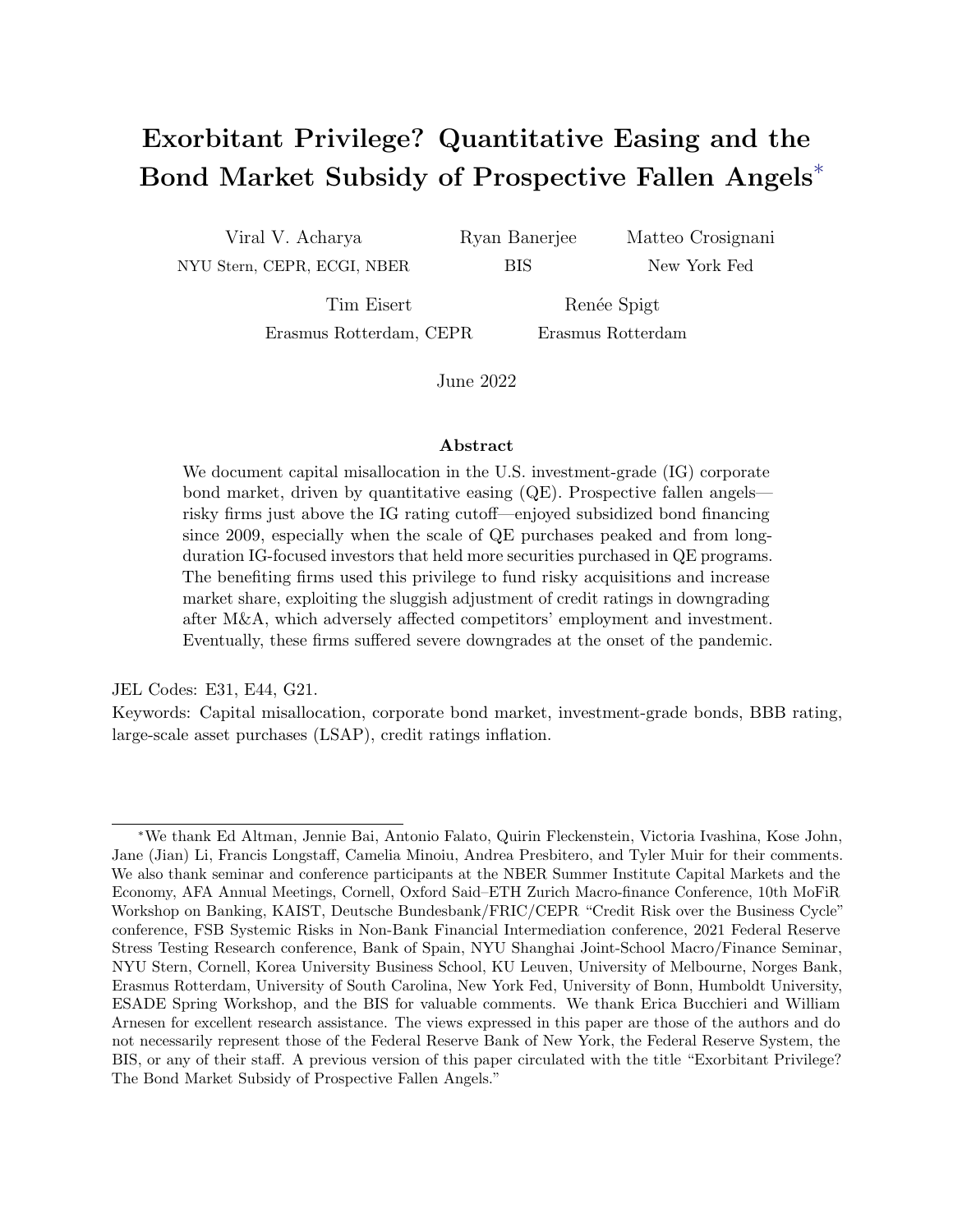# Exorbitant Privilege? Quantitative Easing and the Bond Market Subsidy of Prospective Fallen Angels*

Viral V. Acharya
NYU Stern, CEPR, ECGI, NBER

Ryan Banerjee
BIS

Matteo Crosignani
New York Fed

Tim Eisert
Erasmus Rotterdam, CEPR

Renée Spigt
Erasmus Rotterdam

June 2022

### Abstract

We document capital misallocation in the U.S. investment-grade (IG) corporate bond market, driven by quantitative easing (QE). Prospective fallen angels—risky firms just above the IG rating cutoff—enjoyed subsidized bond financing since 2009, especially when the scale of QE purchases peaked and from long-duration IG-focused investors that held more securities purchased in QE programs. The benefiting firms used this privilege to fund risky acquisitions and increase market share, exploiting the sluggish adjustment of credit ratings in downgrading after M&A, which adversely affected competitors' employment and investment. Eventually, these firms suffered severe downgrades at the onset of the pandemic.

JEL Codes: E31, E44, G21.
Keywords: Capital misallocation, corporate bond market, investment-grade bonds, BBB rating, large-scale asset purchases (LSAP), credit ratings inflation.

*We thank Ed Altman, Jennie Bai, Antonio Falato, Quirin Fleckenstein, Victoria Ivashina, Kose John, Jane (Jian) Li, Francis Longstaff, Camelia Minoiu, Andrea Presbitero, and Tyler Muir for their comments. We also thank seminar and conference participants at the NBER Summer Institute Capital Markets and the Economy, AFA Annual Meetings, Cornell, Oxford Said–ETH Zurich Macro-finance Conference, 10th MoFiR Workshop on Banking, KAIST, Deutsche Bundesbank/FRIC/CEPR "Credit Risk over the Business Cycle" conference, FSB Systemic Risks in Non-Bank Financial Intermediation conference, 2021 Federal Reserve Stress Testing Research conference, Bank of Spain, NYU Shanghai Joint-School Macro/Finance Seminar, NYU Stern, Cornell, Korea University Business School, KU Leuven, University of Melbourne, Norges Bank, Erasmus Rotterdam, University of South Carolina, New York Fed, University of Bonn, Humboldt University, ESADE Spring Workshop, and the BIS for valuable comments. We thank Erica Bucchieri and William Arnesen for excellent research assistance. The views expressed in this paper are those of the authors and do not necessarily represent those of the Federal Reserve Bank of New York, the Federal Reserve System, the BIS, or any of their staff. A previous version of this paper circulated with the title "Exorbitant Privilege? The Bond Market Subsidy of Prospective Fallen Angels."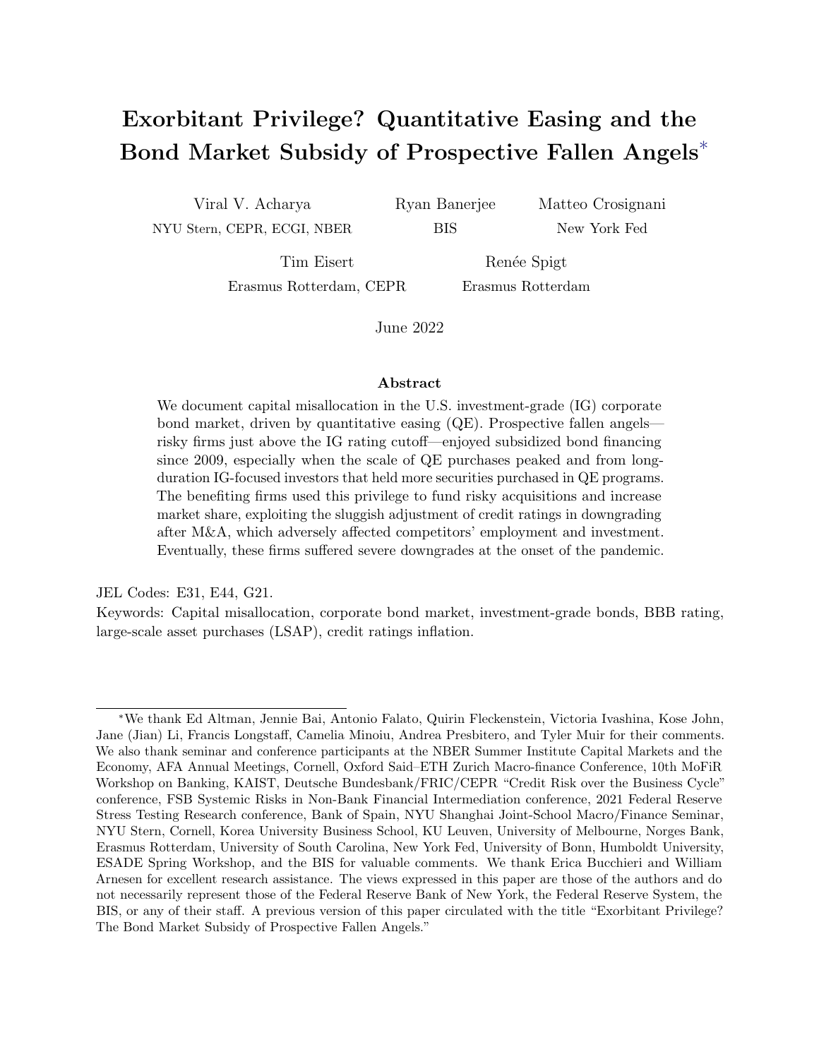# Exorbitant Privilege? Quantitative Easing and the Bond Market Subsidy of Prospective Fallen Angels*

Viral V. Acharya
NYU Stern, CEPR, ECGI, NBER

Ryan Banerjee
BIS

Matteo Crosignani
New York Fed

Tim Eisert
Erasmus Rotterdam, CEPR

Renée Spigt
Erasmus Rotterdam

June 2022

## Abstract

We document capital misallocation in the U.S. investment-grade (IG) corporate bond market, driven by quantitative easing (QE). Prospective fallen angels—risky firms just above the IG rating cutoff—enjoyed subsidized bond financing since 2009, especially when the scale of QE purchases peaked and from long-duration IG-focused investors that held more securities purchased in QE programs. The benefiting firms used this privilege to fund risky acquisitions and increase market share, exploiting the sluggish adjustment of credit ratings in downgrading after M&A, which adversely affected competitors' employment and investment. Eventually, these firms suffered severe downgrades at the onset of the pandemic.

JEL Codes: E31, E44, G21.

Keywords: Capital misallocation, corporate bond market, investment-grade bonds, BBB rating, large-scale asset purchases (LSAP), credit ratings inflation.

*We thank Ed Altman, Jennie Bai, Antonio Falato, Quirin Fleckenstein, Victoria Ivashina, Kose John, Jane (Jian) Li, Francis Longstaff, Camelia Minoiu, Andrea Presbitero, and Tyler Muir for their comments. We also thank seminar and conference participants at the NBER Summer Institute Capital Markets and the Economy, AFA Annual Meetings, Cornell, Oxford Said–ETH Zurich Macro-finance Conference, 10th MoFiR Workshop on Banking, KAIST, Deutsche Bundesbank/FRIC/CEPR "Credit Risk over the Business Cycle" conference, FSB Systemic Risks in Non-Bank Financial Intermediation conference, 2021 Federal Reserve Stress Testing Research conference, Bank of Spain, NYU Shanghai Joint-School Macro/Finance Seminar, NYU Stern, Cornell, Korea University Business School, KU Leuven, University of Melbourne, Norges Bank, Erasmus Rotterdam, University of South Carolina, New York Fed, University of Bonn, Humboldt University, ESADE Spring Workshop, and the BIS for valuable comments. We thank Erica Bucchieri and William Arnesen for excellent research assistance. The views expressed in this paper are those of the authors and do not necessarily represent those of the Federal Reserve Bank of New York, the Federal Reserve System, the BIS, or any of their staff. A previous version of this paper circulated with the title "Exorbitant Privilege? The Bond Market Subsidy of Prospective Fallen Angels."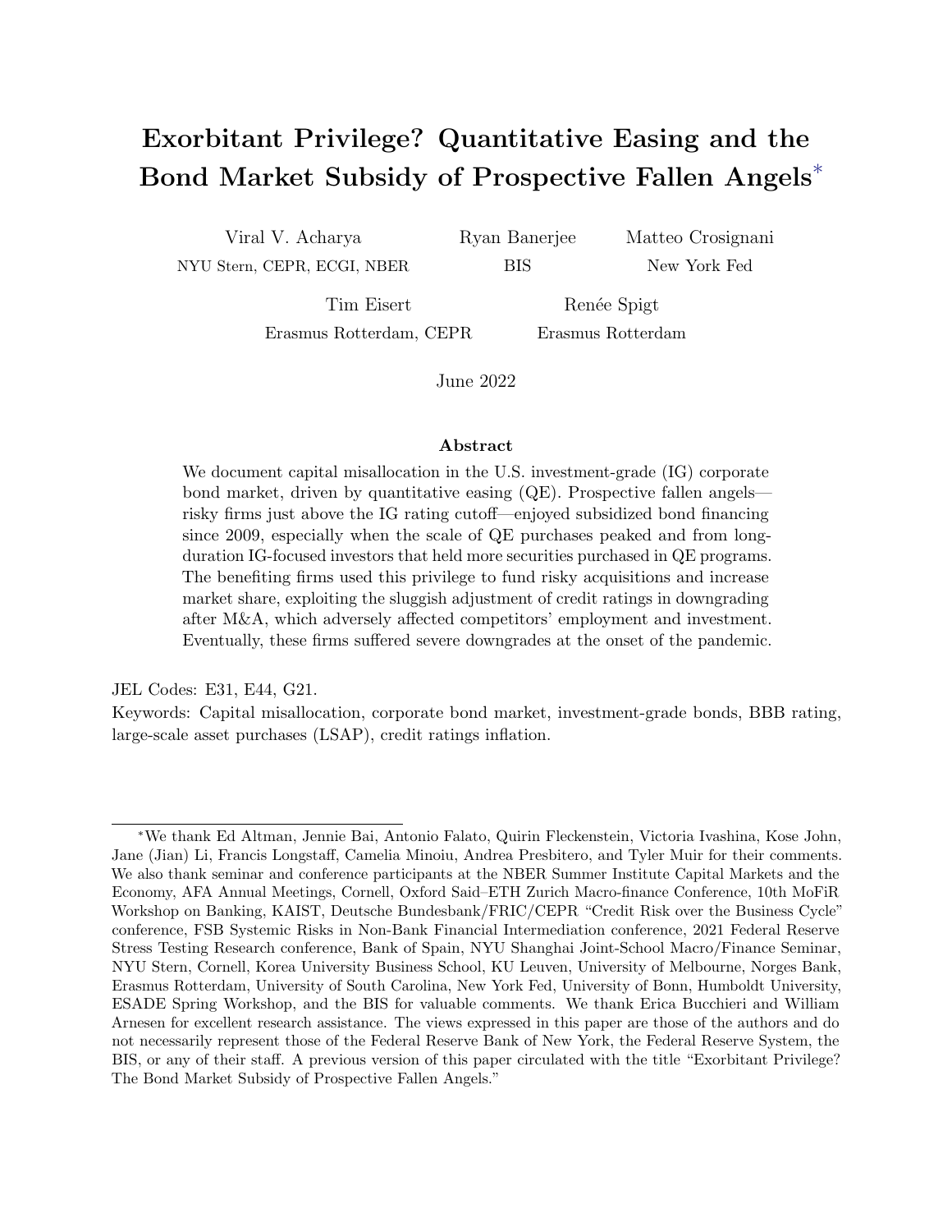# Exorbitant Privilege? Quantitative Easing and the Bond Market Subsidy of Prospective Fallen Angels*

Viral V. Acharya
NYU Stern, CEPR, ECGI, NBER

Ryan Banerjee
BIS

Matteo Crosignani
New York Fed

Tim Eisert
Erasmus Rotterdam, CEPR

Renée Spigt
Erasmus Rotterdam

June 2022

### Abstract

We document capital misallocation in the U.S. investment-grade (IG) corporate bond market, driven by quantitative easing (QE). Prospective fallen angels—risky firms just above the IG rating cutoff—enjoyed subsidized bond financing since 2009, especially when the scale of QE purchases peaked and from long-duration IG-focused investors that held more securities purchased in QE programs. The benefiting firms used this privilege to fund risky acquisitions and increase market share, exploiting the sluggish adjustment of credit ratings in downgrading after M&A, which adversely affected competitors' employment and investment. Eventually, these firms suffered severe downgrades at the onset of the pandemic.

JEL Codes: E31, E44, G21.
Keywords: Capital misallocation, corporate bond market, investment-grade bonds, BBB rating, large-scale asset purchases (LSAP), credit ratings inflation.

*We thank Ed Altman, Jennie Bai, Antonio Falato, Quirin Fleckenstein, Victoria Ivashina, Kose John, Jane (Jian) Li, Francis Longstaff, Camelia Minoiu, Andrea Presbitero, and Tyler Muir for their comments. We also thank seminar and conference participants at the NBER Summer Institute Capital Markets and the Economy, AFA Annual Meetings, Cornell, Oxford Said–ETH Zurich Macro-finance Conference, 10th MoFiR Workshop on Banking, KAIST, Deutsche Bundesbank/FRIC/CEPR "Credit Risk over the Business Cycle" conference, FSB Systemic Risks in Non-Bank Financial Intermediation conference, 2021 Federal Reserve Stress Testing Research conference, Bank of Spain, NYU Shanghai Joint-School Macro/Finance Seminar, NYU Stern, Cornell, Korea University Business School, KU Leuven, University of Melbourne, Norges Bank, Erasmus Rotterdam, University of South Carolina, New York Fed, University of Bonn, Humboldt University, ESADE Spring Workshop, and the BIS for valuable comments. We thank Erica Bucchieri and William Arnesen for excellent research assistance. The views expressed in this paper are those of the authors and do not necessarily represent those of the Federal Reserve Bank of New York, the Federal Reserve System, the BIS, or any of their staff. A previous version of this paper circulated with the title "Exorbitant Privilege? The Bond Market Subsidy of Prospective Fallen Angels."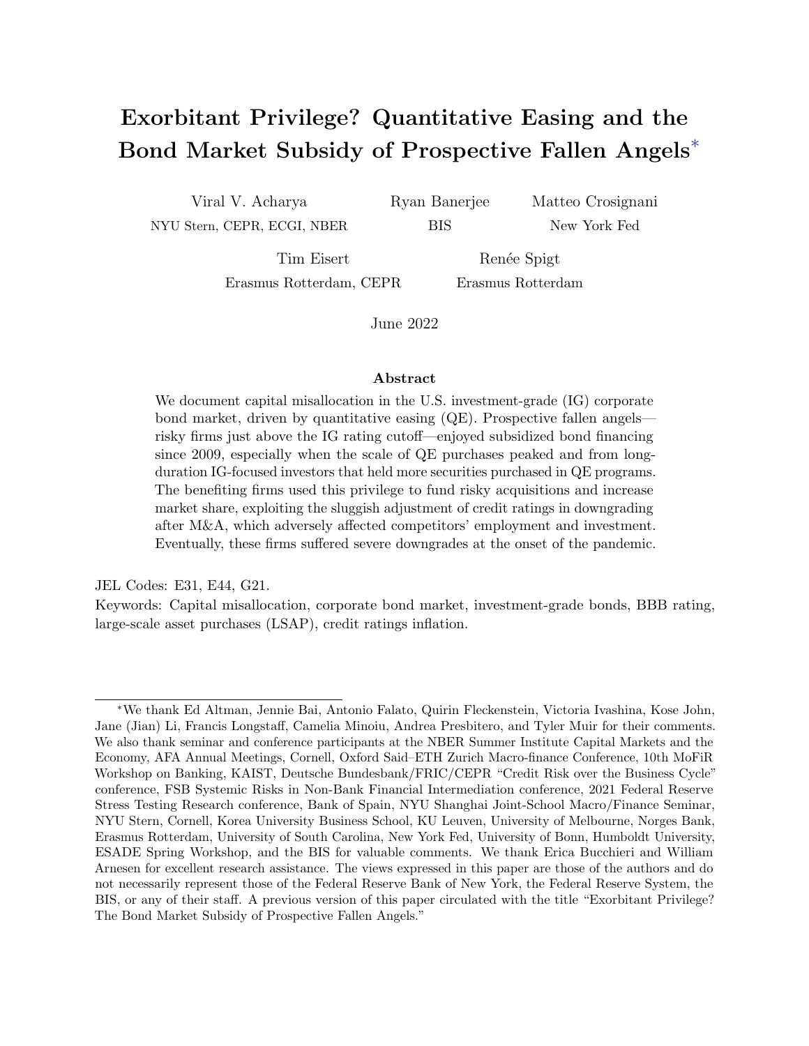# Exorbitant Privilege? Quantitative Easing and the Bond Market Subsidy of Prospective Fallen Angels[*]

Viral V. Acharya
NYU Stern, CEPR, ECGI, NBER

Ryan Banerjee
BIS

Matteo Crosignani
New York Fed

Tim Eisert
Erasmus Rotterdam, CEPR

Renée Spigt
Erasmus Rotterdam

June 2022

## Abstract

We document capital misallocation in the U.S. investment-grade (IG) corporate bond market, driven by quantitative easing (QE). Prospective fallen angels—risky firms just above the IG rating cutoff—enjoyed subsidized bond financing since 2009, especially when the scale of QE purchases peaked and from long-duration IG-focused investors that held more securities purchased in QE programs. The benefiting firms used this privilege to fund risky acquisitions and increase market share, exploiting the sluggish adjustment of credit ratings in downgrading after M&A, which adversely affected competitors' employment and investment. Eventually, these firms suffered severe downgrades at the onset of the pandemic.

JEL Codes: E31, E44, G21.

Keywords: Capital misallocation, corporate bond market, investment-grade bonds, BBB rating, large-scale asset purchases (LSAP), credit ratings inflation.

---

[*]We thank Ed Altman, Jennie Bai, Antonio Falato, Quirin Fleckenstein, Victoria Ivashina, Kose John, Jane (Jian) Li, Francis Longstaff, Camelia Minoiu, Andrea Presbitero, and Tyler Muir for their comments. We also thank seminar and conference participants at the NBER Summer Institute Capital Markets and the Economy, AFA Annual Meetings, Cornell, Oxford Said–ETH Zurich Macro-finance Conference, 10th MoFiR Workshop on Banking, KAIST, Deutsche Bundesbank/FRIC/CEPR "Credit Risk over the Business Cycle" conference, FSB Systemic Risks in Non-Bank Financial Intermediation conference, 2021 Federal Reserve Stress Testing Research conference, Bank of Spain, NYU Shanghai Joint-School Macro/Finance Seminar, NYU Stern, Cornell, Korea University Business School, KU Leuven, University of Melbourne, Norges Bank, Erasmus Rotterdam, University of South Carolina, New York Fed, University of Bonn, Humboldt University, ESADE Spring Workshop, and the BIS for valuable comments. We thank Erica Bucchieri and William Arnesen for excellent research assistance. The views expressed in this paper are those of the authors and do not necessarily represent those of the Federal Reserve Bank of New York, the Federal Reserve System, the BIS, or any of their staff. A previous version of this paper circulated with the title "Exorbitant Privilege? The Bond Market Subsidy of Prospective Fallen Angels."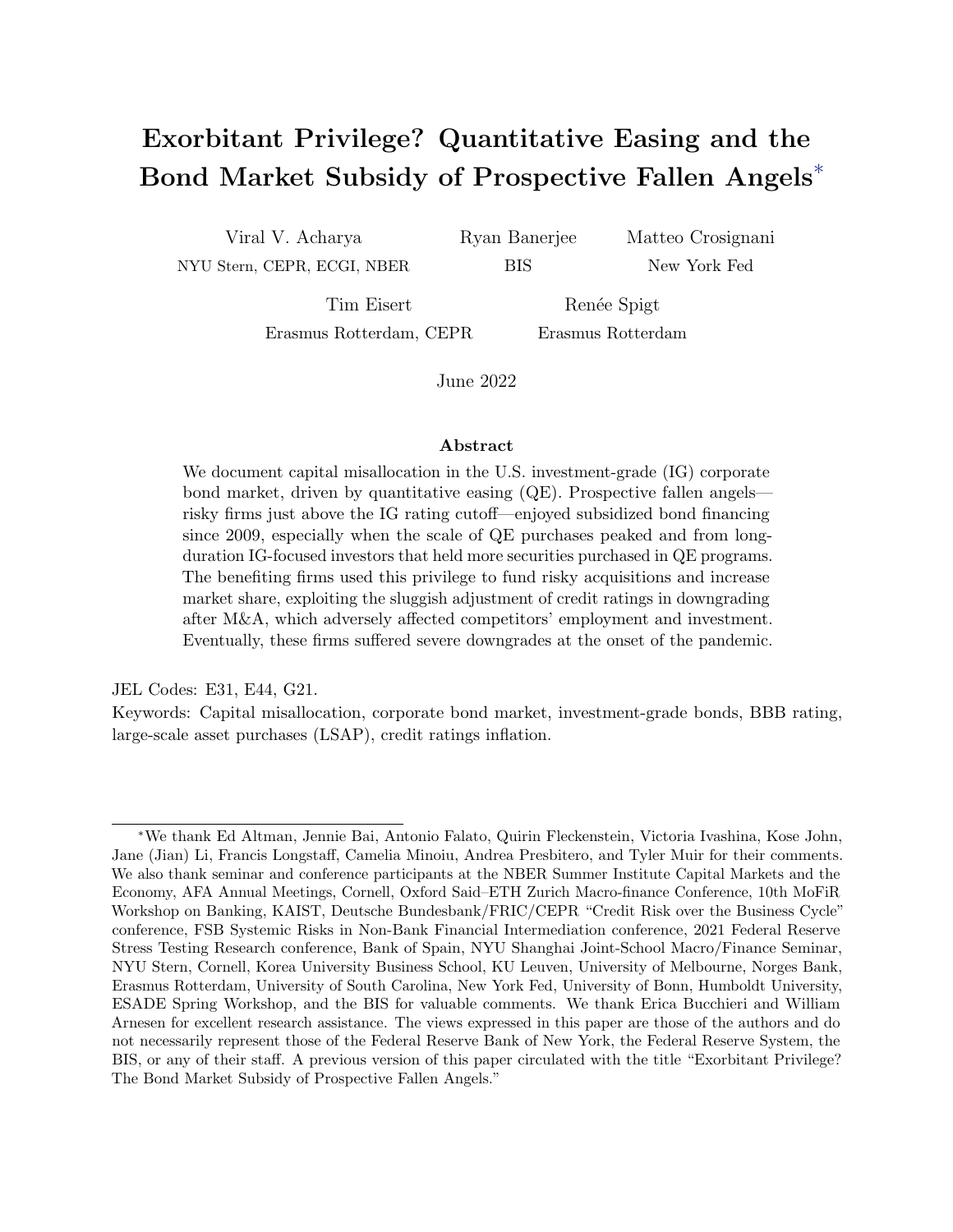# Exorbitant Privilege? Quantitative Easing and the Bond Market Subsidy of Prospective Fallen Angels*

Viral V. Acharya
NYU Stern, CEPR, ECGI, NBER

Ryan Banerjee
BIS

Matteo Crosignani
New York Fed

Tim Eisert
Erasmus Rotterdam, CEPR

Renée Spigt
Erasmus Rotterdam

June 2022

## Abstract

We document capital misallocation in the U.S. investment-grade (IG) corporate bond market, driven by quantitative easing (QE). Prospective fallen angels—risky firms just above the IG rating cutoff—enjoyed subsidized bond financing since 2009, especially when the scale of QE purchases peaked and from long-duration IG-focused investors that held more securities purchased in QE programs. The benefiting firms used this privilege to fund risky acquisitions and increase market share, exploiting the sluggish adjustment of credit ratings in downgrading after M&A, which adversely affected competitors' employment and investment. Eventually, these firms suffered severe downgrades at the onset of the pandemic.

JEL Codes: E31, E44, G21.
Keywords: Capital misallocation, corporate bond market, investment-grade bonds, BBB rating, large-scale asset purchases (LSAP), credit ratings inflation.

*We thank Ed Altman, Jennie Bai, Antonio Falato, Quirin Fleckenstein, Victoria Ivashina, Kose John, Jane (Jian) Li, Francis Longstaff, Camelia Minoiu, Andrea Presbitero, and Tyler Muir for their comments. We also thank seminar and conference participants at the NBER Summer Institute Capital Markets and the Economy, AFA Annual Meetings, Cornell, Oxford Said–ETH Zurich Macro-finance Conference, 10th MoFiR Workshop on Banking, KAIST, Deutsche Bundesbank/FRIC/CEPR "Credit Risk over the Business Cycle" conference, FSB Systemic Risks in Non-Bank Financial Intermediation conference, 2021 Federal Reserve Stress Testing Research conference, Bank of Spain, NYU Shanghai Joint-School Macro/Finance Seminar, NYU Stern, Cornell, Korea University Business School, KU Leuven, University of Melbourne, Norges Bank, Erasmus Rotterdam, University of South Carolina, New York Fed, University of Bonn, Humboldt University, ESADE Spring Workshop, and the BIS for valuable comments. We thank Erica Bucchieri and William Arnesen for excellent research assistance. The views expressed in this paper are those of the authors and do not necessarily represent those of the Federal Reserve Bank of New York, the Federal Reserve System, the BIS, or any of their staff. A previous version of this paper circulated with the title "Exorbitant Privilege? The Bond Market Subsidy of Prospective Fallen Angels."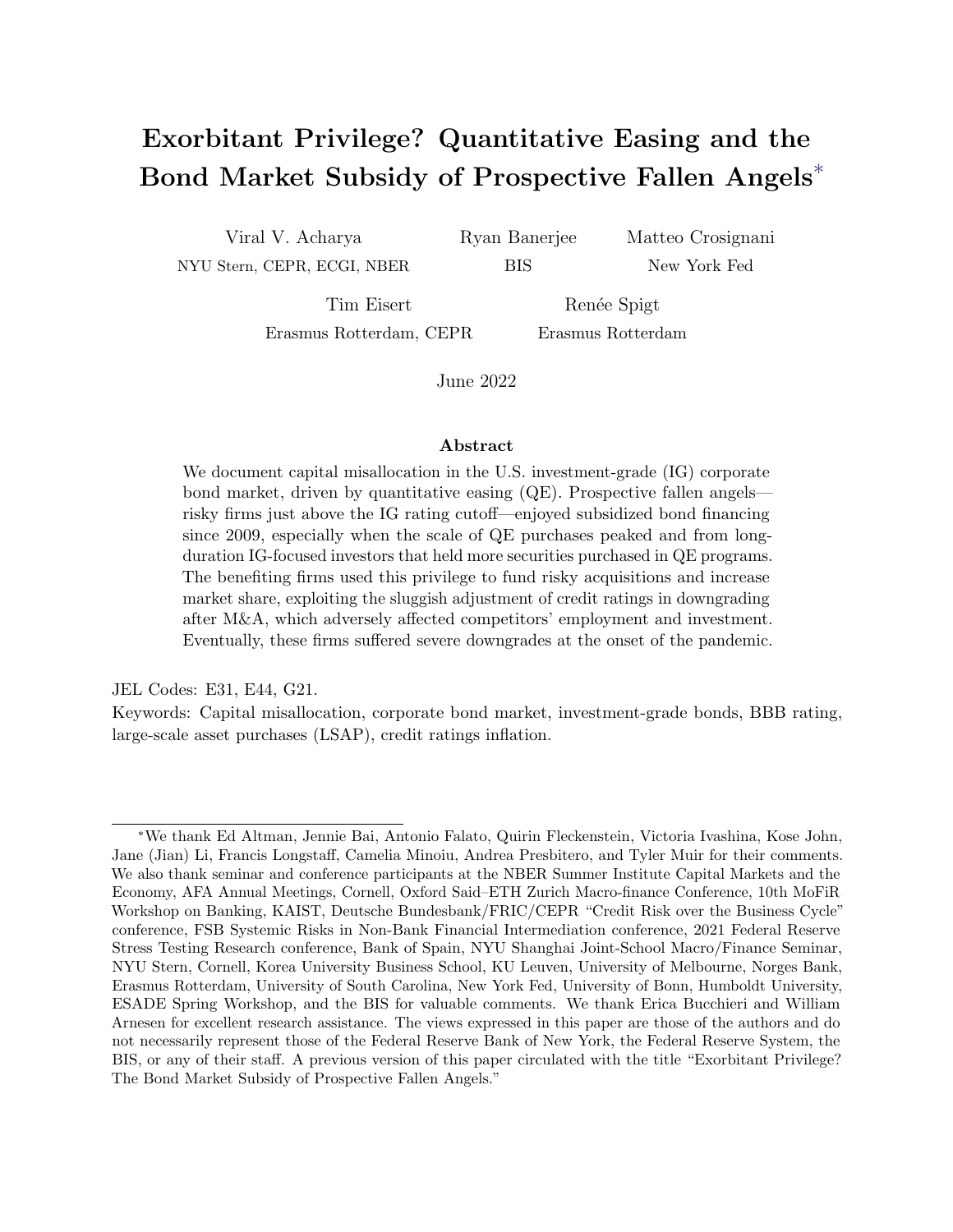# Exorbitant Privilege? Quantitative Easing and the Bond Market Subsidy of Prospective Fallen Angels*

Viral V. Acharya
NYU Stern, CEPR, ECGI, NBER

Ryan Banerjee
BIS

Matteo Crosignani
New York Fed

Tim Eisert
Erasmus Rotterdam, CEPR

Renée Spigt
Erasmus Rotterdam

June 2022

### Abstract

We document capital misallocation in the U.S. investment-grade (IG) corporate bond market, driven by quantitative easing (QE). Prospective fallen angels—risky firms just above the IG rating cutoff—enjoyed subsidized bond financing since 2009, especially when the scale of QE purchases peaked and from long-duration IG-focused investors that held more securities purchased in QE programs. The benefiting firms used this privilege to fund risky acquisitions and increase market share, exploiting the sluggish adjustment of credit ratings in downgrading after M&A, which adversely affected competitors' employment and investment. Eventually, these firms suffered severe downgrades at the onset of the pandemic.

JEL Codes: E31, E44, G21.
Keywords: Capital misallocation, corporate bond market, investment-grade bonds, BBB rating, large-scale asset purchases (LSAP), credit ratings inflation.

---

*We thank Ed Altman, Jennie Bai, Antonio Falato, Quirin Fleckenstein, Victoria Ivashina, Kose John, Jane (Jian) Li, Francis Longstaff, Camelia Minoiu, Andrea Presbitero, and Tyler Muir for their comments. We also thank seminar and conference participants at the NBER Summer Institute Capital Markets and the Economy, AFA Annual Meetings, Cornell, Oxford Said–ETH Zurich Macro-finance Conference, 10th MoFiR Workshop on Banking, KAIST, Deutsche Bundesbank/FRIC/CEPR "Credit Risk over the Business Cycle" conference, FSB Systemic Risks in Non-Bank Financial Intermediation conference, 2021 Federal Reserve Stress Testing Research conference, Bank of Spain, NYU Shanghai Joint-School Macro/Finance Seminar, NYU Stern, Cornell, Korea University Business School, KU Leuven, University of Melbourne, Norges Bank, Erasmus Rotterdam, University of South Carolina, New York Fed, University of Bonn, Humboldt University, ESADE Spring Workshop, and the BIS for valuable comments. We thank Erica Bucchieri and William Arnesen for excellent research assistance. The views expressed in this paper are those of the authors and do not necessarily represent those of the Federal Reserve Bank of New York, the Federal Reserve System, the BIS, or any of their staff. A previous version of this paper circulated with the title "Exorbitant Privilege? The Bond Market Subsidy of Prospective Fallen Angels."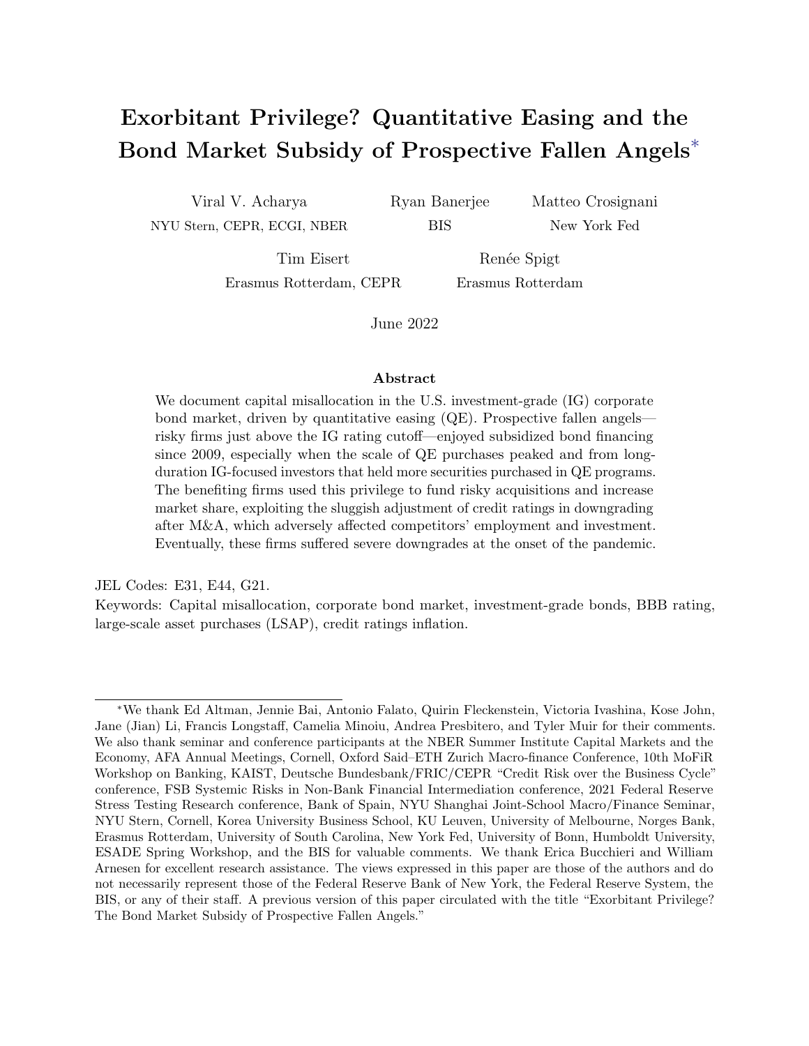# Exorbitant Privilege? Quantitative Easing and the Bond Market Subsidy of Prospective Fallen Angels*

Viral V. Acharya
NYU Stern, CEPR, ECGI, NBER

Ryan Banerjee
BIS

Matteo Crosignani
New York Fed

Tim Eisert
Erasmus Rotterdam, CEPR

Renée Spigt
Erasmus Rotterdam

June 2022

### Abstract

We document capital misallocation in the U.S. investment-grade (IG) corporate bond market, driven by quantitative easing (QE). Prospective fallen angels—risky firms just above the IG rating cutoff—enjoyed subsidized bond financing since 2009, especially when the scale of QE purchases peaked and from long-duration IG-focused investors that held more securities purchased in QE programs. The benefiting firms used this privilege to fund risky acquisitions and increase market share, exploiting the sluggish adjustment of credit ratings in downgrading after M&A, which adversely affected competitors' employment and investment. Eventually, these firms suffered severe downgrades at the onset of the pandemic.

JEL Codes: E31, E44, G21.

Keywords: Capital misallocation, corporate bond market, investment-grade bonds, BBB rating, large-scale asset purchases (LSAP), credit ratings inflation.

---

*We thank Ed Altman, Jennie Bai, Antonio Falato, Quirin Fleckenstein, Victoria Ivashina, Kose John, Jane (Jian) Li, Francis Longstaff, Camelia Minoiu, Andrea Presbitero, and Tyler Muir for their comments. We also thank seminar and conference participants at the NBER Summer Institute Capital Markets and the Economy, AFA Annual Meetings, Cornell, Oxford Said–ETH Zurich Macro-finance Conference, 10th MoFiR Workshop on Banking, KAIST, Deutsche Bundesbank/FRIC/CEPR "Credit Risk over the Business Cycle" conference, FSB Systemic Risks in Non-Bank Financial Intermediation conference, 2021 Federal Reserve Stress Testing Research conference, Bank of Spain, NYU Shanghai Joint-School Macro/Finance Seminar, NYU Stern, Cornell, Korea University Business School, KU Leuven, University of Melbourne, Norges Bank, Erasmus Rotterdam, University of South Carolina, New York Fed, University of Bonn, Humboldt University, ESADE Spring Workshop, and the BIS for valuable comments. We thank Erica Bucchieri and William Arnesen for excellent research assistance. The views expressed in this paper are those of the authors and do not necessarily represent those of the Federal Reserve Bank of New York, the Federal Reserve System, the BIS, or any of their staff. A previous version of this paper circulated with the title "Exorbitant Privilege? The Bond Market Subsidy of Prospective Fallen Angels."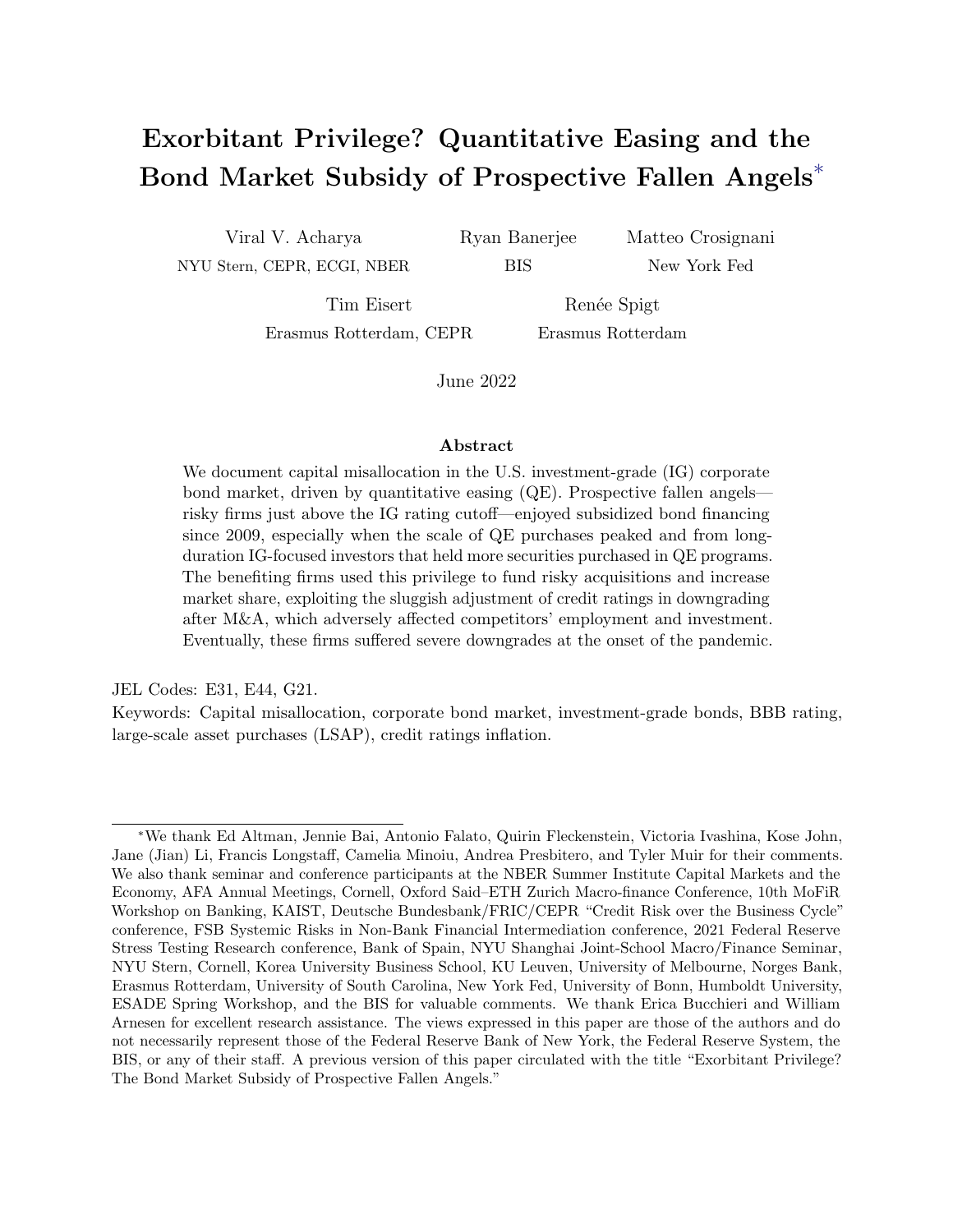# Exorbitant Privilege? Quantitative Easing and the Bond Market Subsidy of Prospective Fallen Angels*

Viral V. Acharya  
NYU Stern, CEPR, ECGI, NBER

Ryan Banerjee  
BIS

Matteo Crosignani  
New York Fed

Tim Eisert  
Erasmus Rotterdam, CEPR

Renée Spigt  
Erasmus Rotterdam

June 2022

### Abstract

We document capital misallocation in the U.S. investment-grade (IG) corporate bond market, driven by quantitative easing (QE). Prospective fallen angels—risky firms just above the IG rating cutoff—enjoyed subsidized bond financing since 2009, especially when the scale of QE purchases peaked and from long-duration IG-focused investors that held more securities purchased in QE programs. The benefiting firms used this privilege to fund risky acquisitions and increase market share, exploiting the sluggish adjustment of credit ratings in downgrading after M&A, which adversely affected competitors' employment and investment. Eventually, these firms suffered severe downgrades at the onset of the pandemic.

JEL Codes: E31, E44, G21.  
Keywords: Capital misallocation, corporate bond market, investment-grade bonds, BBB rating, large-scale asset purchases (LSAP), credit ratings inflation.

---

*We thank Ed Altman, Jennie Bai, Antonio Falato, Quirin Fleckenstein, Victoria Ivashina, Kose John, Jane (Jian) Li, Francis Longstaff, Camelia Minoiu, Andrea Presbitero, and Tyler Muir for their comments. We also thank seminar and conference participants at the NBER Summer Institute Capital Markets and the Economy, AFA Annual Meetings, Cornell, Oxford Said–ETH Zurich Macro-finance Conference, 10th MoFiR Workshop on Banking, KAIST, Deutsche Bundesbank/FRIC/CEPR "Credit Risk over the Business Cycle" conference, FSB Systemic Risks in Non-Bank Financial Intermediation conference, 2021 Federal Reserve Stress Testing Research conference, Bank of Spain, NYU Shanghai Joint-School Macro/Finance Seminar, NYU Stern, Cornell, Korea University Business School, KU Leuven, University of Melbourne, Norges Bank, Erasmus Rotterdam, University of South Carolina, New York Fed, University of Bonn, Humboldt University, ESADE Spring Workshop, and the BIS for valuable comments. We thank Erica Bucchieri and William Arnesen for excellent research assistance. The views expressed in this paper are those of the authors and do not necessarily represent those of the Federal Reserve Bank of New York, the Federal Reserve System, the BIS, or any of their staff. A previous version of this paper circulated with the title "Exorbitant Privilege? The Bond Market Subsidy of Prospective Fallen Angels."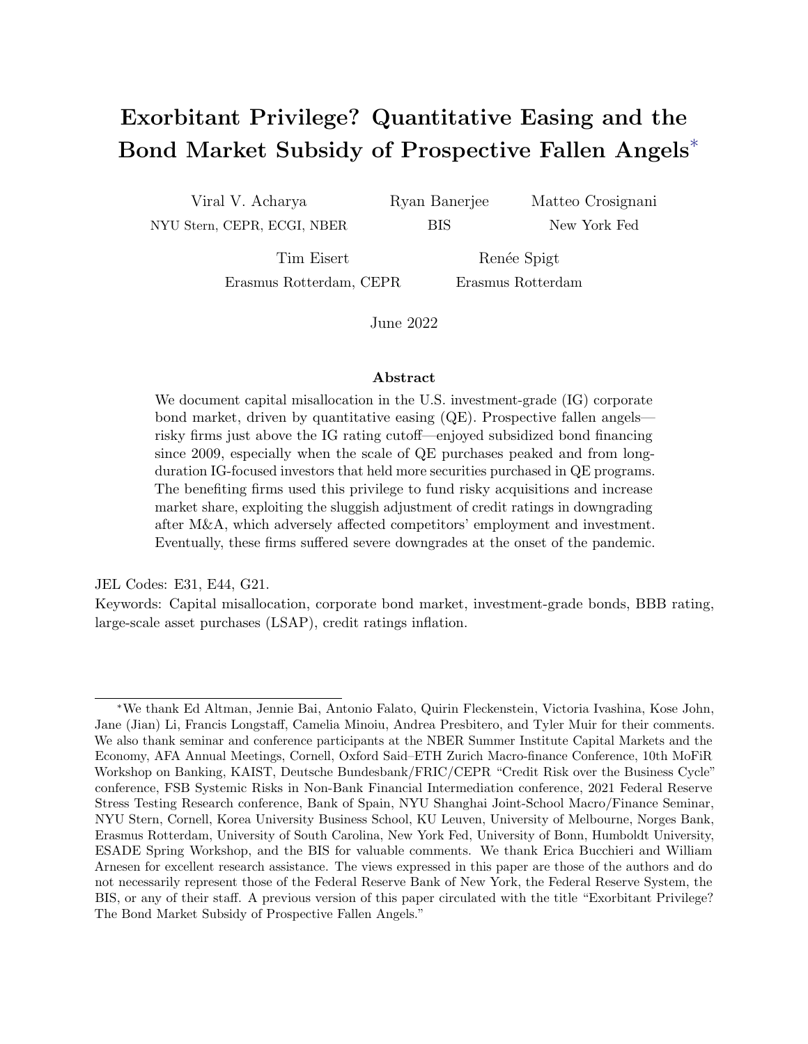# Exorbitant Privilege? Quantitative Easing and the Bond Market Subsidy of Prospective Fallen Angels*

Viral V. Acharya
NYU Stern, CEPR, ECGI, NBER

Ryan Banerjee
BIS

Matteo Crosignani
New York Fed

Tim Eisert
Erasmus Rotterdam, CEPR

Renée Spigt
Erasmus Rotterdam

June 2022

### Abstract

We document capital misallocation in the U.S. investment-grade (IG) corporate bond market, driven by quantitative easing (QE). Prospective fallen angels—risky firms just above the IG rating cutoff—enjoyed subsidized bond financing since 2009, especially when the scale of QE purchases peaked and from long-duration IG-focused investors that held more securities purchased in QE programs. The benefiting firms used this privilege to fund risky acquisitions and increase market share, exploiting the sluggish adjustment of credit ratings in downgrading after M&A, which adversely affected competitors' employment and investment. Eventually, these firms suffered severe downgrades at the onset of the pandemic.

JEL Codes: E31, E44, G21.
Keywords: Capital misallocation, corporate bond market, investment-grade bonds, BBB rating, large-scale asset purchases (LSAP), credit ratings inflation.

*We thank Ed Altman, Jennie Bai, Antonio Falato, Quirin Fleckenstein, Victoria Ivashina, Kose John, Jane (Jian) Li, Francis Longstaff, Camelia Minoiu, Andrea Presbitero, and Tyler Muir for their comments. We also thank seminar and conference participants at the NBER Summer Institute Capital Markets and the Economy, AFA Annual Meetings, Cornell, Oxford Said–ETH Zurich Macro-finance Conference, 10th MoFiR Workshop on Banking, KAIST, Deutsche Bundesbank/FRIC/CEPR "Credit Risk over the Business Cycle" conference, FSB Systemic Risks in Non-Bank Financial Intermediation conference, 2021 Federal Reserve Stress Testing Research conference, Bank of Spain, NYU Shanghai Joint-School Macro/Finance Seminar, NYU Stern, Cornell, Korea University Business School, KU Leuven, University of Melbourne, Norges Bank, Erasmus Rotterdam, University of South Carolina, New York Fed, University of Bonn, Humboldt University, ESADE Spring Workshop, and the BIS for valuable comments. We thank Erica Bucchieri and William Arnesen for excellent research assistance. The views expressed in this paper are those of the authors and do not necessarily represent those of the Federal Reserve Bank of New York, the Federal Reserve System, the BIS, or any of their staff. A previous version of this paper circulated with the title "Exorbitant Privilege? The Bond Market Subsidy of Prospective Fallen Angels."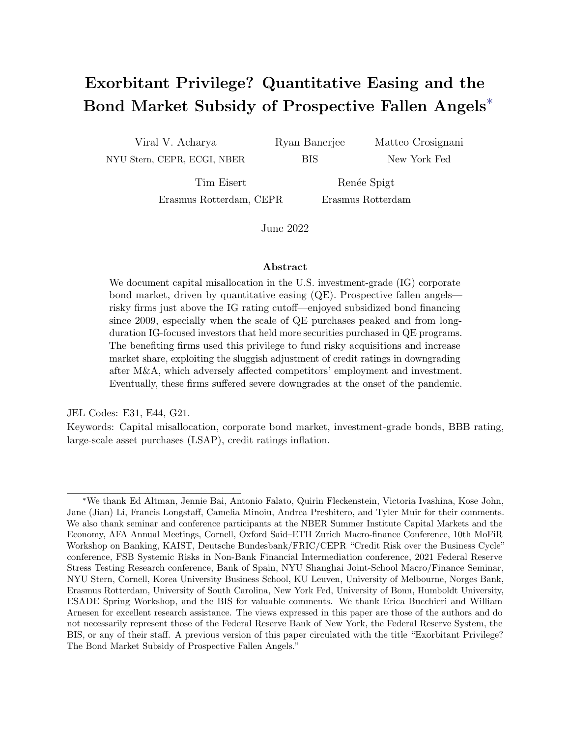# Exorbitant Privilege? Quantitative Easing and the Bond Market Subsidy of Prospective Fallen Angels*

Viral V. Acharya
NYU Stern, CEPR, ECGI, NBER

Ryan Banerjee
BIS

Matteo Crosignani
New York Fed

Tim Eisert
Erasmus Rotterdam, CEPR

Renée Spigt
Erasmus Rotterdam

June 2022

### Abstract

We document capital misallocation in the U.S. investment-grade (IG) corporate bond market, driven by quantitative easing (QE). Prospective fallen angels—risky firms just above the IG rating cutoff—enjoyed subsidized bond financing since 2009, especially when the scale of QE purchases peaked and from long-duration IG-focused investors that held more securities purchased in QE programs. The benefiting firms used this privilege to fund risky acquisitions and increase market share, exploiting the sluggish adjustment of credit ratings in downgrading after M&A, which adversely affected competitors' employment and investment. Eventually, these firms suffered severe downgrades at the onset of the pandemic.

JEL Codes: E31, E44, G21.
Keywords: Capital misallocation, corporate bond market, investment-grade bonds, BBB rating, large-scale asset purchases (LSAP), credit ratings inflation.

*We thank Ed Altman, Jennie Bai, Antonio Falato, Quirin Fleckenstein, Victoria Ivashina, Kose John, Jane (Jian) Li, Francis Longstaff, Camelia Minoiu, Andrea Presbitero, and Tyler Muir for their comments. We also thank seminar and conference participants at the NBER Summer Institute Capital Markets and the Economy, AFA Annual Meetings, Cornell, Oxford Said–ETH Zurich Macro-finance Conference, 10th MoFiR Workshop on Banking, KAIST, Deutsche Bundesbank/FRIC/CEPR "Credit Risk over the Business Cycle" conference, FSB Systemic Risks in Non-Bank Financial Intermediation conference, 2021 Federal Reserve Stress Testing Research conference, Bank of Spain, NYU Shanghai Joint-School Macro/Finance Seminar, NYU Stern, Cornell, Korea University Business School, KU Leuven, University of Melbourne, Norges Bank, Erasmus Rotterdam, University of South Carolina, New York Fed, University of Bonn, Humboldt University, ESADE Spring Workshop, and the BIS for valuable comments. We thank Erica Bucchieri and William Arnesen for excellent research assistance. The views expressed in this paper are those of the authors and do not necessarily represent those of the Federal Reserve Bank of New York, the Federal Reserve System, the BIS, or any of their staff. A previous version of this paper circulated with the title "Exorbitant Privilege? The Bond Market Subsidy of Prospective Fallen Angels."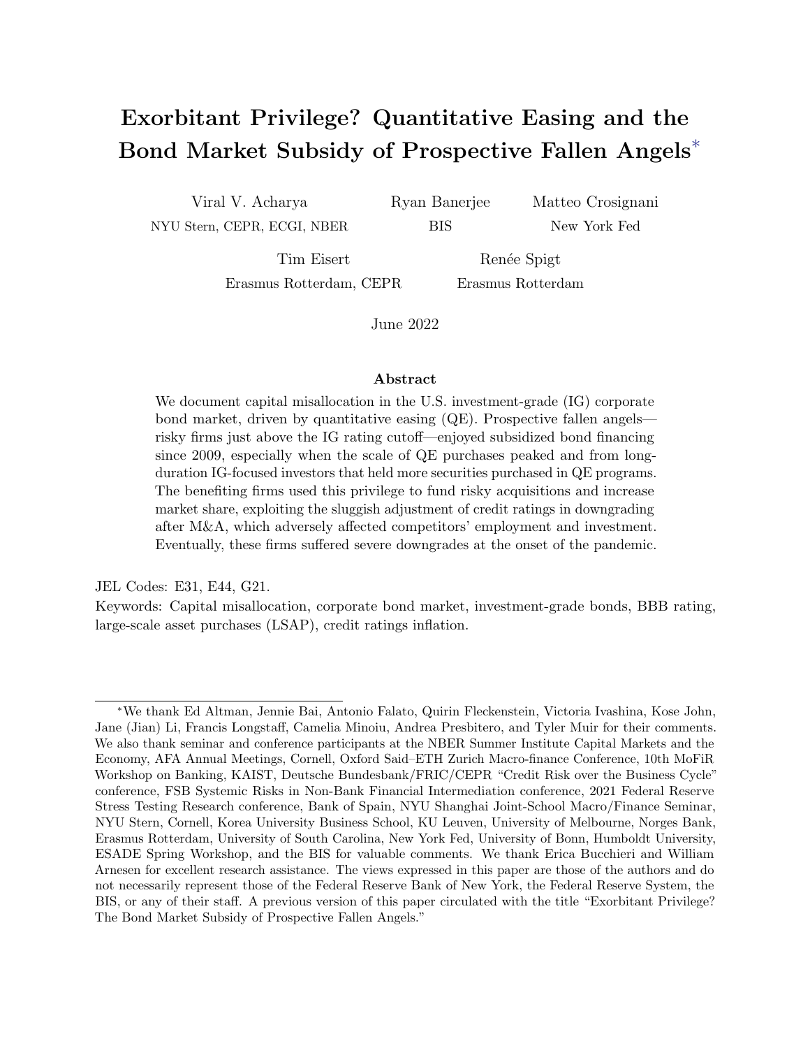# Exorbitant Privilege? Quantitative Easing and the Bond Market Subsidy of Prospective Fallen Angels*

Viral V. Acharya
NYU Stern, CEPR, ECGI, NBER

Ryan Banerjee
BIS

Matteo Crosignani
New York Fed

Tim Eisert
Erasmus Rotterdam, CEPR

Renée Spigt
Erasmus Rotterdam

June 2022

## Abstract

We document capital misallocation in the U.S. investment-grade (IG) corporate bond market, driven by quantitative easing (QE). Prospective fallen angels—risky firms just above the IG rating cutoff—enjoyed subsidized bond financing since 2009, especially when the scale of QE purchases peaked and from long-duration IG-focused investors that held more securities purchased in QE programs. The benefiting firms used this privilege to fund risky acquisitions and increase market share, exploiting the sluggish adjustment of credit ratings in downgrading after M&A, which adversely affected competitors' employment and investment. Eventually, these firms suffered severe downgrades at the onset of the pandemic.

JEL Codes: E31, E44, G21.
Keywords: Capital misallocation, corporate bond market, investment-grade bonds, BBB rating, large-scale asset purchases (LSAP), credit ratings inflation.

*We thank Ed Altman, Jennie Bai, Antonio Falato, Quirin Fleckenstein, Victoria Ivashina, Kose John, Jane (Jian) Li, Francis Longstaff, Camelia Minoiu, Andrea Presbitero, and Tyler Muir for their comments. We also thank seminar and conference participants at the NBER Summer Institute Capital Markets and the Economy, AFA Annual Meetings, Cornell, Oxford Said–ETH Zurich Macro-finance Conference, 10th MoFiR Workshop on Banking, KAIST, Deutsche Bundesbank/FRIC/CEPR "Credit Risk over the Business Cycle" conference, FSB Systemic Risks in Non-Bank Financial Intermediation conference, 2021 Federal Reserve Stress Testing Research conference, Bank of Spain, NYU Shanghai Joint-School Macro/Finance Seminar, NYU Stern, Cornell, Korea University Business School, KU Leuven, University of Melbourne, Norges Bank, Erasmus Rotterdam, University of South Carolina, New York Fed, University of Bonn, Humboldt University, ESADE Spring Workshop, and the BIS for valuable comments. We thank Erica Bucchieri and William Arnesen for excellent research assistance. The views expressed in this paper are those of the authors and do not necessarily represent those of the Federal Reserve Bank of New York, the Federal Reserve System, the BIS, or any of their staff. A previous version of this paper circulated with the title "Exorbitant Privilege? The Bond Market Subsidy of Prospective Fallen Angels."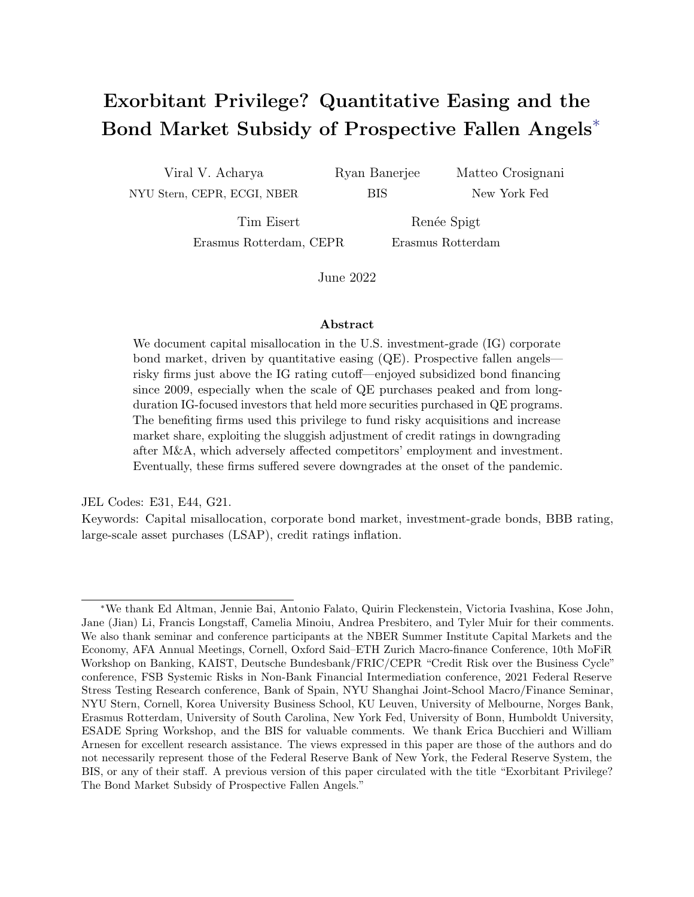# Exorbitant Privilege? Quantitative Easing and the Bond Market Subsidy of Prospective Fallen Angels*

Viral V. Acharya
NYU Stern, CEPR, ECGI, NBER

Ryan Banerjee
BIS

Matteo Crosignani
New York Fed

Tim Eisert
Erasmus Rotterdam, CEPR

Renée Spigt
Erasmus Rotterdam

June 2022

## Abstract

We document capital misallocation in the U.S. investment-grade (IG) corporate bond market, driven by quantitative easing (QE). Prospective fallen angels—risky firms just above the IG rating cutoff—enjoyed subsidized bond financing since 2009, especially when the scale of QE purchases peaked and from long-duration IG-focused investors that held more securities purchased in QE programs. The benefiting firms used this privilege to fund risky acquisitions and increase market share, exploiting the sluggish adjustment of credit ratings in downgrading after M&A, which adversely affected competitors' employment and investment. Eventually, these firms suffered severe downgrades at the onset of the pandemic.

JEL Codes: E31, E44, G21.
Keywords: Capital misallocation, corporate bond market, investment-grade bonds, BBB rating, large-scale asset purchases (LSAP), credit ratings inflation.

*We thank Ed Altman, Jennie Bai, Antonio Falato, Quirin Fleckenstein, Victoria Ivashina, Kose John, Jane (Jian) Li, Francis Longstaff, Camelia Minoiu, Andrea Presbitero, and Tyler Muir for their comments. We also thank seminar and conference participants at the NBER Summer Institute Capital Markets and the Economy, AFA Annual Meetings, Cornell, Oxford Said–ETH Zurich Macro-finance Conference, 10th MoFiR Workshop on Banking, KAIST, Deutsche Bundesbank/FRIC/CEPR "Credit Risk over the Business Cycle" conference, FSB Systemic Risks in Non-Bank Financial Intermediation conference, 2021 Federal Reserve Stress Testing Research conference, Bank of Spain, NYU Shanghai Joint-School Macro/Finance Seminar, NYU Stern, Cornell, Korea University Business School, KU Leuven, University of Melbourne, Norges Bank, Erasmus Rotterdam, University of South Carolina, New York Fed, University of Bonn, Humboldt University, ESADE Spring Workshop, and the BIS for valuable comments. We thank Erica Bucchieri and William Arnesen for excellent research assistance. The views expressed in this paper are those of the authors and do not necessarily represent those of the Federal Reserve Bank of New York, the Federal Reserve System, the BIS, or any of their staff. A previous version of this paper circulated with the title "Exorbitant Privilege? The Bond Market Subsidy of Prospective Fallen Angels."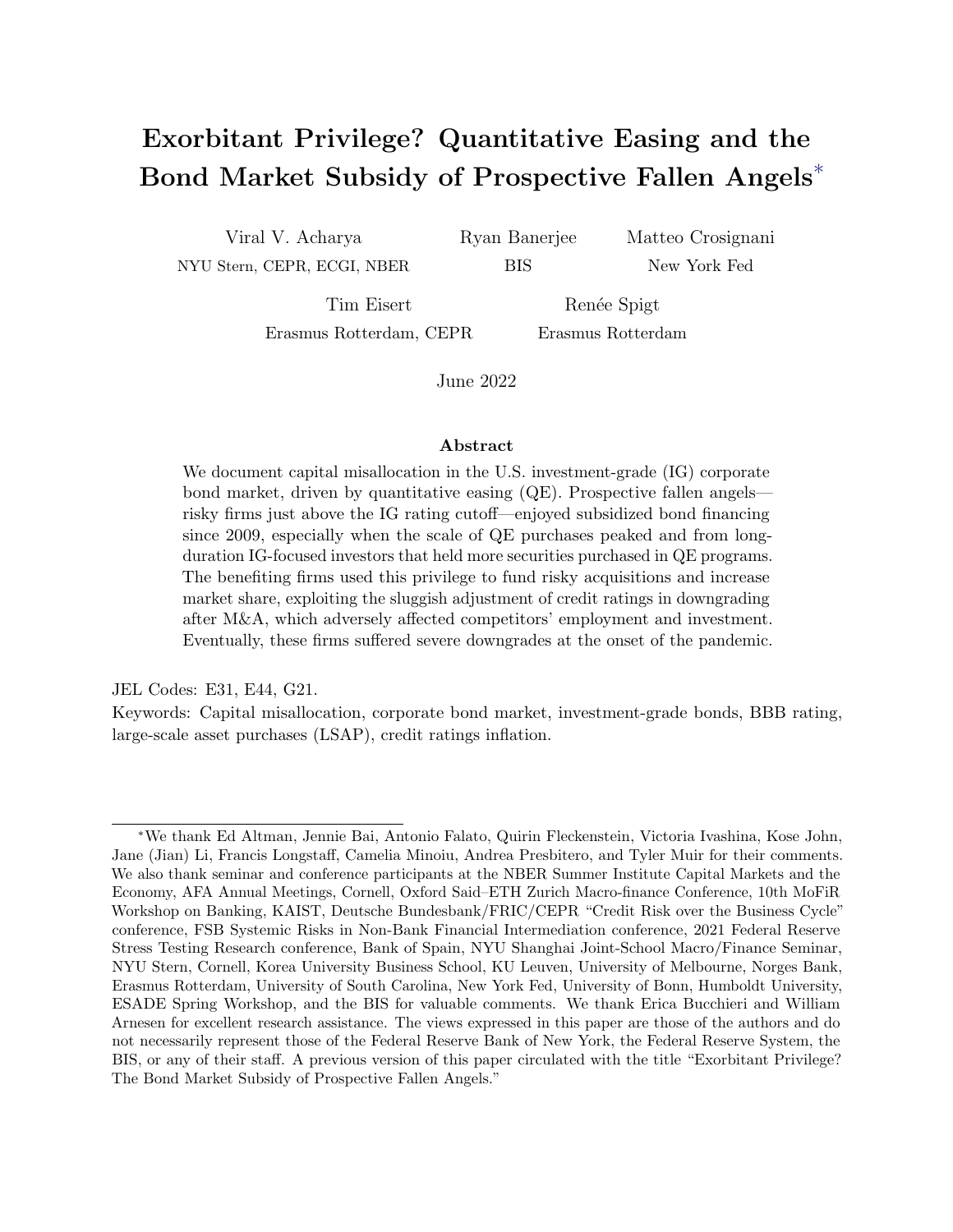# Exorbitant Privilege? Quantitative Easing and the Bond Market Subsidy of Prospective Fallen Angels*

Viral V. Acharya
NYU Stern, CEPR, ECGI, NBER

Ryan Banerjee
BIS

Matteo Crosignani
New York Fed

Tim Eisert
Erasmus Rotterdam, CEPR

Renée Spigt
Erasmus Rotterdam

June 2022

## Abstract

We document capital misallocation in the U.S. investment-grade (IG) corporate bond market, driven by quantitative easing (QE). Prospective fallen angels—risky firms just above the IG rating cutoff—enjoyed subsidized bond financing since 2009, especially when the scale of QE purchases peaked and from long-duration IG-focused investors that held more securities purchased in QE programs. The benefiting firms used this privilege to fund risky acquisitions and increase market share, exploiting the sluggish adjustment of credit ratings in downgrading after M&A, which adversely affected competitors' employment and investment. Eventually, these firms suffered severe downgrades at the onset of the pandemic.

JEL Codes: E31, E44, G21.

Keywords: Capital misallocation, corporate bond market, investment-grade bonds, BBB rating, large-scale asset purchases (LSAP), credit ratings inflation.

*We thank Ed Altman, Jennie Bai, Antonio Falato, Quirin Fleckenstein, Victoria Ivashina, Kose John, Jane (Jian) Li, Francis Longstaff, Camelia Minoiu, Andrea Presbitero, and Tyler Muir for their comments. We also thank seminar and conference participants at the NBER Summer Institute Capital Markets and the Economy, AFA Annual Meetings, Cornell, Oxford Said–ETH Zurich Macro-finance Conference, 10th MoFiR Workshop on Banking, KAIST, Deutsche Bundesbank/FRIC/CEPR "Credit Risk over the Business Cycle" conference, FSB Systemic Risks in Non-Bank Financial Intermediation conference, 2021 Federal Reserve Stress Testing Research conference, Bank of Spain, NYU Shanghai Joint-School Macro/Finance Seminar, NYU Stern, Cornell, Korea University Business School, KU Leuven, University of Melbourne, Norges Bank, Erasmus Rotterdam, University of South Carolina, New York Fed, University of Bonn, Humboldt University, ESADE Spring Workshop, and the BIS for valuable comments. We thank Erica Bucchieri and William Arnesen for excellent research assistance. The views expressed in this paper are those of the authors and do not necessarily represent those of the Federal Reserve Bank of New York, the Federal Reserve System, the BIS, or any of their staff. A previous version of this paper circulated with the title "Exorbitant Privilege? The Bond Market Subsidy of Prospective Fallen Angels."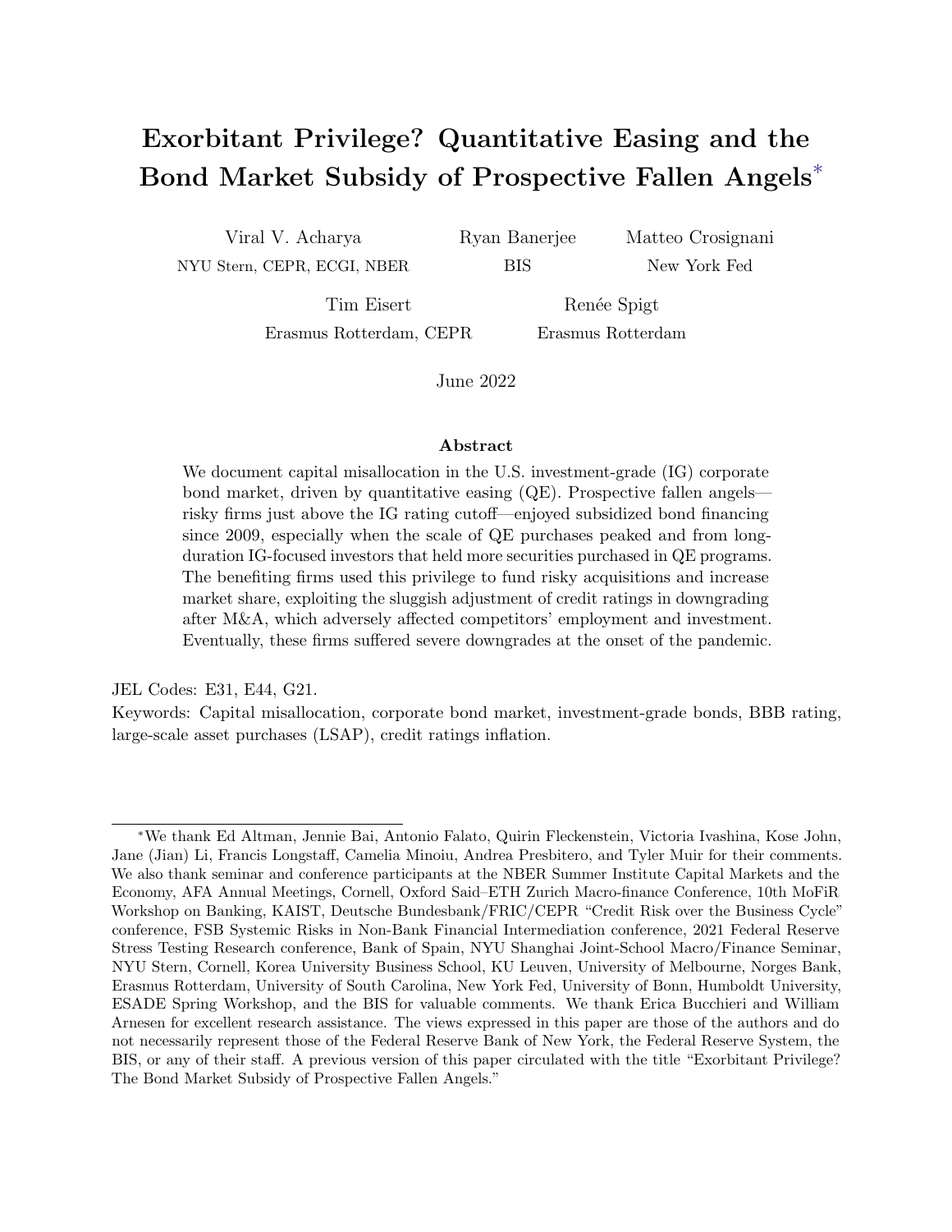# Exorbitant Privilege? Quantitative Easing and the Bond Market Subsidy of Prospective Fallen Angels*

Viral V. Acharya
NYU Stern, CEPR, ECGI, NBER

Ryan Banerjee
BIS

Matteo Crosignani
New York Fed

Tim Eisert
Erasmus Rotterdam, CEPR

Renée Spigt
Erasmus Rotterdam

June 2022

### Abstract

We document capital misallocation in the U.S. investment-grade (IG) corporate bond market, driven by quantitative easing (QE). Prospective fallen angels—risky firms just above the IG rating cutoff—enjoyed subsidized bond financing since 2009, especially when the scale of QE purchases peaked and from long-duration IG-focused investors that held more securities purchased in QE programs. The benefiting firms used this privilege to fund risky acquisitions and increase market share, exploiting the sluggish adjustment of credit ratings in downgrading after M&A, which adversely affected competitors' employment and investment. Eventually, these firms suffered severe downgrades at the onset of the pandemic.

JEL Codes: E31, E44, G21.
Keywords: Capital misallocation, corporate bond market, investment-grade bonds, BBB rating, large-scale asset purchases (LSAP), credit ratings inflation.

---

*We thank Ed Altman, Jennie Bai, Antonio Falato, Quirin Fleckenstein, Victoria Ivashina, Kose John, Jane (Jian) Li, Francis Longstaff, Camelia Minoiu, Andrea Presbitero, and Tyler Muir for their comments. We also thank seminar and conference participants at the NBER Summer Institute Capital Markets and the Economy, AFA Annual Meetings, Cornell, Oxford Said–ETH Zurich Macro-finance Conference, 10th MoFiR Workshop on Banking, KAIST, Deutsche Bundesbank/FRIC/CEPR "Credit Risk over the Business Cycle" conference, FSB Systemic Risks in Non-Bank Financial Intermediation conference, 2021 Federal Reserve Stress Testing Research conference, Bank of Spain, NYU Shanghai Joint-School Macro/Finance Seminar, NYU Stern, Cornell, Korea University Business School, KU Leuven, University of Melbourne, Norges Bank, Erasmus Rotterdam, University of South Carolina, New York Fed, University of Bonn, Humboldt University, ESADE Spring Workshop, and the BIS for valuable comments. We thank Erica Bucchieri and William Arnesen for excellent research assistance. The views expressed in this paper are those of the authors and do not necessarily represent those of the Federal Reserve Bank of New York, the Federal Reserve System, the BIS, or any of their staff. A previous version of this paper circulated with the title "Exorbitant Privilege? The Bond Market Subsidy of Prospective Fallen Angels."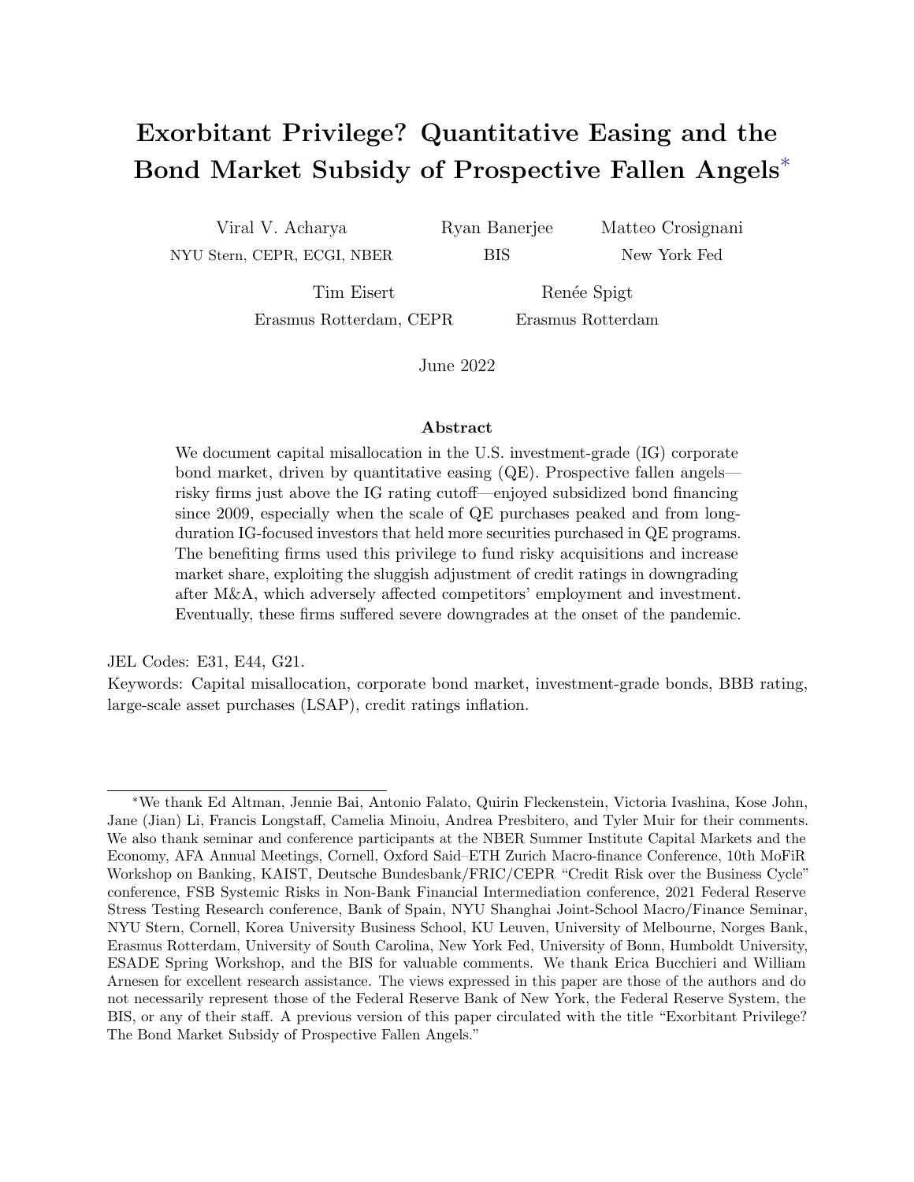# Exorbitant Privilege? Quantitative Easing and the Bond Market Subsidy of Prospective Fallen Angels*

Viral V. Acharya
NYU Stern, CEPR, ECGI, NBER

Ryan Banerjee
BIS

Matteo Crosignani
New York Fed

Tim Eisert
Erasmus Rotterdam, CEPR

Renée Spigt
Erasmus Rotterdam

June 2022

## Abstract

We document capital misallocation in the U.S. investment-grade (IG) corporate bond market, driven by quantitative easing (QE). Prospective fallen angels—risky firms just above the IG rating cutoff—enjoyed subsidized bond financing since 2009, especially when the scale of QE purchases peaked and from long-duration IG-focused investors that held more securities purchased in QE programs. The benefiting firms used this privilege to fund risky acquisitions and increase market share, exploiting the sluggish adjustment of credit ratings in downgrading after M&A, which adversely affected competitors' employment and investment. Eventually, these firms suffered severe downgrades at the onset of the pandemic.

JEL Codes: E31, E44, G21.

Keywords: Capital misallocation, corporate bond market, investment-grade bonds, BBB rating, large-scale asset purchases (LSAP), credit ratings inflation.

---

*We thank Ed Altman, Jennie Bai, Antonio Falato, Quirin Fleckenstein, Victoria Ivashina, Kose John, Jane (Jian) Li, Francis Longstaff, Camelia Minoiu, Andrea Presbitero, and Tyler Muir for their comments. We also thank seminar and conference participants at the NBER Summer Institute Capital Markets and the Economy, AFA Annual Meetings, Cornell, Oxford Said–ETH Zurich Macro-finance Conference, 10th MoFiR Workshop on Banking, KAIST, Deutsche Bundesbank/FRIC/CEPR "Credit Risk over the Business Cycle" conference, FSB Systemic Risks in Non-Bank Financial Intermediation conference, 2021 Federal Reserve Stress Testing Research conference, Bank of Spain, NYU Shanghai Joint-School Macro/Finance Seminar, NYU Stern, Cornell, Korea University Business School, KU Leuven, University of Melbourne, Norges Bank, Erasmus Rotterdam, University of South Carolina, New York Fed, University of Bonn, Humboldt University, ESADE Spring Workshop, and the BIS for valuable comments. We thank Erica Bucchieri and William Arnesen for excellent research assistance. The views expressed in this paper are those of the authors and do not necessarily represent those of the Federal Reserve Bank of New York, the Federal Reserve System, the BIS, or any of their staff. A previous version of this paper circulated with the title "Exorbitant Privilege? The Bond Market Subsidy of Prospective Fallen Angels."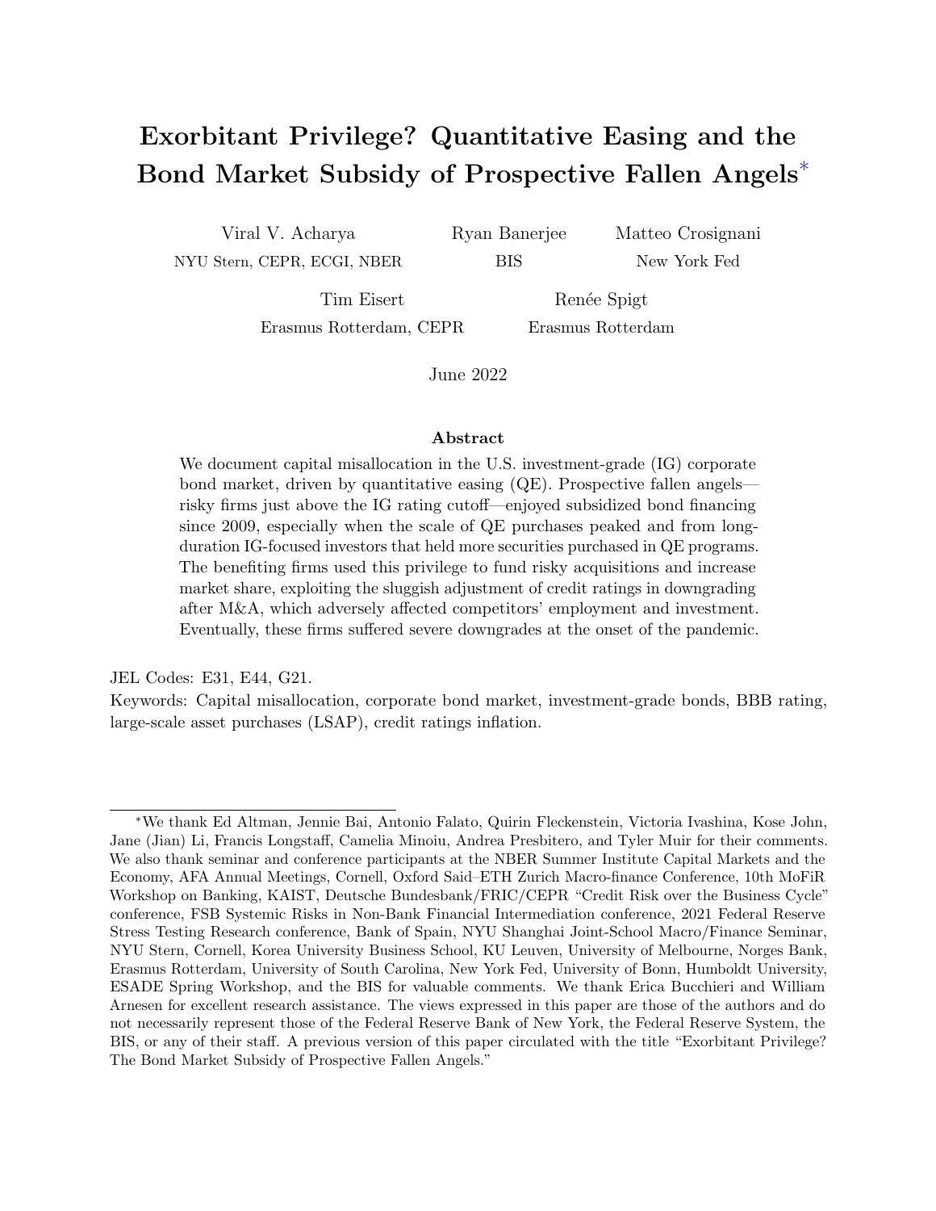# Exorbitant Privilege? Quantitative Easing and the Bond Market Subsidy of Prospective Fallen Angels*

Viral V. Acharya
NYU Stern, CEPR, ECGI, NBER

Ryan Banerjee
BIS

Matteo Crosignani
New York Fed

Tim Eisert
Erasmus Rotterdam, CEPR

Renée Spigt
Erasmus Rotterdam

June 2022

## Abstract

We document capital misallocation in the U.S. investment-grade (IG) corporate bond market, driven by quantitative easing (QE). Prospective fallen angels—risky firms just above the IG rating cutoff—enjoyed subsidized bond financing since 2009, especially when the scale of QE purchases peaked and from long-duration IG-focused investors that held more securities purchased in QE programs. The benefiting firms used this privilege to fund risky acquisitions and increase market share, exploiting the sluggish adjustment of credit ratings in downgrading after M&A, which adversely affected competitors' employment and investment. Eventually, these firms suffered severe downgrades at the onset of the pandemic.

JEL Codes: E31, E44, G21.
Keywords: Capital misallocation, corporate bond market, investment-grade bonds, BBB rating, large-scale asset purchases (LSAP), credit ratings inflation.

*We thank Ed Altman, Jennie Bai, Antonio Falato, Quirin Fleckenstein, Victoria Ivashina, Kose John, Jane (Jian) Li, Francis Longstaff, Camelia Minoiu, Andrea Presbitero, and Tyler Muir for their comments. We also thank seminar and conference participants at the NBER Summer Institute Capital Markets and the Economy, AFA Annual Meetings, Cornell, Oxford Said–ETH Zurich Macro-finance Conference, 10th MoFiR Workshop on Banking, KAIST, Deutsche Bundesbank/FRIC/CEPR "Credit Risk over the Business Cycle" conference, FSB Systemic Risks in Non-Bank Financial Intermediation conference, 2021 Federal Reserve Stress Testing Research conference, Bank of Spain, NYU Shanghai Joint-School Macro/Finance Seminar, NYU Stern, Cornell, Korea University Business School, KU Leuven, University of Melbourne, Norges Bank, Erasmus Rotterdam, University of South Carolina, New York Fed, University of Bonn, Humboldt University, ESADE Spring Workshop, and the BIS for valuable comments. We thank Erica Bucchieri and William Arnesen for excellent research assistance. The views expressed in this paper are those of the authors and do not necessarily represent those of the Federal Reserve Bank of New York, the Federal Reserve System, the BIS, or any of their staff. A previous version of this paper circulated with the title "Exorbitant Privilege? The Bond Market Subsidy of Prospective Fallen Angels."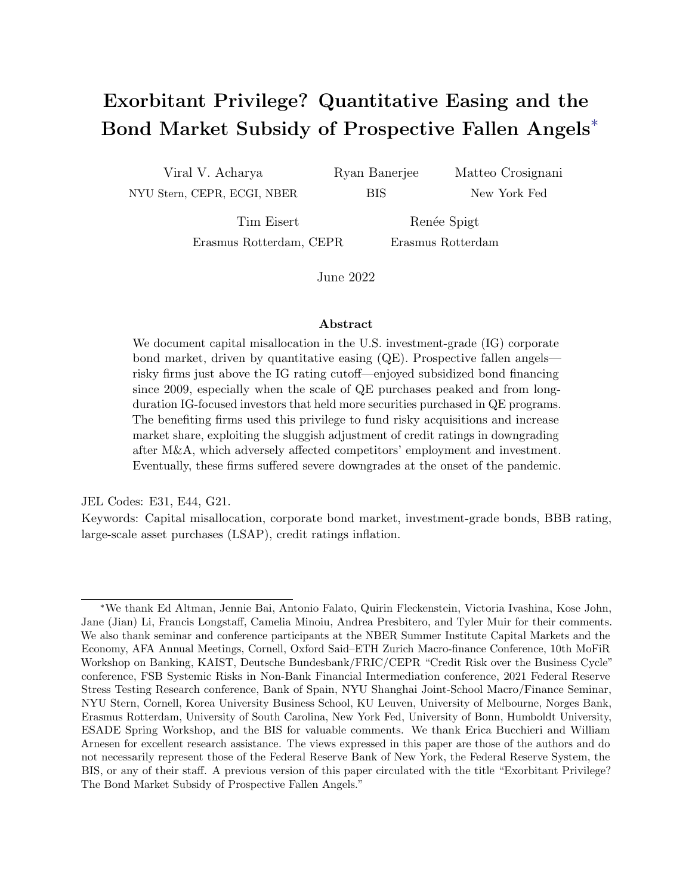# Exorbitant Privilege? Quantitative Easing and the Bond Market Subsidy of Prospective Fallen Angels*

Viral V. Acharya
NYU Stern, CEPR, ECGI, NBER

Ryan Banerjee
BIS

Matteo Crosignani
New York Fed

Tim Eisert
Erasmus Rotterdam, CEPR

Renée Spigt
Erasmus Rotterdam

June 2022

## Abstract

We document capital misallocation in the U.S. investment-grade (IG) corporate bond market, driven by quantitative easing (QE). Prospective fallen angels—risky firms just above the IG rating cutoff—enjoyed subsidized bond financing since 2009, especially when the scale of QE purchases peaked and from long-duration IG-focused investors that held more securities purchased in QE programs. The benefiting firms used this privilege to fund risky acquisitions and increase market share, exploiting the sluggish adjustment of credit ratings in downgrading after M&A, which adversely affected competitors' employment and investment. Eventually, these firms suffered severe downgrades at the onset of the pandemic.

JEL Codes: E31, E44, G21.

Keywords: Capital misallocation, corporate bond market, investment-grade bonds, BBB rating, large-scale asset purchases (LSAP), credit ratings inflation.

*We thank Ed Altman, Jennie Bai, Antonio Falato, Quirin Fleckenstein, Victoria Ivashina, Kose John, Jane (Jian) Li, Francis Longstaff, Camelia Minoiu, Andrea Presbitero, and Tyler Muir for their comments. We also thank seminar and conference participants at the NBER Summer Institute Capital Markets and the Economy, AFA Annual Meetings, Cornell, Oxford Said–ETH Zurich Macro-finance Conference, 10th MoFiR Workshop on Banking, KAIST, Deutsche Bundesbank/FRIC/CEPR "Credit Risk over the Business Cycle" conference, FSB Systemic Risks in Non-Bank Financial Intermediation conference, 2021 Federal Reserve Stress Testing Research conference, Bank of Spain, NYU Shanghai Joint-School Macro/Finance Seminar, NYU Stern, Cornell, Korea University Business School, KU Leuven, University of Melbourne, Norges Bank, Erasmus Rotterdam, University of South Carolina, New York Fed, University of Bonn, Humboldt University, ESADE Spring Workshop, and the BIS for valuable comments. We thank Erica Bucchieri and William Arnesen for excellent research assistance. The views expressed in this paper are those of the authors and do not necessarily represent those of the Federal Reserve Bank of New York, the Federal Reserve System, the BIS, or any of their staff. A previous version of this paper circulated with the title "Exorbitant Privilege? The Bond Market Subsidy of Prospective Fallen Angels."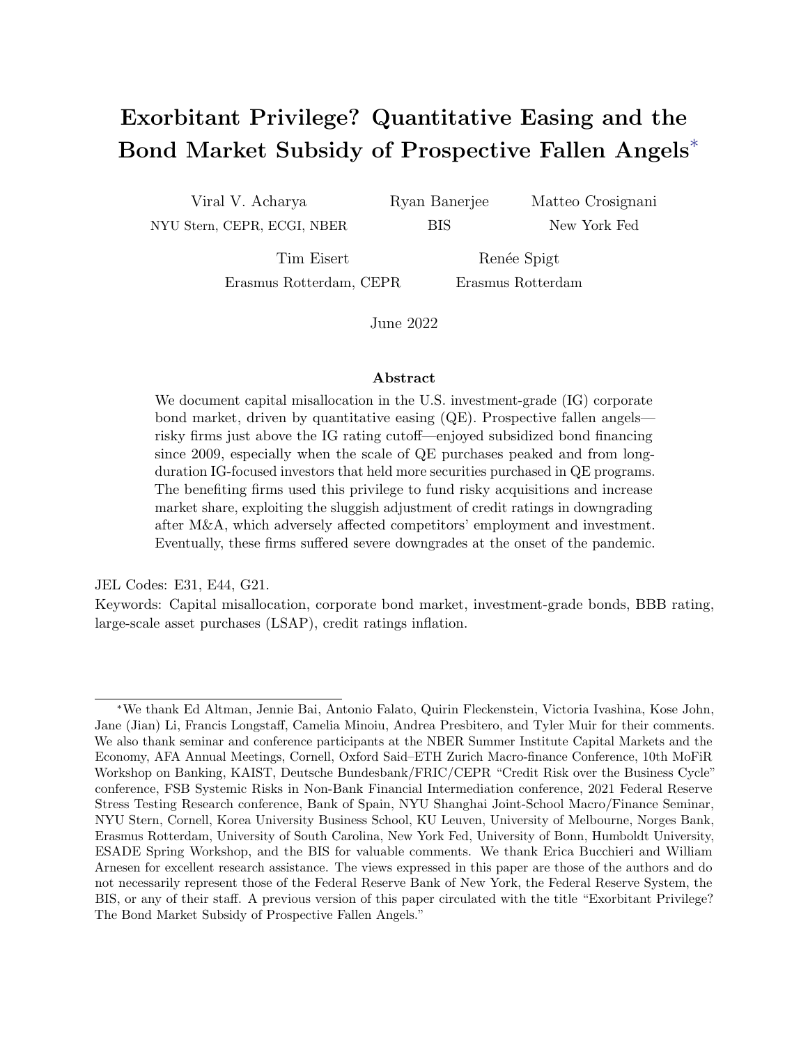# Exorbitant Privilege? Quantitative Easing and the Bond Market Subsidy of Prospective Fallen Angels*

Viral V. Acharya
NYU Stern, CEPR, ECGI, NBER

Ryan Banerjee
BIS

Matteo Crosignani
New York Fed

Tim Eisert
Erasmus Rotterdam, CEPR

Renée Spigt
Erasmus Rotterdam

June 2022

## Abstract

We document capital misallocation in the U.S. investment-grade (IG) corporate bond market, driven by quantitative easing (QE). Prospective fallen angels—risky firms just above the IG rating cutoff—enjoyed subsidized bond financing since 2009, especially when the scale of QE purchases peaked and from long-duration IG-focused investors that held more securities purchased in QE programs. The benefiting firms used this privilege to fund risky acquisitions and increase market share, exploiting the sluggish adjustment of credit ratings in downgrading after M&A, which adversely affected competitors' employment and investment. Eventually, these firms suffered severe downgrades at the onset of the pandemic.

JEL Codes: E31, E44, G21.

Keywords: Capital misallocation, corporate bond market, investment-grade bonds, BBB rating, large-scale asset purchases (LSAP), credit ratings inflation.

---

*We thank Ed Altman, Jennie Bai, Antonio Falato, Quirin Fleckenstein, Victoria Ivashina, Kose John, Jane (Jian) Li, Francis Longstaff, Camelia Minoiu, Andrea Presbitero, and Tyler Muir for their comments. We also thank seminar and conference participants at the NBER Summer Institute Capital Markets and the Economy, AFA Annual Meetings, Cornell, Oxford Said–ETH Zurich Macro-finance Conference, 10th MoFiR Workshop on Banking, KAIST, Deutsche Bundesbank/FRIC/CEPR "Credit Risk over the Business Cycle" conference, FSB Systemic Risks in Non-Bank Financial Intermediation conference, 2021 Federal Reserve Stress Testing Research conference, Bank of Spain, NYU Shanghai Joint-School Macro/Finance Seminar, NYU Stern, Cornell, Korea University Business School, KU Leuven, University of Melbourne, Norges Bank, Erasmus Rotterdam, University of South Carolina, New York Fed, University of Bonn, Humboldt University, ESADE Spring Workshop, and the BIS for valuable comments. We thank Erica Bucchieri and William Arnesen for excellent research assistance. The views expressed in this paper are those of the authors and do not necessarily represent those of the Federal Reserve Bank of New York, the Federal Reserve System, the BIS, or any of their staff. A previous version of this paper circulated with the title "Exorbitant Privilege? The Bond Market Subsidy of Prospective Fallen Angels."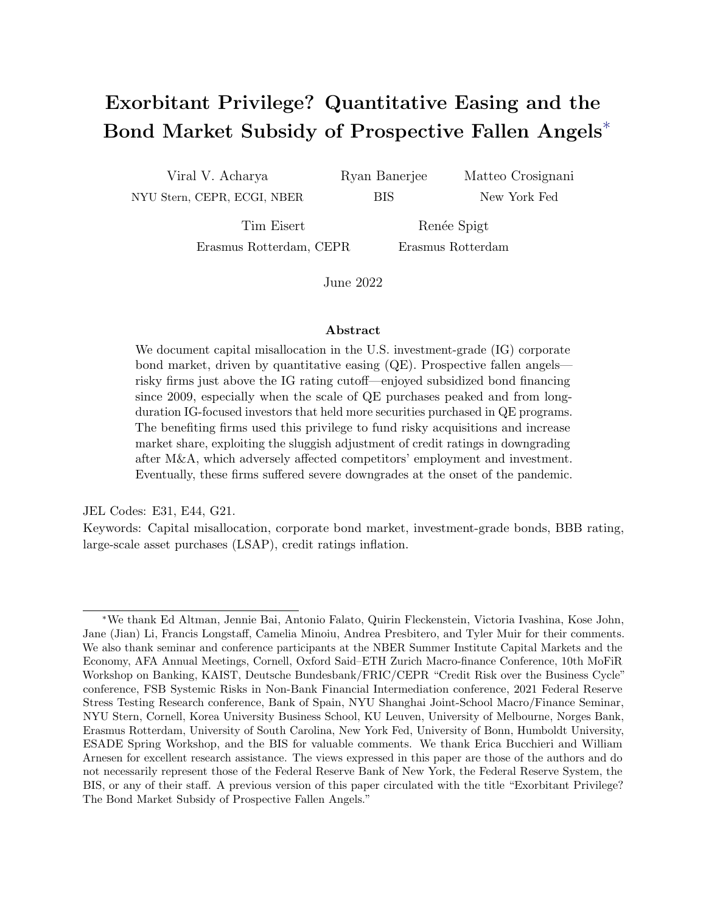# Exorbitant Privilege? Quantitative Easing and the Bond Market Subsidy of Prospective Fallen Angels*

Viral V. Acharya
NYU Stern, CEPR, ECGI, NBER

Ryan Banerjee
BIS

Matteo Crosignani
New York Fed

Tim Eisert
Erasmus Rotterdam, CEPR

Renée Spigt
Erasmus Rotterdam

June 2022

### Abstract

We document capital misallocation in the U.S. investment-grade (IG) corporate bond market, driven by quantitative easing (QE). Prospective fallen angels—risky firms just above the IG rating cutoff—enjoyed subsidized bond financing since 2009, especially when the scale of QE purchases peaked and from long-duration IG-focused investors that held more securities purchased in QE programs. The benefiting firms used this privilege to fund risky acquisitions and increase market share, exploiting the sluggish adjustment of credit ratings in downgrading after M&A, which adversely affected competitors' employment and investment. Eventually, these firms suffered severe downgrades at the onset of the pandemic.

JEL Codes: E31, E44, G21.
Keywords: Capital misallocation, corporate bond market, investment-grade bonds, BBB rating, large-scale asset purchases (LSAP), credit ratings inflation.

*We thank Ed Altman, Jennie Bai, Antonio Falato, Quirin Fleckenstein, Victoria Ivashina, Kose John, Jane (Jian) Li, Francis Longstaff, Camelia Minoiu, Andrea Presbitero, and Tyler Muir for their comments. We also thank seminar and conference participants at the NBER Summer Institute Capital Markets and the Economy, AFA Annual Meetings, Cornell, Oxford Said–ETH Zurich Macro-finance Conference, 10th MoFiR Workshop on Banking, KAIST, Deutsche Bundesbank/FRIC/CEPR "Credit Risk over the Business Cycle" conference, FSB Systemic Risks in Non-Bank Financial Intermediation conference, 2021 Federal Reserve Stress Testing Research conference, Bank of Spain, NYU Shanghai Joint-School Macro/Finance Seminar, NYU Stern, Cornell, Korea University Business School, KU Leuven, University of Melbourne, Norges Bank, Erasmus Rotterdam, University of South Carolina, New York Fed, University of Bonn, Humboldt University, ESADE Spring Workshop, and the BIS for valuable comments. We thank Erica Bucchieri and William Arnesen for excellent research assistance. The views expressed in this paper are those of the authors and do not necessarily represent those of the Federal Reserve Bank of New York, the Federal Reserve System, the BIS, or any of their staff. A previous version of this paper circulated with the title "Exorbitant Privilege? The Bond Market Subsidy of Prospective Fallen Angels."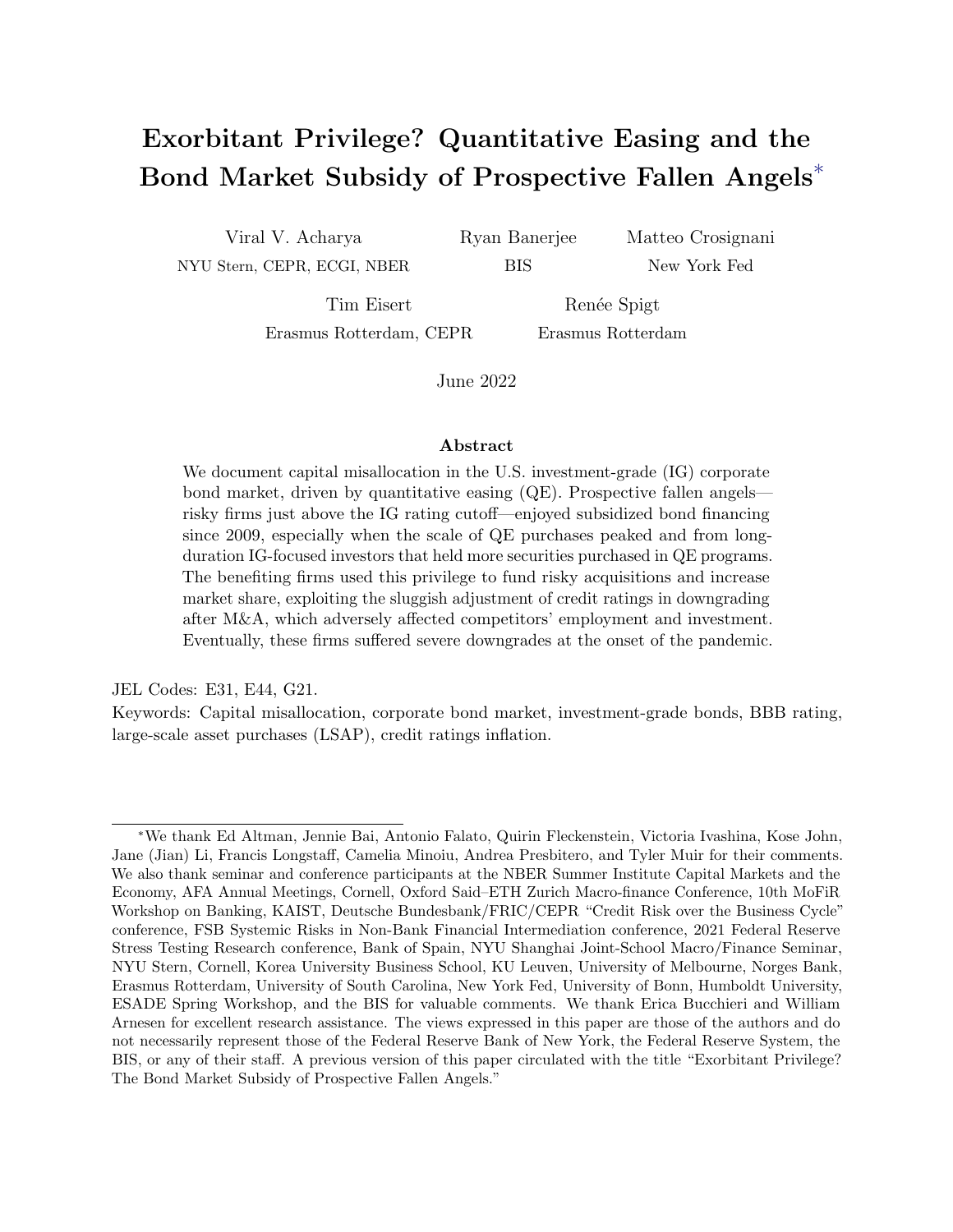# Exorbitant Privilege? Quantitative Easing and the Bond Market Subsidy of Prospective Fallen Angels*

Viral V. Acharya
NYU Stern, CEPR, ECGI, NBER

Ryan Banerjee
BIS

Matteo Crosignani
New York Fed

Tim Eisert
Erasmus Rotterdam, CEPR

Renée Spigt
Erasmus Rotterdam

June 2022

### Abstract

We document capital misallocation in the U.S. investment-grade (IG) corporate bond market, driven by quantitative easing (QE). Prospective fallen angels—risky firms just above the IG rating cutoff—enjoyed subsidized bond financing since 2009, especially when the scale of QE purchases peaked and from long-duration IG-focused investors that held more securities purchased in QE programs. The benefiting firms used this privilege to fund risky acquisitions and increase market share, exploiting the sluggish adjustment of credit ratings in downgrading after M&A, which adversely affected competitors' employment and investment. Eventually, these firms suffered severe downgrades at the onset of the pandemic.

JEL Codes: E31, E44, G21.

Keywords: Capital misallocation, corporate bond market, investment-grade bonds, BBB rating, large-scale asset purchases (LSAP), credit ratings inflation.

*We thank Ed Altman, Jennie Bai, Antonio Falato, Quirin Fleckenstein, Victoria Ivashina, Kose John, Jane (Jian) Li, Francis Longstaff, Camelia Minoiu, Andrea Presbitero, and Tyler Muir for their comments. We also thank seminar and conference participants at the NBER Summer Institute Capital Markets and the Economy, AFA Annual Meetings, Cornell, Oxford Said–ETH Zurich Macro-finance Conference, 10th MoFiR Workshop on Banking, KAIST, Deutsche Bundesbank/FRIC/CEPR "Credit Risk over the Business Cycle" conference, FSB Systemic Risks in Non-Bank Financial Intermediation conference, 2021 Federal Reserve Stress Testing Research conference, Bank of Spain, NYU Shanghai Joint-School Macro/Finance Seminar, NYU Stern, Cornell, Korea University Business School, KU Leuven, University of Melbourne, Norges Bank, Erasmus Rotterdam, University of South Carolina, New York Fed, University of Bonn, Humboldt University, ESADE Spring Workshop, and the BIS for valuable comments. We thank Erica Bucchieri and William Arnesen for excellent research assistance. The views expressed in this paper are those of the authors and do not necessarily represent those of the Federal Reserve Bank of New York, the Federal Reserve System, the BIS, or any of their staff. A previous version of this paper circulated with the title "Exorbitant Privilege? The Bond Market Subsidy of Prospective Fallen Angels."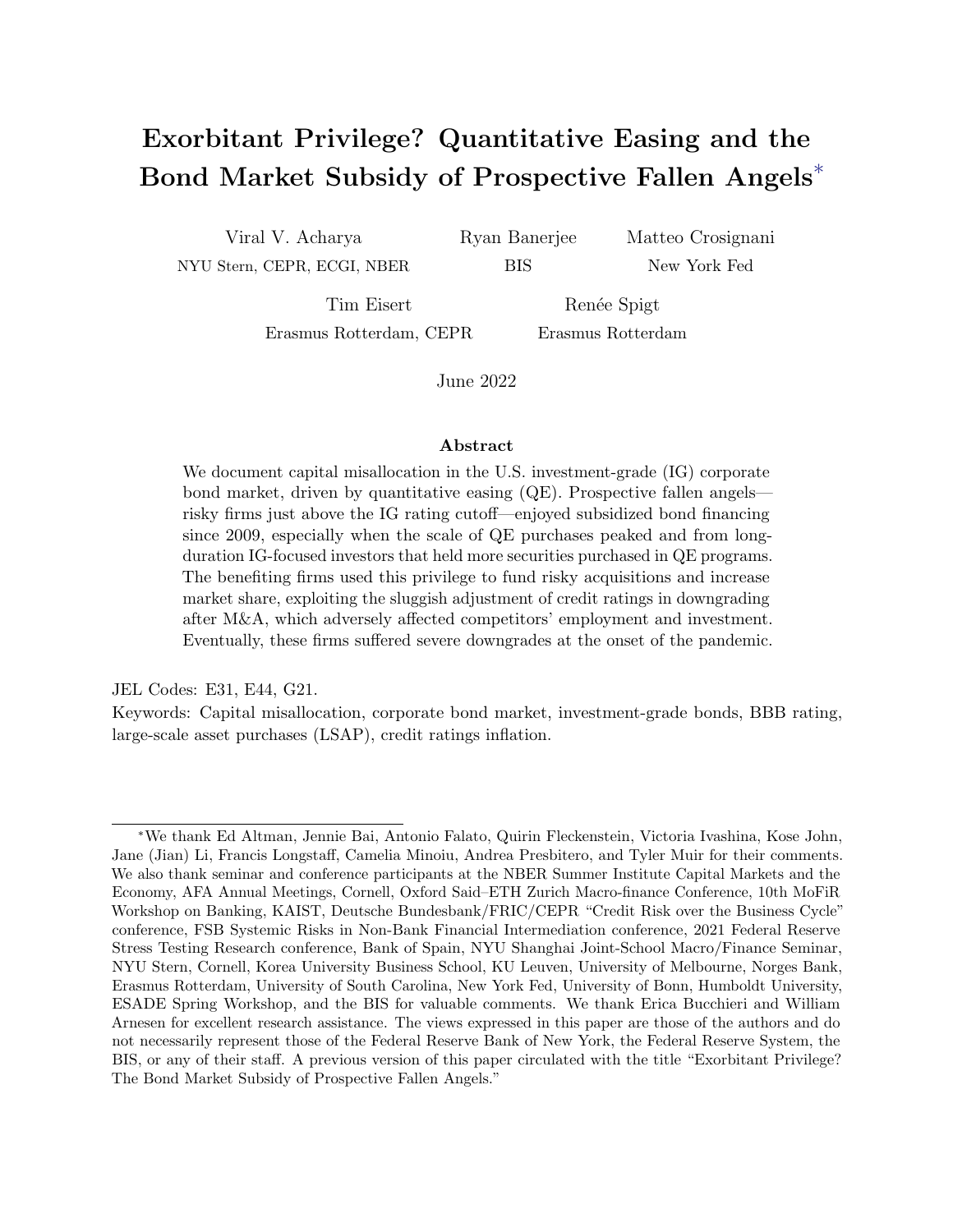# Exorbitant Privilege? Quantitative Easing and the Bond Market Subsidy of Prospective Fallen Angels*

Viral V. Acharya
NYU Stern, CEPR, ECGI, NBER

Ryan Banerjee
BIS

Matteo Crosignani
New York Fed

Tim Eisert
Erasmus Rotterdam, CEPR

Renée Spigt
Erasmus Rotterdam

June 2022

### Abstract

We document capital misallocation in the U.S. investment-grade (IG) corporate bond market, driven by quantitative easing (QE). Prospective fallen angels—risky firms just above the IG rating cutoff—enjoyed subsidized bond financing since 2009, especially when the scale of QE purchases peaked and from long-duration IG-focused investors that held more securities purchased in QE programs. The benefiting firms used this privilege to fund risky acquisitions and increase market share, exploiting the sluggish adjustment of credit ratings in downgrading after M&A, which adversely affected competitors' employment and investment. Eventually, these firms suffered severe downgrades at the onset of the pandemic.

JEL Codes: E31, E44, G21.
Keywords: Capital misallocation, corporate bond market, investment-grade bonds, BBB rating, large-scale asset purchases (LSAP), credit ratings inflation.

*We thank Ed Altman, Jennie Bai, Antonio Falato, Quirin Fleckenstein, Victoria Ivashina, Kose John, Jane (Jian) Li, Francis Longstaff, Camelia Minoiu, Andrea Presbitero, and Tyler Muir for their comments. We also thank seminar and conference participants at the NBER Summer Institute Capital Markets and the Economy, AFA Annual Meetings, Cornell, Oxford Said–ETH Zurich Macro-finance Conference, 10th MoFiR Workshop on Banking, KAIST, Deutsche Bundesbank/FRIC/CEPR "Credit Risk over the Business Cycle" conference, FSB Systemic Risks in Non-Bank Financial Intermediation conference, 2021 Federal Reserve Stress Testing Research conference, Bank of Spain, NYU Shanghai Joint-School Macro/Finance Seminar, NYU Stern, Cornell, Korea University Business School, KU Leuven, University of Melbourne, Norges Bank, Erasmus Rotterdam, University of South Carolina, New York Fed, University of Bonn, Humboldt University, ESADE Spring Workshop, and the BIS for valuable comments. We thank Erica Bucchieri and William Arnesen for excellent research assistance. The views expressed in this paper are those of the authors and do not necessarily represent those of the Federal Reserve Bank of New York, the Federal Reserve System, the BIS, or any of their staff. A previous version of this paper circulated with the title "Exorbitant Privilege? The Bond Market Subsidy of Prospective Fallen Angels."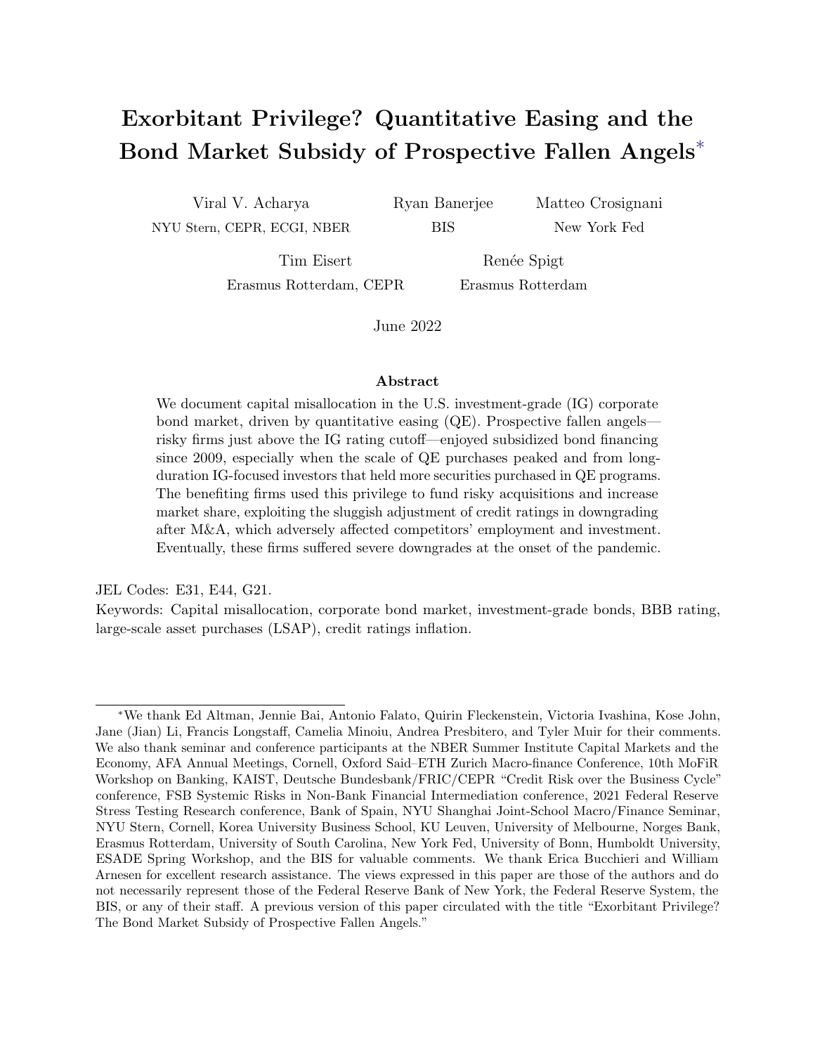# Exorbitant Privilege? Quantitative Easing and the Bond Market Subsidy of Prospective Fallen Angels*

Viral V. Acharya — NYU Stern, CEPR, ECGI, NBER

Ryan Banerjee — BIS

Matteo Crosignani — New York Fed

Tim Eisert — Erasmus Rotterdam, CEPR

Renée Spigt — Erasmus Rotterdam

June 2022

### Abstract

We document capital misallocation in the U.S. investment-grade (IG) corporate bond market, driven by quantitative easing (QE). Prospective fallen angels—risky firms just above the IG rating cutoff—enjoyed subsidized bond financing since 2009, especially when the scale of QE purchases peaked and from long-duration IG-focused investors that held more securities purchased in QE programs. The benefiting firms used this privilege to fund risky acquisitions and increase market share, exploiting the sluggish adjustment of credit ratings in downgrading after M&A, which adversely affected competitors' employment and investment. Eventually, these firms suffered severe downgrades at the onset of the pandemic.

JEL Codes: E31, E44, G21.

Keywords: Capital misallocation, corporate bond market, investment-grade bonds, BBB rating, large-scale asset purchases (LSAP), credit ratings inflation.

---

*We thank Ed Altman, Jennie Bai, Antonio Falato, Quirin Fleckenstein, Victoria Ivashina, Kose John, Jane (Jian) Li, Francis Longstaff, Camelia Minoiu, Andrea Presbitero, and Tyler Muir for their comments. We also thank seminar and conference participants at the NBER Summer Institute Capital Markets and the Economy, AFA Annual Meetings, Cornell, Oxford Said–ETH Zurich Macro-finance Conference, 10th MoFiR Workshop on Banking, KAIST, Deutsche Bundesbank/FRIC/CEPR "Credit Risk over the Business Cycle" conference, FSB Systemic Risks in Non-Bank Financial Intermediation conference, 2021 Federal Reserve Stress Testing Research conference, Bank of Spain, NYU Shanghai Joint-School Macro/Finance Seminar, NYU Stern, Cornell, Korea University Business School, KU Leuven, University of Melbourne, Norges Bank, Erasmus Rotterdam, University of South Carolina, New York Fed, University of Bonn, Humboldt University, ESADE Spring Workshop, and the BIS for valuable comments. We thank Erica Bucchieri and William Arnesen for excellent research assistance. The views expressed in this paper are those of the authors and do not necessarily represent those of the Federal Reserve Bank of New York, the Federal Reserve System, the BIS, or any of their staff. A previous version of this paper circulated with the title "Exorbitant Privilege? The Bond Market Subsidy of Prospective Fallen Angels."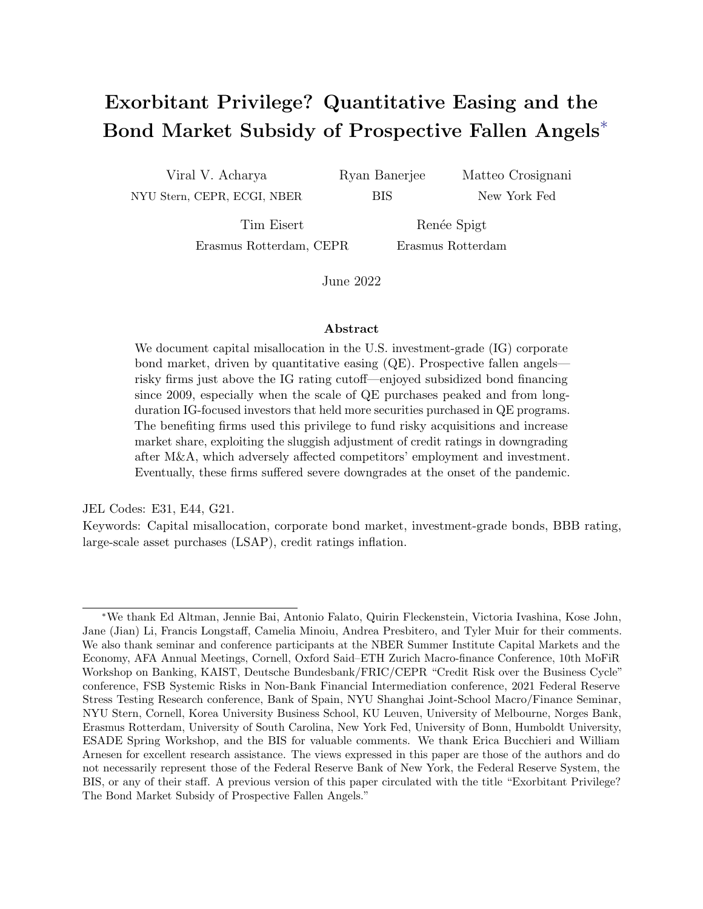# Exorbitant Privilege? Quantitative Easing and the Bond Market Subsidy of Prospective Fallen Angels*

Viral V. Acharya
NYU Stern, CEPR, ECGI, NBER

Ryan Banerjee
BIS

Matteo Crosignani
New York Fed

Tim Eisert
Erasmus Rotterdam, CEPR

Renée Spigt
Erasmus Rotterdam

June 2022

## Abstract

We document capital misallocation in the U.S. investment-grade (IG) corporate bond market, driven by quantitative easing (QE). Prospective fallen angels—risky firms just above the IG rating cutoff—enjoyed subsidized bond financing since 2009, especially when the scale of QE purchases peaked and from long-duration IG-focused investors that held more securities purchased in QE programs. The benefiting firms used this privilege to fund risky acquisitions and increase market share, exploiting the sluggish adjustment of credit ratings in downgrading after M&A, which adversely affected competitors' employment and investment. Eventually, these firms suffered severe downgrades at the onset of the pandemic.

JEL Codes: E31, E44, G21.
Keywords: Capital misallocation, corporate bond market, investment-grade bonds, BBB rating, large-scale asset purchases (LSAP), credit ratings inflation.

*We thank Ed Altman, Jennie Bai, Antonio Falato, Quirin Fleckenstein, Victoria Ivashina, Kose John, Jane (Jian) Li, Francis Longstaff, Camelia Minoiu, Andrea Presbitero, and Tyler Muir for their comments. We also thank seminar and conference participants at the NBER Summer Institute Capital Markets and the Economy, AFA Annual Meetings, Cornell, Oxford Said–ETH Zurich Macro-finance Conference, 10th MoFiR Workshop on Banking, KAIST, Deutsche Bundesbank/FRIC/CEPR "Credit Risk over the Business Cycle" conference, FSB Systemic Risks in Non-Bank Financial Intermediation conference, 2021 Federal Reserve Stress Testing Research conference, Bank of Spain, NYU Shanghai Joint-School Macro/Finance Seminar, NYU Stern, Cornell, Korea University Business School, KU Leuven, University of Melbourne, Norges Bank, Erasmus Rotterdam, University of South Carolina, New York Fed, University of Bonn, Humboldt University, ESADE Spring Workshop, and the BIS for valuable comments. We thank Erica Bucchieri and William Arnesen for excellent research assistance. The views expressed in this paper are those of the authors and do not necessarily represent those of the Federal Reserve Bank of New York, the Federal Reserve System, the BIS, or any of their staff. A previous version of this paper circulated with the title "Exorbitant Privilege? The Bond Market Subsidy of Prospective Fallen Angels."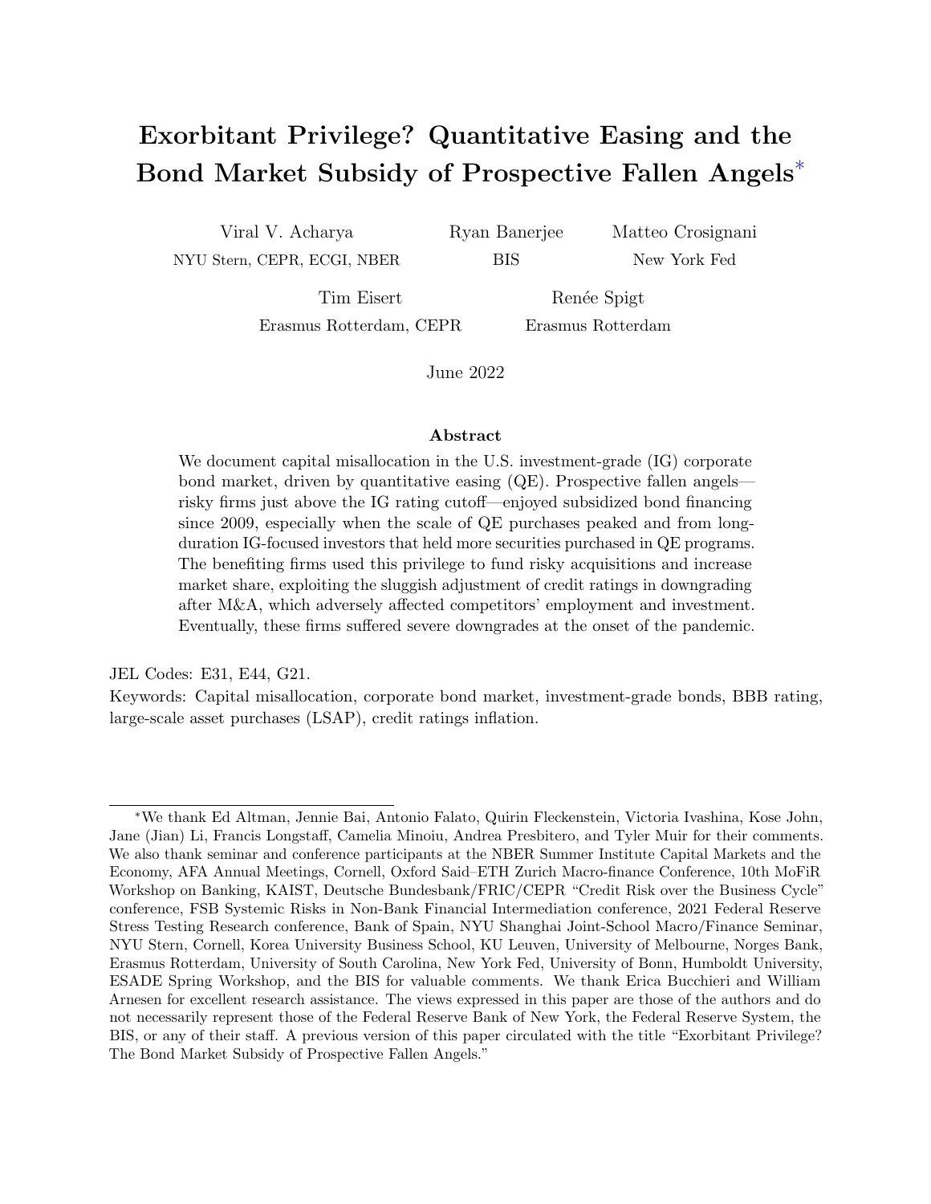# Exorbitant Privilege? Quantitative Easing and the Bond Market Subsidy of Prospective Fallen Angels*

Viral V. Acharya
NYU Stern, CEPR, ECGI, NBER

Ryan Banerjee
BIS

Matteo Crosignani
New York Fed

Tim Eisert
Erasmus Rotterdam, CEPR

Renée Spigt
Erasmus Rotterdam

June 2022

## Abstract

We document capital misallocation in the U.S. investment-grade (IG) corporate bond market, driven by quantitative easing (QE). Prospective fallen angels—risky firms just above the IG rating cutoff—enjoyed subsidized bond financing since 2009, especially when the scale of QE purchases peaked and from long-duration IG-focused investors that held more securities purchased in QE programs. The benefiting firms used this privilege to fund risky acquisitions and increase market share, exploiting the sluggish adjustment of credit ratings in downgrading after M&A, which adversely affected competitors' employment and investment. Eventually, these firms suffered severe downgrades at the onset of the pandemic.

JEL Codes: E31, E44, G21.
Keywords: Capital misallocation, corporate bond market, investment-grade bonds, BBB rating, large-scale asset purchases (LSAP), credit ratings inflation.

*We thank Ed Altman, Jennie Bai, Antonio Falato, Quirin Fleckenstein, Victoria Ivashina, Kose John, Jane (Jian) Li, Francis Longstaff, Camelia Minoiu, Andrea Presbitero, and Tyler Muir for their comments. We also thank seminar and conference participants at the NBER Summer Institute Capital Markets and the Economy, AFA Annual Meetings, Cornell, Oxford Said–ETH Zurich Macro-finance Conference, 10th MoFiR Workshop on Banking, KAIST, Deutsche Bundesbank/FRIC/CEPR "Credit Risk over the Business Cycle" conference, FSB Systemic Risks in Non-Bank Financial Intermediation conference, 2021 Federal Reserve Stress Testing Research conference, Bank of Spain, NYU Shanghai Joint-School Macro/Finance Seminar, NYU Stern, Cornell, Korea University Business School, KU Leuven, University of Melbourne, Norges Bank, Erasmus Rotterdam, University of South Carolina, New York Fed, University of Bonn, Humboldt University, ESADE Spring Workshop, and the BIS for valuable comments. We thank Erica Bucchieri and William Arnesen for excellent research assistance. The views expressed in this paper are those of the authors and do not necessarily represent those of the Federal Reserve Bank of New York, the Federal Reserve System, the BIS, or any of their staff. A previous version of this paper circulated with the title "Exorbitant Privilege? The Bond Market Subsidy of Prospective Fallen Angels."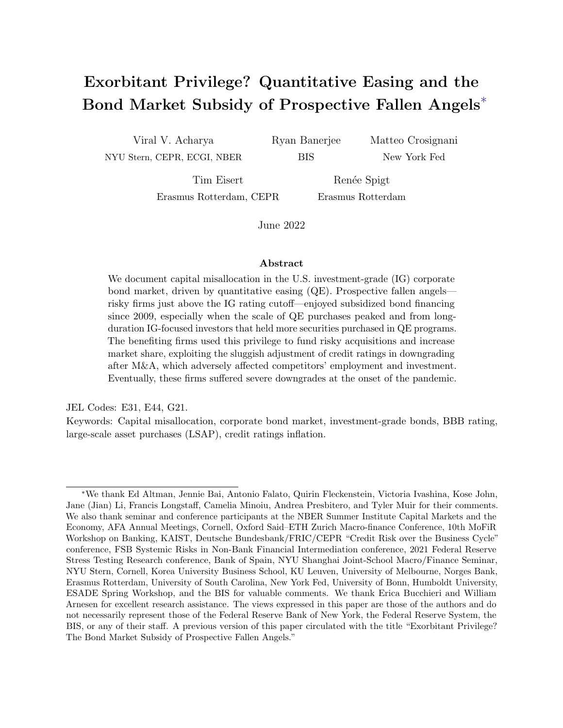# Exorbitant Privilege? Quantitative Easing and the Bond Market Subsidy of Prospective Fallen Angels[*]

Viral V. Acharya
NYU Stern, CEPR, ECGI, NBER

Ryan Banerjee
BIS

Matteo Crosignani
New York Fed

Tim Eisert
Erasmus Rotterdam, CEPR

Renée Spigt
Erasmus Rotterdam

June 2022

### Abstract

We document capital misallocation in the U.S. investment-grade (IG) corporate bond market, driven by quantitative easing (QE). Prospective fallen angels—risky firms just above the IG rating cutoff—enjoyed subsidized bond financing since 2009, especially when the scale of QE purchases peaked and from long-duration IG-focused investors that held more securities purchased in QE programs. The benefiting firms used this privilege to fund risky acquisitions and increase market share, exploiting the sluggish adjustment of credit ratings in downgrading after M&A, which adversely affected competitors' employment and investment. Eventually, these firms suffered severe downgrades at the onset of the pandemic.

JEL Codes: E31, E44, G21.

Keywords: Capital misallocation, corporate bond market, investment-grade bonds, BBB rating, large-scale asset purchases (LSAP), credit ratings inflation.

---

[*]We thank Ed Altman, Jennie Bai, Antonio Falato, Quirin Fleckenstein, Victoria Ivashina, Kose John, Jane (Jian) Li, Francis Longstaff, Camelia Minoiu, Andrea Presbitero, and Tyler Muir for their comments. We also thank seminar and conference participants at the NBER Summer Institute Capital Markets and the Economy, AFA Annual Meetings, Cornell, Oxford Said–ETH Zurich Macro-finance Conference, 10th MoFiR Workshop on Banking, KAIST, Deutsche Bundesbank/FRIC/CEPR "Credit Risk over the Business Cycle" conference, FSB Systemic Risks in Non-Bank Financial Intermediation conference, 2021 Federal Reserve Stress Testing Research conference, Bank of Spain, NYU Shanghai Joint-School Macro/Finance Seminar, NYU Stern, Cornell, Korea University Business School, KU Leuven, University of Melbourne, Norges Bank, Erasmus Rotterdam, University of South Carolina, New York Fed, University of Bonn, Humboldt University, ESADE Spring Workshop, and the BIS for valuable comments. We thank Erica Bucchieri and William Arnesen for excellent research assistance. The views expressed in this paper are those of the authors and do not necessarily represent those of the Federal Reserve Bank of New York, the Federal Reserve System, the BIS, or any of their staff. A previous version of this paper circulated with the title "Exorbitant Privilege? The Bond Market Subsidy of Prospective Fallen Angels."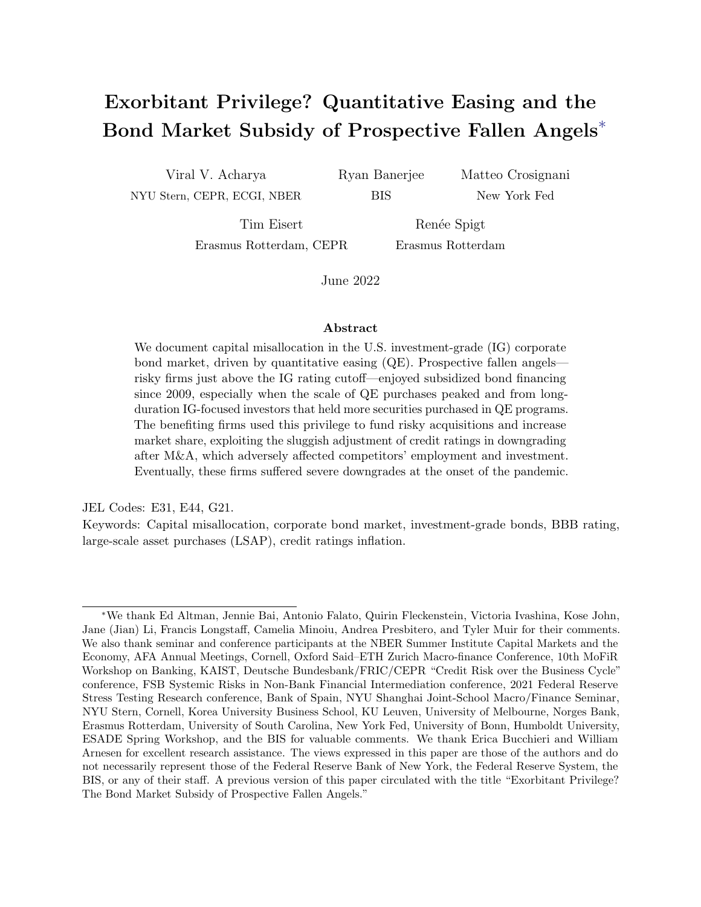# Exorbitant Privilege? Quantitative Easing and the Bond Market Subsidy of Prospective Fallen Angels*

Viral V. Acharya
NYU Stern, CEPR, ECGI, NBER

Ryan Banerjee
BIS

Matteo Crosignani
New York Fed

Tim Eisert
Erasmus Rotterdam, CEPR

Renée Spigt
Erasmus Rotterdam

June 2022

## Abstract

We document capital misallocation in the U.S. investment-grade (IG) corporate bond market, driven by quantitative easing (QE). Prospective fallen angels—risky firms just above the IG rating cutoff—enjoyed subsidized bond financing since 2009, especially when the scale of QE purchases peaked and from long-duration IG-focused investors that held more securities purchased in QE programs. The benefiting firms used this privilege to fund risky acquisitions and increase market share, exploiting the sluggish adjustment of credit ratings in downgrading after M&A, which adversely affected competitors' employment and investment. Eventually, these firms suffered severe downgrades at the onset of the pandemic.

JEL Codes: E31, E44, G21.
Keywords: Capital misallocation, corporate bond market, investment-grade bonds, BBB rating, large-scale asset purchases (LSAP), credit ratings inflation.

---

*We thank Ed Altman, Jennie Bai, Antonio Falato, Quirin Fleckenstein, Victoria Ivashina, Kose John, Jane (Jian) Li, Francis Longstaff, Camelia Minoiu, Andrea Presbitero, and Tyler Muir for their comments. We also thank seminar and conference participants at the NBER Summer Institute Capital Markets and the Economy, AFA Annual Meetings, Cornell, Oxford Said–ETH Zurich Macro-finance Conference, 10th MoFiR Workshop on Banking, KAIST, Deutsche Bundesbank/FRIC/CEPR "Credit Risk over the Business Cycle" conference, FSB Systemic Risks in Non-Bank Financial Intermediation conference, 2021 Federal Reserve Stress Testing Research conference, Bank of Spain, NYU Shanghai Joint-School Macro/Finance Seminar, NYU Stern, Cornell, Korea University Business School, KU Leuven, University of Melbourne, Norges Bank, Erasmus Rotterdam, University of South Carolina, New York Fed, University of Bonn, Humboldt University, ESADE Spring Workshop, and the BIS for valuable comments. We thank Erica Bucchieri and William Arnesen for excellent research assistance. The views expressed in this paper are those of the authors and do not necessarily represent those of the Federal Reserve Bank of New York, the Federal Reserve System, the BIS, or any of their staff. A previous version of this paper circulated with the title "Exorbitant Privilege? The Bond Market Subsidy of Prospective Fallen Angels."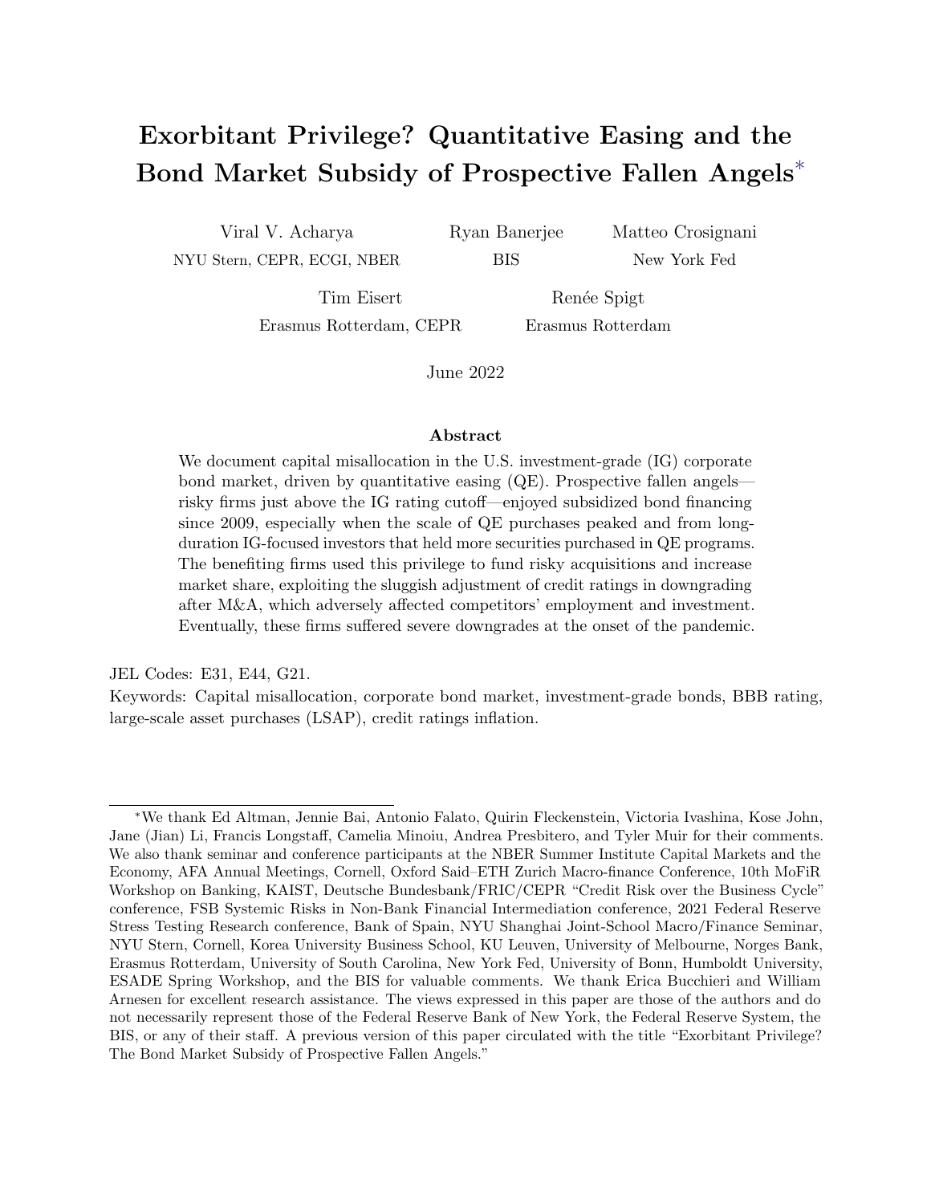# Exorbitant Privilege? Quantitative Easing and the Bond Market Subsidy of Prospective Fallen Angels*

Viral V. Acharya
NYU Stern, CEPR, ECGI, NBER

Ryan Banerjee
BIS

Matteo Crosignani
New York Fed

Tim Eisert
Erasmus Rotterdam, CEPR

Renée Spigt
Erasmus Rotterdam

June 2022

### Abstract

We document capital misallocation in the U.S. investment-grade (IG) corporate bond market, driven by quantitative easing (QE). Prospective fallen angels—risky firms just above the IG rating cutoff—enjoyed subsidized bond financing since 2009, especially when the scale of QE purchases peaked and from long-duration IG-focused investors that held more securities purchased in QE programs. The benefiting firms used this privilege to fund risky acquisitions and increase market share, exploiting the sluggish adjustment of credit ratings in downgrading after M&A, which adversely affected competitors' employment and investment. Eventually, these firms suffered severe downgrades at the onset of the pandemic.

JEL Codes: E31, E44, G21.

Keywords: Capital misallocation, corporate bond market, investment-grade bonds, BBB rating, large-scale asset purchases (LSAP), credit ratings inflation.

*We thank Ed Altman, Jennie Bai, Antonio Falato, Quirin Fleckenstein, Victoria Ivashina, Kose John, Jane (Jian) Li, Francis Longstaff, Camelia Minoiu, Andrea Presbitero, and Tyler Muir for their comments. We also thank seminar and conference participants at the NBER Summer Institute Capital Markets and the Economy, AFA Annual Meetings, Cornell, Oxford Said–ETH Zurich Macro-finance Conference, 10th MoFiR Workshop on Banking, KAIST, Deutsche Bundesbank/FRIC/CEPR "Credit Risk over the Business Cycle" conference, FSB Systemic Risks in Non-Bank Financial Intermediation conference, 2021 Federal Reserve Stress Testing Research conference, Bank of Spain, NYU Shanghai Joint-School Macro/Finance Seminar, NYU Stern, Cornell, Korea University Business School, KU Leuven, University of Melbourne, Norges Bank, Erasmus Rotterdam, University of South Carolina, New York Fed, University of Bonn, Humboldt University, ESADE Spring Workshop, and the BIS for valuable comments. We thank Erica Bucchieri and William Arnesen for excellent research assistance. The views expressed in this paper are those of the authors and do not necessarily represent those of the Federal Reserve Bank of New York, the Federal Reserve System, the BIS, or any of their staff. A previous version of this paper circulated with the title "Exorbitant Privilege? The Bond Market Subsidy of Prospective Fallen Angels."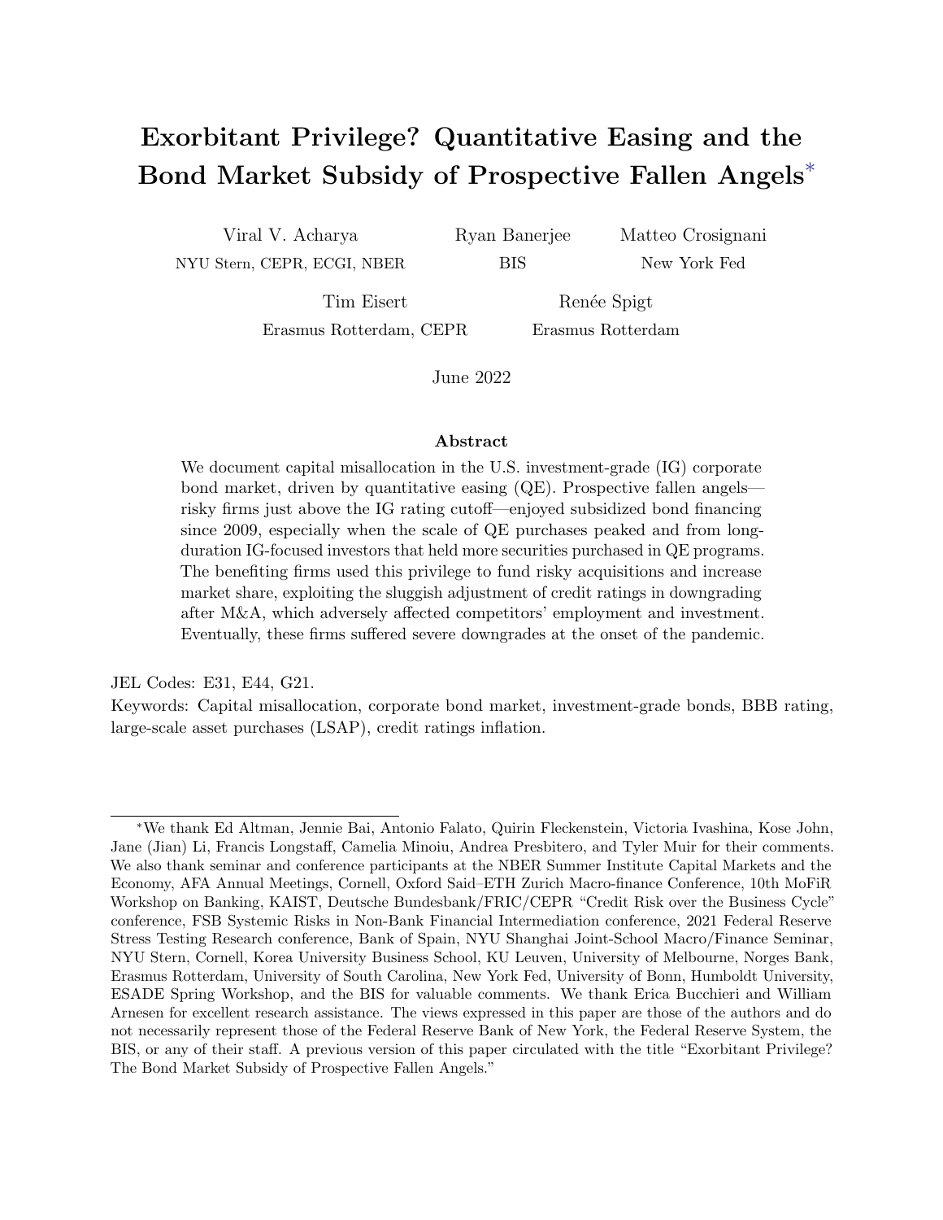# Exorbitant Privilege? Quantitative Easing and the Bond Market Subsidy of Prospective Fallen Angels*

Viral V. Acharya
NYU Stern, CEPR, ECGI, NBER

Ryan Banerjee
BIS

Matteo Crosignani
New York Fed

Tim Eisert
Erasmus Rotterdam, CEPR

Renée Spigt
Erasmus Rotterdam

June 2022

### Abstract

We document capital misallocation in the U.S. investment-grade (IG) corporate bond market, driven by quantitative easing (QE). Prospective fallen angels—risky firms just above the IG rating cutoff—enjoyed subsidized bond financing since 2009, especially when the scale of QE purchases peaked and from long-duration IG-focused investors that held more securities purchased in QE programs. The benefiting firms used this privilege to fund risky acquisitions and increase market share, exploiting the sluggish adjustment of credit ratings in downgrading after M&A, which adversely affected competitors' employment and investment. Eventually, these firms suffered severe downgrades at the onset of the pandemic.

JEL Codes: E31, E44, G21.
Keywords: Capital misallocation, corporate bond market, investment-grade bonds, BBB rating, large-scale asset purchases (LSAP), credit ratings inflation.

*We thank Ed Altman, Jennie Bai, Antonio Falato, Quirin Fleckenstein, Victoria Ivashina, Kose John, Jane (Jian) Li, Francis Longstaff, Camelia Minoiu, Andrea Presbitero, and Tyler Muir for their comments. We also thank seminar and conference participants at the NBER Summer Institute Capital Markets and the Economy, AFA Annual Meetings, Cornell, Oxford Said–ETH Zurich Macro-finance Conference, 10th MoFiR Workshop on Banking, KAIST, Deutsche Bundesbank/FRIC/CEPR "Credit Risk over the Business Cycle" conference, FSB Systemic Risks in Non-Bank Financial Intermediation conference, 2021 Federal Reserve Stress Testing Research conference, Bank of Spain, NYU Shanghai Joint-School Macro/Finance Seminar, NYU Stern, Cornell, Korea University Business School, KU Leuven, University of Melbourne, Norges Bank, Erasmus Rotterdam, University of South Carolina, New York Fed, University of Bonn, Humboldt University, ESADE Spring Workshop, and the BIS for valuable comments. We thank Erica Bucchieri and William Arnesen for excellent research assistance. The views expressed in this paper are those of the authors and do not necessarily represent those of the Federal Reserve Bank of New York, the Federal Reserve System, the BIS, or any of their staff. A previous version of this paper circulated with the title "Exorbitant Privilege? The Bond Market Subsidy of Prospective Fallen Angels."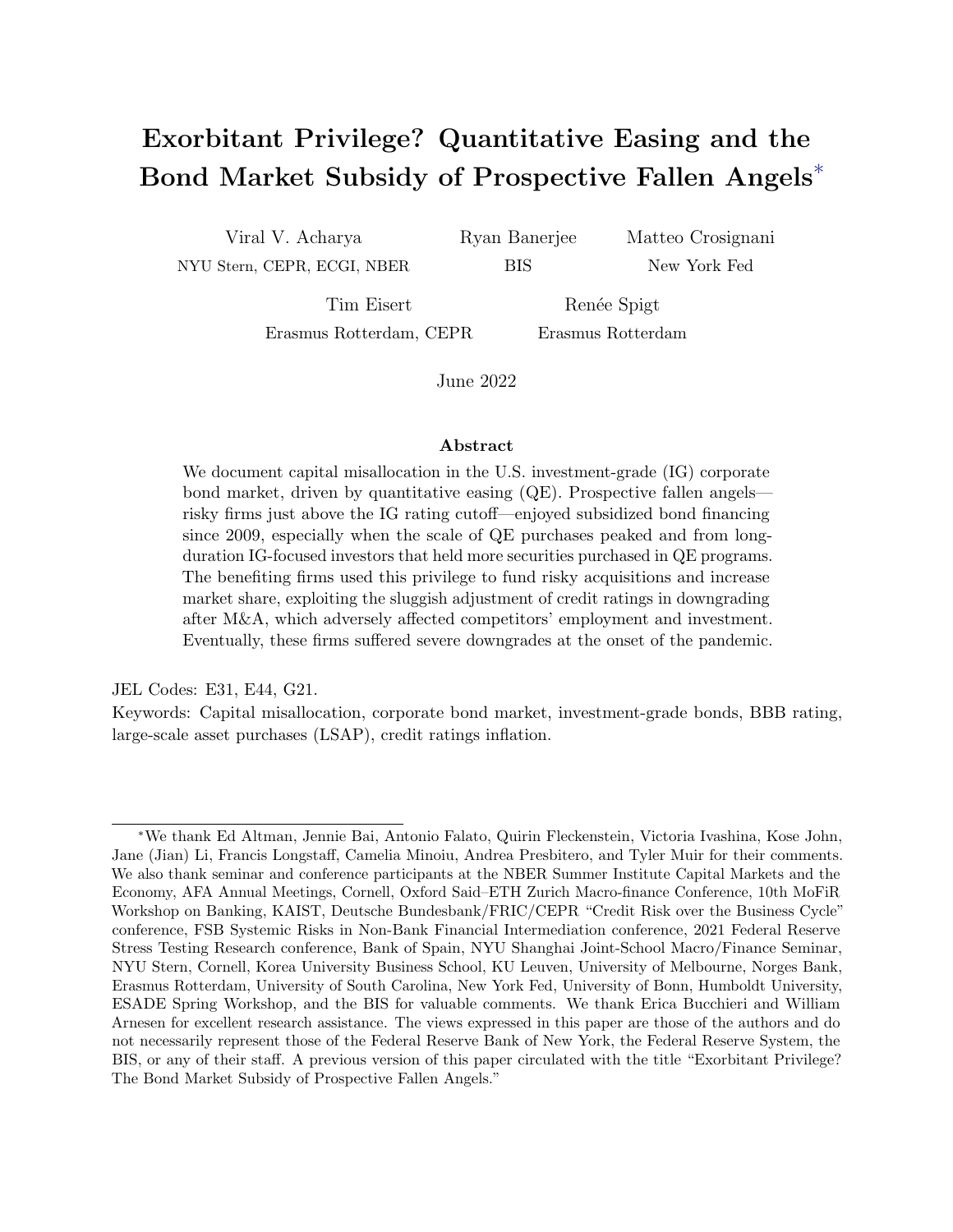# Exorbitant Privilege? Quantitative Easing and the Bond Market Subsidy of Prospective Fallen Angels*

Viral V. Acharya — NYU Stern, CEPR, ECGI, NBER

Ryan Banerjee — BIS

Matteo Crosignani — New York Fed

Tim Eisert — Erasmus Rotterdam, CEPR

Renée Spigt — Erasmus Rotterdam

June 2022

### Abstract

We document capital misallocation in the U.S. investment-grade (IG) corporate bond market, driven by quantitative easing (QE). Prospective fallen angels—risky firms just above the IG rating cutoff—enjoyed subsidized bond financing since 2009, especially when the scale of QE purchases peaked and from long-duration IG-focused investors that held more securities purchased in QE programs. The benefiting firms used this privilege to fund risky acquisitions and increase market share, exploiting the sluggish adjustment of credit ratings in downgrading after M&A, which adversely affected competitors' employment and investment. Eventually, these firms suffered severe downgrades at the onset of the pandemic.

JEL Codes: E31, E44, G21.

Keywords: Capital misallocation, corporate bond market, investment-grade bonds, BBB rating, large-scale asset purchases (LSAP), credit ratings inflation.

*We thank Ed Altman, Jennie Bai, Antonio Falato, Quirin Fleckenstein, Victoria Ivashina, Kose John, Jane (Jian) Li, Francis Longstaff, Camelia Minoiu, Andrea Presbitero, and Tyler Muir for their comments. We also thank seminar and conference participants at the NBER Summer Institute Capital Markets and the Economy, AFA Annual Meetings, Cornell, Oxford Said–ETH Zurich Macro-finance Conference, 10th MoFiR Workshop on Banking, KAIST, Deutsche Bundesbank/FRIC/CEPR "Credit Risk over the Business Cycle" conference, FSB Systemic Risks in Non-Bank Financial Intermediation conference, 2021 Federal Reserve Stress Testing Research conference, Bank of Spain, NYU Shanghai Joint-School Macro/Finance Seminar, NYU Stern, Cornell, Korea University Business School, KU Leuven, University of Melbourne, Norges Bank, Erasmus Rotterdam, University of South Carolina, New York Fed, University of Bonn, Humboldt University, ESADE Spring Workshop, and the BIS for valuable comments. We thank Erica Bucchieri and William Arnesen for excellent research assistance. The views expressed in this paper are those of the authors and do not necessarily represent those of the Federal Reserve Bank of New York, the Federal Reserve System, the BIS, or any of their staff. A previous version of this paper circulated with the title "Exorbitant Privilege? The Bond Market Subsidy of Prospective Fallen Angels."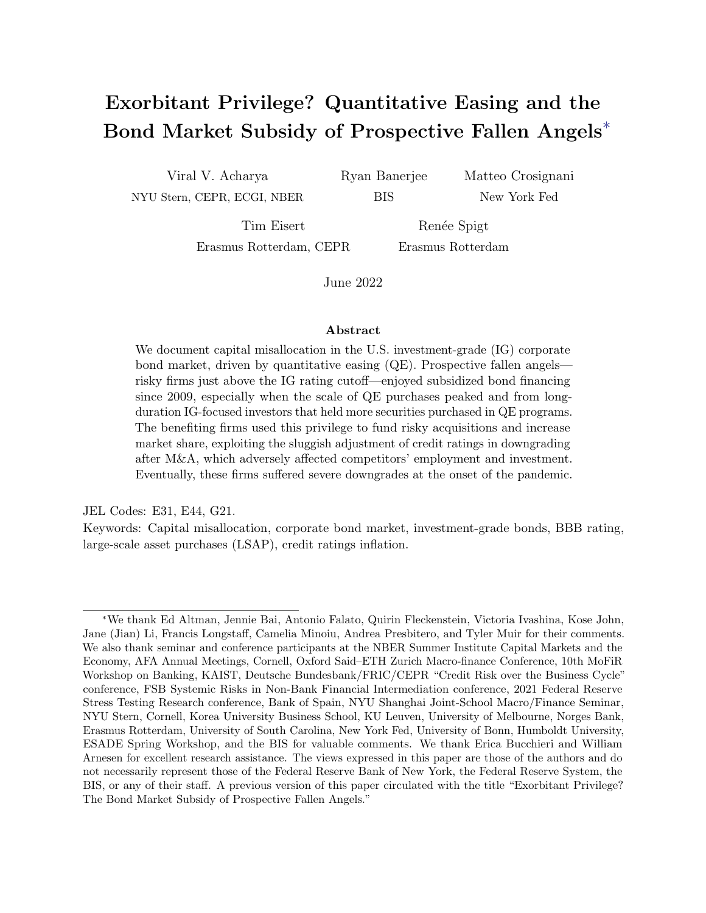# Exorbitant Privilege? Quantitative Easing and the Bond Market Subsidy of Prospective Fallen Angels*

Viral V. Acharya — NYU Stern, CEPR, ECGI, NBER

Ryan Banerjee — BIS

Matteo Crosignani — New York Fed

Tim Eisert — Erasmus Rotterdam, CEPR

Renée Spigt — Erasmus Rotterdam

June 2022

## Abstract

We document capital misallocation in the U.S. investment-grade (IG) corporate bond market, driven by quantitative easing (QE). Prospective fallen angels—risky firms just above the IG rating cutoff—enjoyed subsidized bond financing since 2009, especially when the scale of QE purchases peaked and from long-duration IG-focused investors that held more securities purchased in QE programs. The benefiting firms used this privilege to fund risky acquisitions and increase market share, exploiting the sluggish adjustment of credit ratings in downgrading after M&A, which adversely affected competitors' employment and investment. Eventually, these firms suffered severe downgrades at the onset of the pandemic.

JEL Codes: E31, E44, G21.

Keywords: Capital misallocation, corporate bond market, investment-grade bonds, BBB rating, large-scale asset purchases (LSAP), credit ratings inflation.

---

*We thank Ed Altman, Jennie Bai, Antonio Falato, Quirin Fleckenstein, Victoria Ivashina, Kose John, Jane (Jian) Li, Francis Longstaff, Camelia Minoiu, Andrea Presbitero, and Tyler Muir for their comments. We also thank seminar and conference participants at the NBER Summer Institute Capital Markets and the Economy, AFA Annual Meetings, Cornell, Oxford Said–ETH Zurich Macro-finance Conference, 10th MoFiR Workshop on Banking, KAIST, Deutsche Bundesbank/FRIC/CEPR "Credit Risk over the Business Cycle" conference, FSB Systemic Risks in Non-Bank Financial Intermediation conference, 2021 Federal Reserve Stress Testing Research conference, Bank of Spain, NYU Shanghai Joint-School Macro/Finance Seminar, NYU Stern, Cornell, Korea University Business School, KU Leuven, University of Melbourne, Norges Bank, Erasmus Rotterdam, University of South Carolina, New York Fed, University of Bonn, Humboldt University, ESADE Spring Workshop, and the BIS for valuable comments. We thank Erica Bucchieri and William Arnesen for excellent research assistance. The views expressed in this paper are those of the authors and do not necessarily represent those of the Federal Reserve Bank of New York, the Federal Reserve System, the BIS, or any of their staff. A previous version of this paper circulated with the title "Exorbitant Privilege? The Bond Market Subsidy of Prospective Fallen Angels."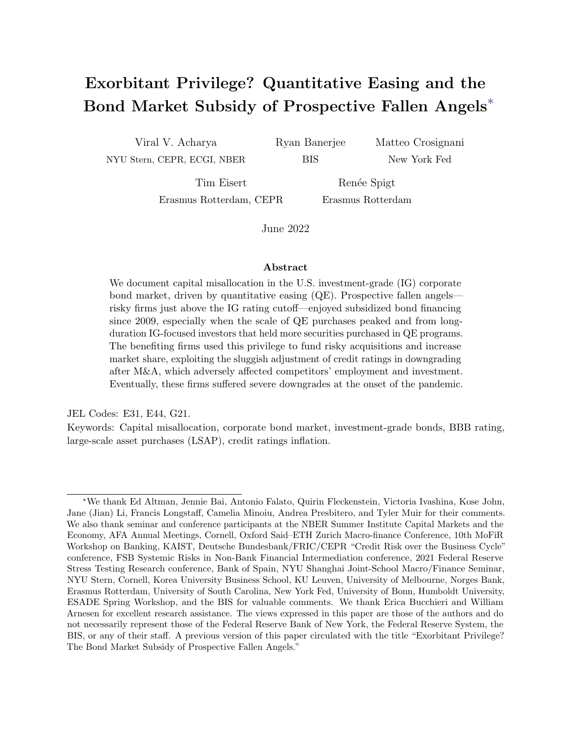# Exorbitant Privilege? Quantitative Easing and the Bond Market Subsidy of Prospective Fallen Angels[*]

Viral V. Acharya
NYU Stern, CEPR, ECGI, NBER

Ryan Banerjee
BIS

Matteo Crosignani
New York Fed

Tim Eisert
Erasmus Rotterdam, CEPR

Renée Spigt
Erasmus Rotterdam

June 2022

### Abstract

We document capital misallocation in the U.S. investment-grade (IG) corporate bond market, driven by quantitative easing (QE). Prospective fallen angels—risky firms just above the IG rating cutoff—enjoyed subsidized bond financing since 2009, especially when the scale of QE purchases peaked and from long-duration IG-focused investors that held more securities purchased in QE programs. The benefiting firms used this privilege to fund risky acquisitions and increase market share, exploiting the sluggish adjustment of credit ratings in downgrading after M&A, which adversely affected competitors' employment and investment. Eventually, these firms suffered severe downgrades at the onset of the pandemic.

JEL Codes: E31, E44, G21.
Keywords: Capital misallocation, corporate bond market, investment-grade bonds, BBB rating, large-scale asset purchases (LSAP), credit ratings inflation.

---

[*]We thank Ed Altman, Jennie Bai, Antonio Falato, Quirin Fleckenstein, Victoria Ivashina, Kose John, Jane (Jian) Li, Francis Longstaff, Camelia Minoiu, Andrea Presbitero, and Tyler Muir for their comments. We also thank seminar and conference participants at the NBER Summer Institute Capital Markets and the Economy, AFA Annual Meetings, Cornell, Oxford Said–ETH Zurich Macro-finance Conference, 10th MoFiR Workshop on Banking, KAIST, Deutsche Bundesbank/FRIC/CEPR "Credit Risk over the Business Cycle" conference, FSB Systemic Risks in Non-Bank Financial Intermediation conference, 2021 Federal Reserve Stress Testing Research conference, Bank of Spain, NYU Shanghai Joint-School Macro/Finance Seminar, NYU Stern, Cornell, Korea University Business School, KU Leuven, University of Melbourne, Norges Bank, Erasmus Rotterdam, University of South Carolina, New York Fed, University of Bonn, Humboldt University, ESADE Spring Workshop, and the BIS for valuable comments. We thank Erica Bucchieri and William Arnesen for excellent research assistance. The views expressed in this paper are those of the authors and do not necessarily represent those of the Federal Reserve Bank of New York, the Federal Reserve System, the BIS, or any of their staff. A previous version of this paper circulated with the title "Exorbitant Privilege? The Bond Market Subsidy of Prospective Fallen Angels."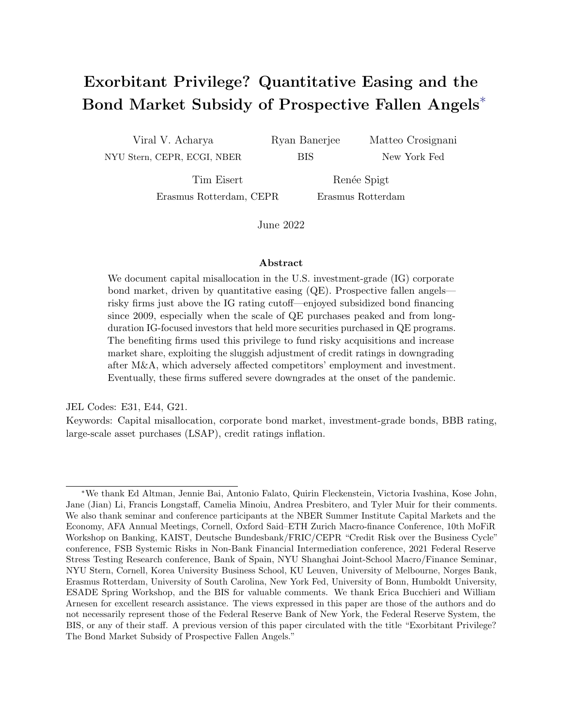# Exorbitant Privilege? Quantitative Easing and the Bond Market Subsidy of Prospective Fallen Angels*

Viral V. Acharya
NYU Stern, CEPR, ECGI, NBER

Ryan Banerjee
BIS

Matteo Crosignani
New York Fed

Tim Eisert
Erasmus Rotterdam, CEPR

Renée Spigt
Erasmus Rotterdam

June 2022

## Abstract

We document capital misallocation in the U.S. investment-grade (IG) corporate bond market, driven by quantitative easing (QE). Prospective fallen angels—risky firms just above the IG rating cutoff—enjoyed subsidized bond financing since 2009, especially when the scale of QE purchases peaked and from long-duration IG-focused investors that held more securities purchased in QE programs. The benefiting firms used this privilege to fund risky acquisitions and increase market share, exploiting the sluggish adjustment of credit ratings in downgrading after M&A, which adversely affected competitors' employment and investment. Eventually, these firms suffered severe downgrades at the onset of the pandemic.

JEL Codes: E31, E44, G21.
Keywords: Capital misallocation, corporate bond market, investment-grade bonds, BBB rating, large-scale asset purchases (LSAP), credit ratings inflation.

*We thank Ed Altman, Jennie Bai, Antonio Falato, Quirin Fleckenstein, Victoria Ivashina, Kose John, Jane (Jian) Li, Francis Longstaff, Camelia Minoiu, Andrea Presbitero, and Tyler Muir for their comments. We also thank seminar and conference participants at the NBER Summer Institute Capital Markets and the Economy, AFA Annual Meetings, Cornell, Oxford Said–ETH Zurich Macro-finance Conference, 10th MoFiR Workshop on Banking, KAIST, Deutsche Bundesbank/FRIC/CEPR "Credit Risk over the Business Cycle" conference, FSB Systemic Risks in Non-Bank Financial Intermediation conference, 2021 Federal Reserve Stress Testing Research conference, Bank of Spain, NYU Shanghai Joint-School Macro/Finance Seminar, NYU Stern, Cornell, Korea University Business School, KU Leuven, University of Melbourne, Norges Bank, Erasmus Rotterdam, University of South Carolina, New York Fed, University of Bonn, Humboldt University, ESADE Spring Workshop, and the BIS for valuable comments. We thank Erica Bucchieri and William Arnesen for excellent research assistance. The views expressed in this paper are those of the authors and do not necessarily represent those of the Federal Reserve Bank of New York, the Federal Reserve System, the BIS, or any of their staff. A previous version of this paper circulated with the title "Exorbitant Privilege? The Bond Market Subsidy of Prospective Fallen Angels."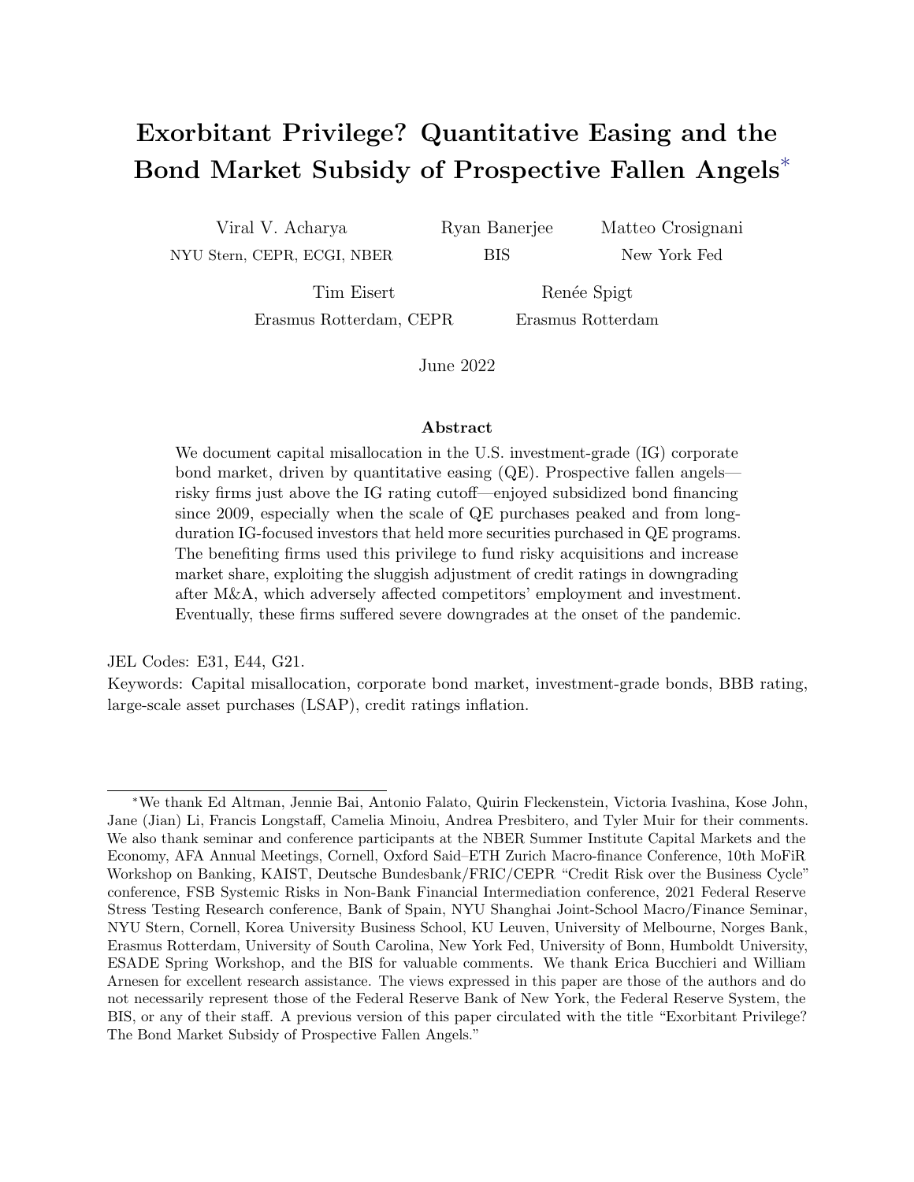# Exorbitant Privilege? Quantitative Easing and the Bond Market Subsidy of Prospective Fallen Angels*

Viral V. Acharya
NYU Stern, CEPR, ECGI, NBER

Ryan Banerjee
BIS

Matteo Crosignani
New York Fed

Tim Eisert
Erasmus Rotterdam, CEPR

Renée Spigt
Erasmus Rotterdam

June 2022

## Abstract

We document capital misallocation in the U.S. investment-grade (IG) corporate bond market, driven by quantitative easing (QE). Prospective fallen angels—risky firms just above the IG rating cutoff—enjoyed subsidized bond financing since 2009, especially when the scale of QE purchases peaked and from long-duration IG-focused investors that held more securities purchased in QE programs. The benefiting firms used this privilege to fund risky acquisitions and increase market share, exploiting the sluggish adjustment of credit ratings in downgrading after M&A, which adversely affected competitors' employment and investment. Eventually, these firms suffered severe downgrades at the onset of the pandemic.

JEL Codes: E31, E44, G21.

Keywords: Capital misallocation, corporate bond market, investment-grade bonds, BBB rating, large-scale asset purchases (LSAP), credit ratings inflation.

---

*We thank Ed Altman, Jennie Bai, Antonio Falato, Quirin Fleckenstein, Victoria Ivashina, Kose John, Jane (Jian) Li, Francis Longstaff, Camelia Minoiu, Andrea Presbitero, and Tyler Muir for their comments. We also thank seminar and conference participants at the NBER Summer Institute Capital Markets and the Economy, AFA Annual Meetings, Cornell, Oxford Said–ETH Zurich Macro-finance Conference, 10th MoFiR Workshop on Banking, KAIST, Deutsche Bundesbank/FRIC/CEPR "Credit Risk over the Business Cycle" conference, FSB Systemic Risks in Non-Bank Financial Intermediation conference, 2021 Federal Reserve Stress Testing Research conference, Bank of Spain, NYU Shanghai Joint-School Macro/Finance Seminar, NYU Stern, Cornell, Korea University Business School, KU Leuven, University of Melbourne, Norges Bank, Erasmus Rotterdam, University of South Carolina, New York Fed, University of Bonn, Humboldt University, ESADE Spring Workshop, and the BIS for valuable comments. We thank Erica Bucchieri and William Arnesen for excellent research assistance. The views expressed in this paper are those of the authors and do not necessarily represent those of the Federal Reserve Bank of New York, the Federal Reserve System, the BIS, or any of their staff. A previous version of this paper circulated with the title "Exorbitant Privilege? The Bond Market Subsidy of Prospective Fallen Angels."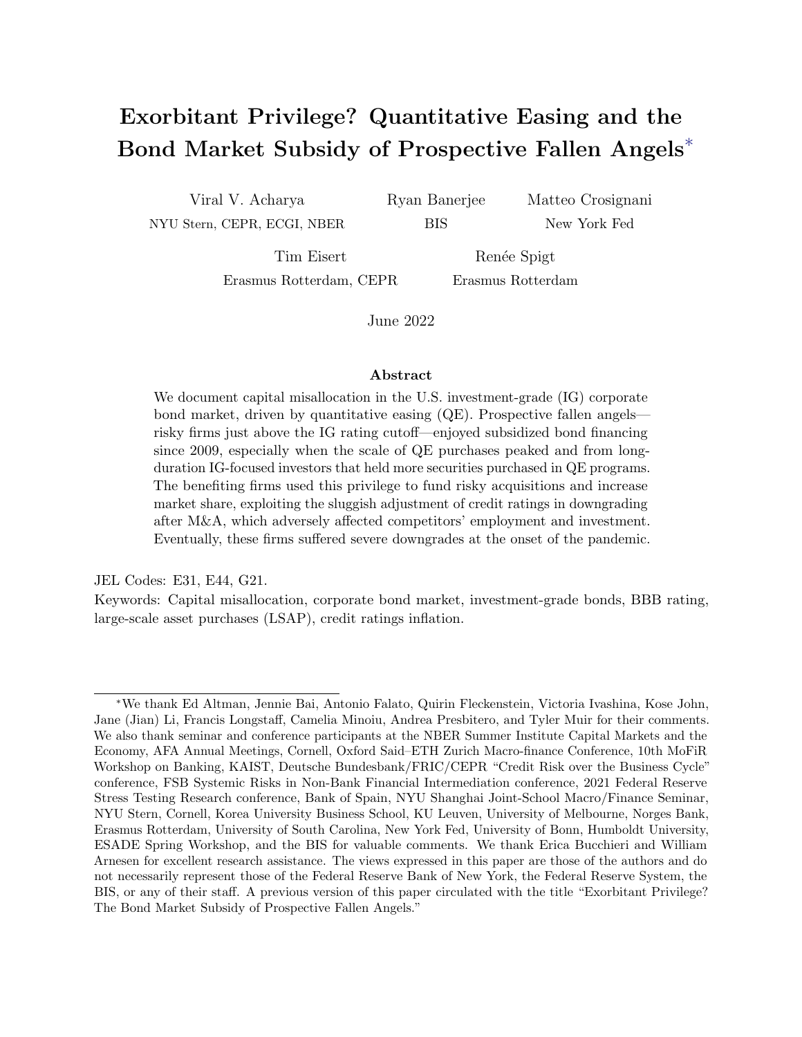# Exorbitant Privilege? Quantitative Easing and the Bond Market Subsidy of Prospective Fallen Angels*

Viral V. Acharya
NYU Stern, CEPR, ECGI, NBER

Ryan Banerjee
BIS

Matteo Crosignani
New York Fed

Tim Eisert
Erasmus Rotterdam, CEPR

Renée Spigt
Erasmus Rotterdam

June 2022

### Abstract

We document capital misallocation in the U.S. investment-grade (IG) corporate bond market, driven by quantitative easing (QE). Prospective fallen angels—risky firms just above the IG rating cutoff—enjoyed subsidized bond financing since 2009, especially when the scale of QE purchases peaked and from long-duration IG-focused investors that held more securities purchased in QE programs. The benefiting firms used this privilege to fund risky acquisitions and increase market share, exploiting the sluggish adjustment of credit ratings in downgrading after M&A, which adversely affected competitors' employment and investment. Eventually, these firms suffered severe downgrades at the onset of the pandemic.

JEL Codes: E31, E44, G21.
Keywords: Capital misallocation, corporate bond market, investment-grade bonds, BBB rating, large-scale asset purchases (LSAP), credit ratings inflation.

*We thank Ed Altman, Jennie Bai, Antonio Falato, Quirin Fleckenstein, Victoria Ivashina, Kose John, Jane (Jian) Li, Francis Longstaff, Camelia Minoiu, Andrea Presbitero, and Tyler Muir for their comments. We also thank seminar and conference participants at the NBER Summer Institute Capital Markets and the Economy, AFA Annual Meetings, Cornell, Oxford Said–ETH Zurich Macro-finance Conference, 10th MoFiR Workshop on Banking, KAIST, Deutsche Bundesbank/FRIC/CEPR "Credit Risk over the Business Cycle" conference, FSB Systemic Risks in Non-Bank Financial Intermediation conference, 2021 Federal Reserve Stress Testing Research conference, Bank of Spain, NYU Shanghai Joint-School Macro/Finance Seminar, NYU Stern, Cornell, Korea University Business School, KU Leuven, University of Melbourne, Norges Bank, Erasmus Rotterdam, University of South Carolina, New York Fed, University of Bonn, Humboldt University, ESADE Spring Workshop, and the BIS for valuable comments. We thank Erica Bucchieri and William Arnesen for excellent research assistance. The views expressed in this paper are those of the authors and do not necessarily represent those of the Federal Reserve Bank of New York, the Federal Reserve System, the BIS, or any of their staff. A previous version of this paper circulated with the title "Exorbitant Privilege? The Bond Market Subsidy of Prospective Fallen Angels."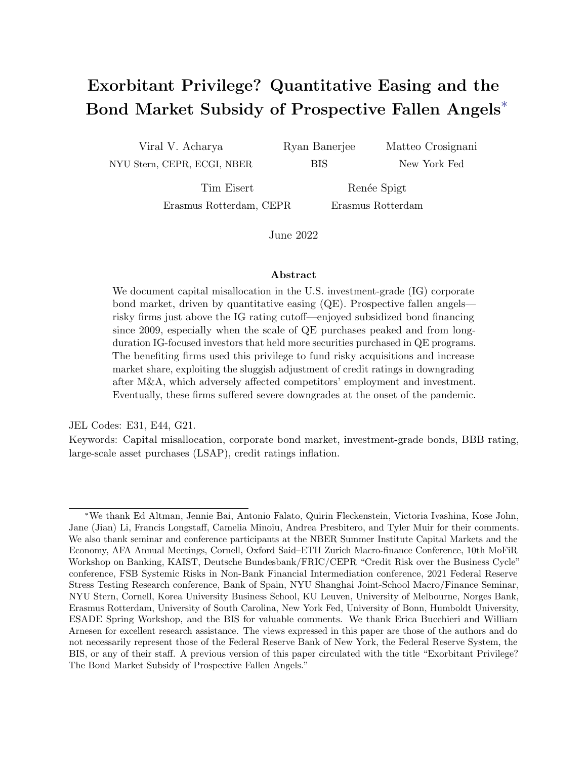# Exorbitant Privilege? Quantitative Easing and the Bond Market Subsidy of Prospective Fallen Angels*

Viral V. Acharya
NYU Stern, CEPR, ECGI, NBER

Ryan Banerjee
BIS

Matteo Crosignani
New York Fed

Tim Eisert
Erasmus Rotterdam, CEPR

Renée Spigt
Erasmus Rotterdam

June 2022

### Abstract

We document capital misallocation in the U.S. investment-grade (IG) corporate bond market, driven by quantitative easing (QE). Prospective fallen angels—risky firms just above the IG rating cutoff—enjoyed subsidized bond financing since 2009, especially when the scale of QE purchases peaked and from long-duration IG-focused investors that held more securities purchased in QE programs. The benefiting firms used this privilege to fund risky acquisitions and increase market share, exploiting the sluggish adjustment of credit ratings in downgrading after M&A, which adversely affected competitors' employment and investment. Eventually, these firms suffered severe downgrades at the onset of the pandemic.

JEL Codes: E31, E44, G21.

Keywords: Capital misallocation, corporate bond market, investment-grade bonds, BBB rating, large-scale asset purchases (LSAP), credit ratings inflation.

---

*We thank Ed Altman, Jennie Bai, Antonio Falato, Quirin Fleckenstein, Victoria Ivashina, Kose John, Jane (Jian) Li, Francis Longstaff, Camelia Minoiu, Andrea Presbitero, and Tyler Muir for their comments. We also thank seminar and conference participants at the NBER Summer Institute Capital Markets and the Economy, AFA Annual Meetings, Cornell, Oxford Said–ETH Zurich Macro-finance Conference, 10th MoFiR Workshop on Banking, KAIST, Deutsche Bundesbank/FRIC/CEPR "Credit Risk over the Business Cycle" conference, FSB Systemic Risks in Non-Bank Financial Intermediation conference, 2021 Federal Reserve Stress Testing Research conference, Bank of Spain, NYU Shanghai Joint-School Macro/Finance Seminar, NYU Stern, Cornell, Korea University Business School, KU Leuven, University of Melbourne, Norges Bank, Erasmus Rotterdam, University of South Carolina, New York Fed, University of Bonn, Humboldt University, ESADE Spring Workshop, and the BIS for valuable comments. We thank Erica Bucchieri and William Arnesen for excellent research assistance. The views expressed in this paper are those of the authors and do not necessarily represent those of the Federal Reserve Bank of New York, the Federal Reserve System, the BIS, or any of their staff. A previous version of this paper circulated with the title "Exorbitant Privilege? The Bond Market Subsidy of Prospective Fallen Angels."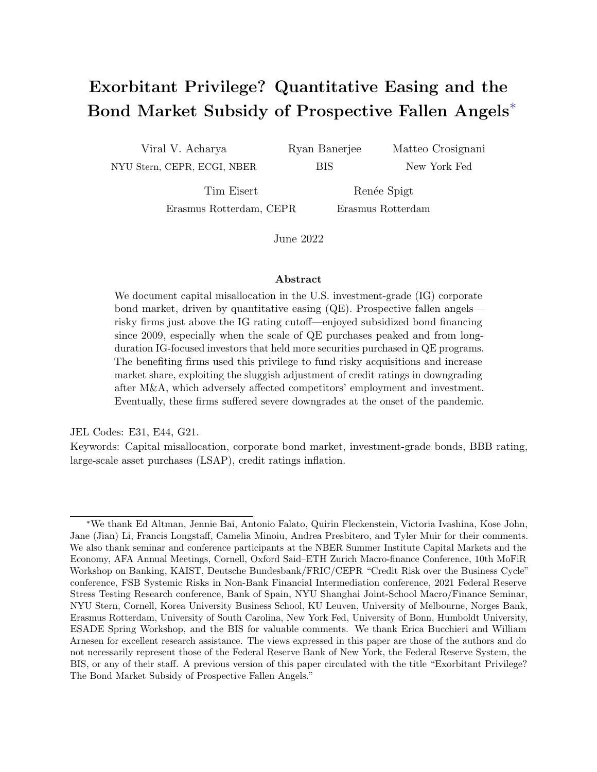# Exorbitant Privilege? Quantitative Easing and the Bond Market Subsidy of Prospective Fallen Angels*

Viral V. Acharya
NYU Stern, CEPR, ECGI, NBER

Ryan Banerjee
BIS

Matteo Crosignani
New York Fed

Tim Eisert
Erasmus Rotterdam, CEPR

Renée Spigt
Erasmus Rotterdam

June 2022

## Abstract

We document capital misallocation in the U.S. investment-grade (IG) corporate bond market, driven by quantitative easing (QE). Prospective fallen angels—risky firms just above the IG rating cutoff—enjoyed subsidized bond financing since 2009, especially when the scale of QE purchases peaked and from long-duration IG-focused investors that held more securities purchased in QE programs. The benefiting firms used this privilege to fund risky acquisitions and increase market share, exploiting the sluggish adjustment of credit ratings in downgrading after M&A, which adversely affected competitors' employment and investment. Eventually, these firms suffered severe downgrades at the onset of the pandemic.

JEL Codes: E31, E44, G21.
Keywords: Capital misallocation, corporate bond market, investment-grade bonds, BBB rating, large-scale asset purchases (LSAP), credit ratings inflation.

*We thank Ed Altman, Jennie Bai, Antonio Falato, Quirin Fleckenstein, Victoria Ivashina, Kose John, Jane (Jian) Li, Francis Longstaff, Camelia Minoiu, Andrea Presbitero, and Tyler Muir for their comments. We also thank seminar and conference participants at the NBER Summer Institute Capital Markets and the Economy, AFA Annual Meetings, Cornell, Oxford Said–ETH Zurich Macro-finance Conference, 10th MoFiR Workshop on Banking, KAIST, Deutsche Bundesbank/FRIC/CEPR "Credit Risk over the Business Cycle" conference, FSB Systemic Risks in Non-Bank Financial Intermediation conference, 2021 Federal Reserve Stress Testing Research conference, Bank of Spain, NYU Shanghai Joint-School Macro/Finance Seminar, NYU Stern, Cornell, Korea University Business School, KU Leuven, University of Melbourne, Norges Bank, Erasmus Rotterdam, University of South Carolina, New York Fed, University of Bonn, Humboldt University, ESADE Spring Workshop, and the BIS for valuable comments. We thank Erica Bucchieri and William Arnesen for excellent research assistance. The views expressed in this paper are those of the authors and do not necessarily represent those of the Federal Reserve Bank of New York, the Federal Reserve System, the BIS, or any of their staff. A previous version of this paper circulated with the title "Exorbitant Privilege? The Bond Market Subsidy of Prospective Fallen Angels."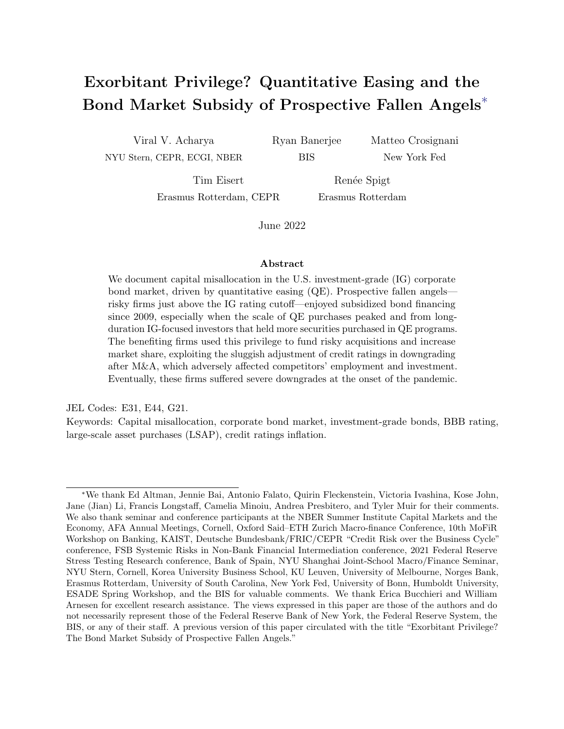# Exorbitant Privilege? Quantitative Easing and the Bond Market Subsidy of Prospective Fallen Angels[*]

Viral V. Acharya — NYU Stern, CEPR, ECGI, NBER

Ryan Banerjee — BIS

Matteo Crosignani — New York Fed

Tim Eisert — Erasmus Rotterdam, CEPR

Renée Spigt — Erasmus Rotterdam

June 2022

### Abstract

We document capital misallocation in the U.S. investment-grade (IG) corporate bond market, driven by quantitative easing (QE). Prospective fallen angels—risky firms just above the IG rating cutoff—enjoyed subsidized bond financing since 2009, especially when the scale of QE purchases peaked and from long-duration IG-focused investors that held more securities purchased in QE programs. The benefiting firms used this privilege to fund risky acquisitions and increase market share, exploiting the sluggish adjustment of credit ratings in downgrading after M&A, which adversely affected competitors' employment and investment. Eventually, these firms suffered severe downgrades at the onset of the pandemic.

JEL Codes: E31, E44, G21.

Keywords: Capital misallocation, corporate bond market, investment-grade bonds, BBB rating, large-scale asset purchases (LSAP), credit ratings inflation.

---

[*]We thank Ed Altman, Jennie Bai, Antonio Falato, Quirin Fleckenstein, Victoria Ivashina, Kose John, Jane (Jian) Li, Francis Longstaff, Camelia Minoiu, Andrea Presbitero, and Tyler Muir for their comments. We also thank seminar and conference participants at the NBER Summer Institute Capital Markets and the Economy, AFA Annual Meetings, Cornell, Oxford Said–ETH Zurich Macro-finance Conference, 10th MoFiR Workshop on Banking, KAIST, Deutsche Bundesbank/FRIC/CEPR "Credit Risk over the Business Cycle" conference, FSB Systemic Risks in Non-Bank Financial Intermediation conference, 2021 Federal Reserve Stress Testing Research conference, Bank of Spain, NYU Shanghai Joint-School Macro/Finance Seminar, NYU Stern, Cornell, Korea University Business School, KU Leuven, University of Melbourne, Norges Bank, Erasmus Rotterdam, University of South Carolina, New York Fed, University of Bonn, Humboldt University, ESADE Spring Workshop, and the BIS for valuable comments. We thank Erica Bucchieri and William Arnesen for excellent research assistance. The views expressed in this paper are those of the authors and do not necessarily represent those of the Federal Reserve Bank of New York, the Federal Reserve System, the BIS, or any of their staff. A previous version of this paper circulated with the title "Exorbitant Privilege? The Bond Market Subsidy of Prospective Fallen Angels."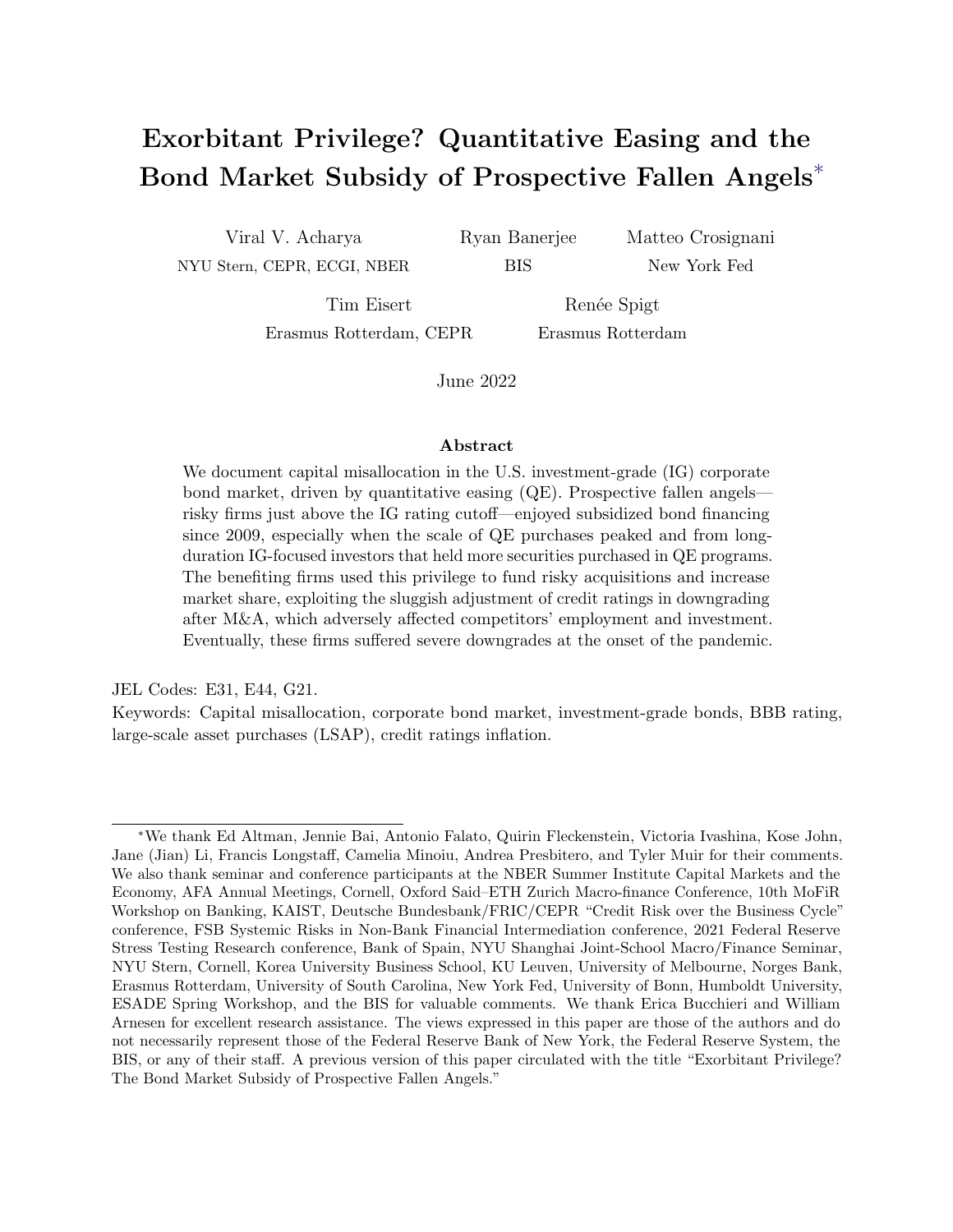# Exorbitant Privilege? Quantitative Easing and the Bond Market Subsidy of Prospective Fallen Angels*

Viral V. Acharya
NYU Stern, CEPR, ECGI, NBER

Ryan Banerjee
BIS

Matteo Crosignani
New York Fed

Tim Eisert
Erasmus Rotterdam, CEPR

Renée Spigt
Erasmus Rotterdam

June 2022

### Abstract

We document capital misallocation in the U.S. investment-grade (IG) corporate bond market, driven by quantitative easing (QE). Prospective fallen angels—risky firms just above the IG rating cutoff—enjoyed subsidized bond financing since 2009, especially when the scale of QE purchases peaked and from long-duration IG-focused investors that held more securities purchased in QE programs. The benefiting firms used this privilege to fund risky acquisitions and increase market share, exploiting the sluggish adjustment of credit ratings in downgrading after M&A, which adversely affected competitors' employment and investment. Eventually, these firms suffered severe downgrades at the onset of the pandemic.

JEL Codes: E31, E44, G21.
Keywords: Capital misallocation, corporate bond market, investment-grade bonds, BBB rating, large-scale asset purchases (LSAP), credit ratings inflation.

*We thank Ed Altman, Jennie Bai, Antonio Falato, Quirin Fleckenstein, Victoria Ivashina, Kose John, Jane (Jian) Li, Francis Longstaff, Camelia Minoiu, Andrea Presbitero, and Tyler Muir for their comments. We also thank seminar and conference participants at the NBER Summer Institute Capital Markets and the Economy, AFA Annual Meetings, Cornell, Oxford Said–ETH Zurich Macro-finance Conference, 10th MoFiR Workshop on Banking, KAIST, Deutsche Bundesbank/FRIC/CEPR "Credit Risk over the Business Cycle" conference, FSB Systemic Risks in Non-Bank Financial Intermediation conference, 2021 Federal Reserve Stress Testing Research conference, Bank of Spain, NYU Shanghai Joint-School Macro/Finance Seminar, NYU Stern, Cornell, Korea University Business School, KU Leuven, University of Melbourne, Norges Bank, Erasmus Rotterdam, University of South Carolina, New York Fed, University of Bonn, Humboldt University, ESADE Spring Workshop, and the BIS for valuable comments. We thank Erica Bucchieri and William Arnesen for excellent research assistance. The views expressed in this paper are those of the authors and do not necessarily represent those of the Federal Reserve Bank of New York, the Federal Reserve System, the BIS, or any of their staff. A previous version of this paper circulated with the title "Exorbitant Privilege? The Bond Market Subsidy of Prospective Fallen Angels."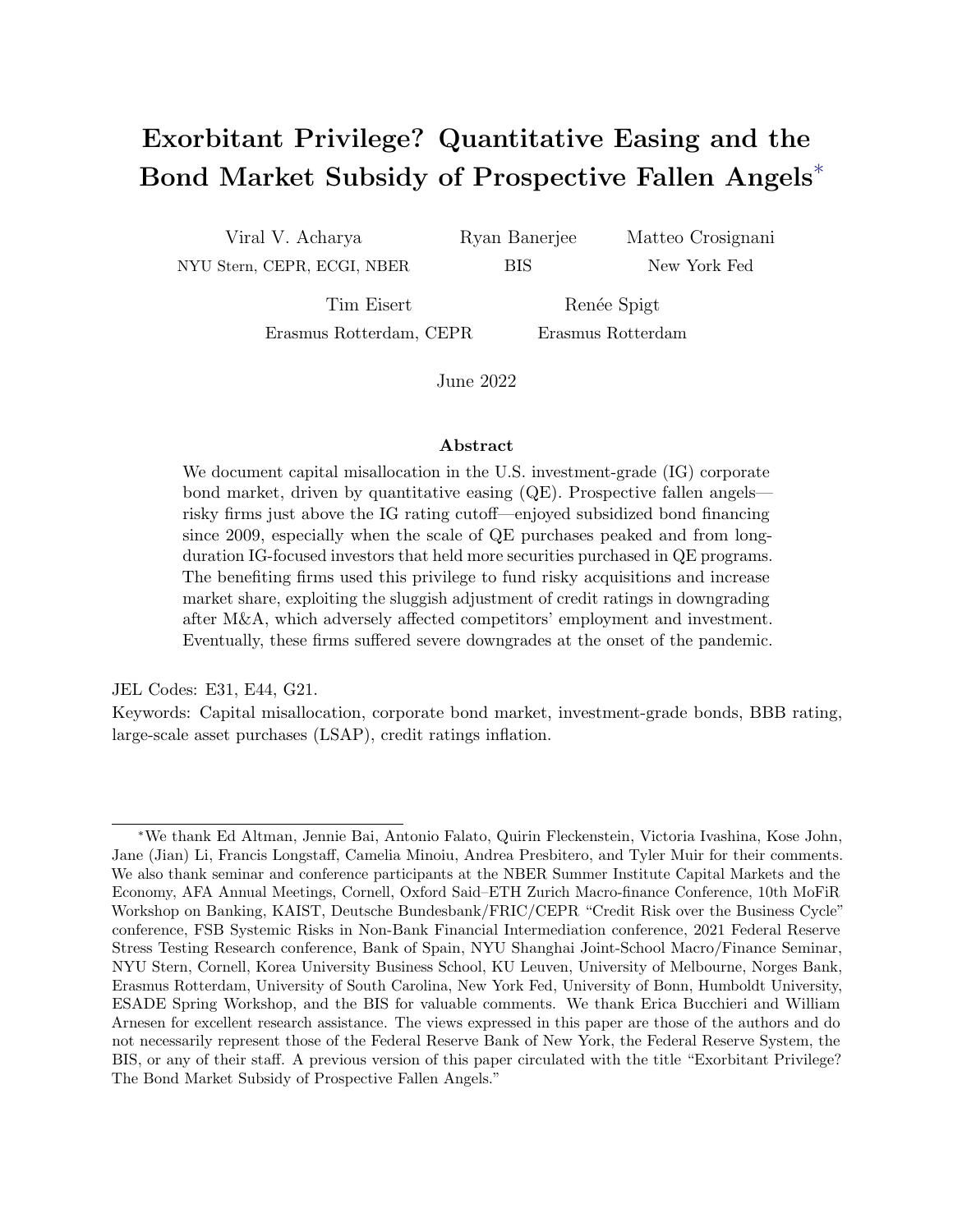# Exorbitant Privilege? Quantitative Easing and the Bond Market Subsidy of Prospective Fallen Angels*

Viral V. Acharya — NYU Stern, CEPR, ECGI, NBER

Ryan Banerjee — BIS

Matteo Crosignani — New York Fed

Tim Eisert — Erasmus Rotterdam, CEPR

Renée Spigt — Erasmus Rotterdam

June 2022

## Abstract

We document capital misallocation in the U.S. investment-grade (IG) corporate bond market, driven by quantitative easing (QE). Prospective fallen angels—risky firms just above the IG rating cutoff—enjoyed subsidized bond financing since 2009, especially when the scale of QE purchases peaked and from long-duration IG-focused investors that held more securities purchased in QE programs. The benefiting firms used this privilege to fund risky acquisitions and increase market share, exploiting the sluggish adjustment of credit ratings in downgrading after M&A, which adversely affected competitors' employment and investment. Eventually, these firms suffered severe downgrades at the onset of the pandemic.

JEL Codes: E31, E44, G21.

Keywords: Capital misallocation, corporate bond market, investment-grade bonds, BBB rating, large-scale asset purchases (LSAP), credit ratings inflation.

---

*We thank Ed Altman, Jennie Bai, Antonio Falato, Quirin Fleckenstein, Victoria Ivashina, Kose John, Jane (Jian) Li, Francis Longstaff, Camelia Minoiu, Andrea Presbitero, and Tyler Muir for their comments. We also thank seminar and conference participants at the NBER Summer Institute Capital Markets and the Economy, AFA Annual Meetings, Cornell, Oxford Said–ETH Zurich Macro-finance Conference, 10th MoFiR Workshop on Banking, KAIST, Deutsche Bundesbank/FRIC/CEPR "Credit Risk over the Business Cycle" conference, FSB Systemic Risks in Non-Bank Financial Intermediation conference, 2021 Federal Reserve Stress Testing Research conference, Bank of Spain, NYU Shanghai Joint-School Macro/Finance Seminar, NYU Stern, Cornell, Korea University Business School, KU Leuven, University of Melbourne, Norges Bank, Erasmus Rotterdam, University of South Carolina, New York Fed, University of Bonn, Humboldt University, ESADE Spring Workshop, and the BIS for valuable comments. We thank Erica Bucchieri and William Arnesen for excellent research assistance. The views expressed in this paper are those of the authors and do not necessarily represent those of the Federal Reserve Bank of New York, the Federal Reserve System, the BIS, or any of their staff. A previous version of this paper circulated with the title "Exorbitant Privilege? The Bond Market Subsidy of Prospective Fallen Angels."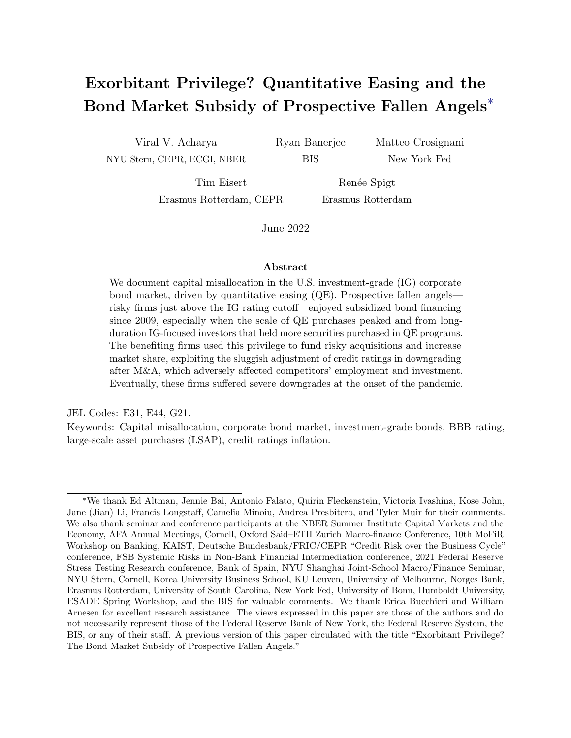# Exorbitant Privilege? Quantitative Easing and the Bond Market Subsidy of Prospective Fallen Angels*

Viral V. Acharya
NYU Stern, CEPR, ECGI, NBER

Ryan Banerjee
BIS

Matteo Crosignani
New York Fed

Tim Eisert
Erasmus Rotterdam, CEPR

Renée Spigt
Erasmus Rotterdam

June 2022

## Abstract

We document capital misallocation in the U.S. investment-grade (IG) corporate bond market, driven by quantitative easing (QE). Prospective fallen angels—risky firms just above the IG rating cutoff—enjoyed subsidized bond financing since 2009, especially when the scale of QE purchases peaked and from long-duration IG-focused investors that held more securities purchased in QE programs. The benefiting firms used this privilege to fund risky acquisitions and increase market share, exploiting the sluggish adjustment of credit ratings in downgrading after M&A, which adversely affected competitors' employment and investment. Eventually, these firms suffered severe downgrades at the onset of the pandemic.

JEL Codes: E31, E44, G21.

Keywords: Capital misallocation, corporate bond market, investment-grade bonds, BBB rating, large-scale asset purchases (LSAP), credit ratings inflation.

*We thank Ed Altman, Jennie Bai, Antonio Falato, Quirin Fleckenstein, Victoria Ivashina, Kose John, Jane (Jian) Li, Francis Longstaff, Camelia Minoiu, Andrea Presbitero, and Tyler Muir for their comments. We also thank seminar and conference participants at the NBER Summer Institute Capital Markets and the Economy, AFA Annual Meetings, Cornell, Oxford Said–ETH Zurich Macro-finance Conference, 10th MoFiR Workshop on Banking, KAIST, Deutsche Bundesbank/FRIC/CEPR "Credit Risk over the Business Cycle" conference, FSB Systemic Risks in Non-Bank Financial Intermediation conference, 2021 Federal Reserve Stress Testing Research conference, Bank of Spain, NYU Shanghai Joint-School Macro/Finance Seminar, NYU Stern, Cornell, Korea University Business School, KU Leuven, University of Melbourne, Norges Bank, Erasmus Rotterdam, University of South Carolina, New York Fed, University of Bonn, Humboldt University, ESADE Spring Workshop, and the BIS for valuable comments. We thank Erica Bucchieri and William Arnesen for excellent research assistance. The views expressed in this paper are those of the authors and do not necessarily represent those of the Federal Reserve Bank of New York, the Federal Reserve System, the BIS, or any of their staff. A previous version of this paper circulated with the title "Exorbitant Privilege? The Bond Market Subsidy of Prospective Fallen Angels."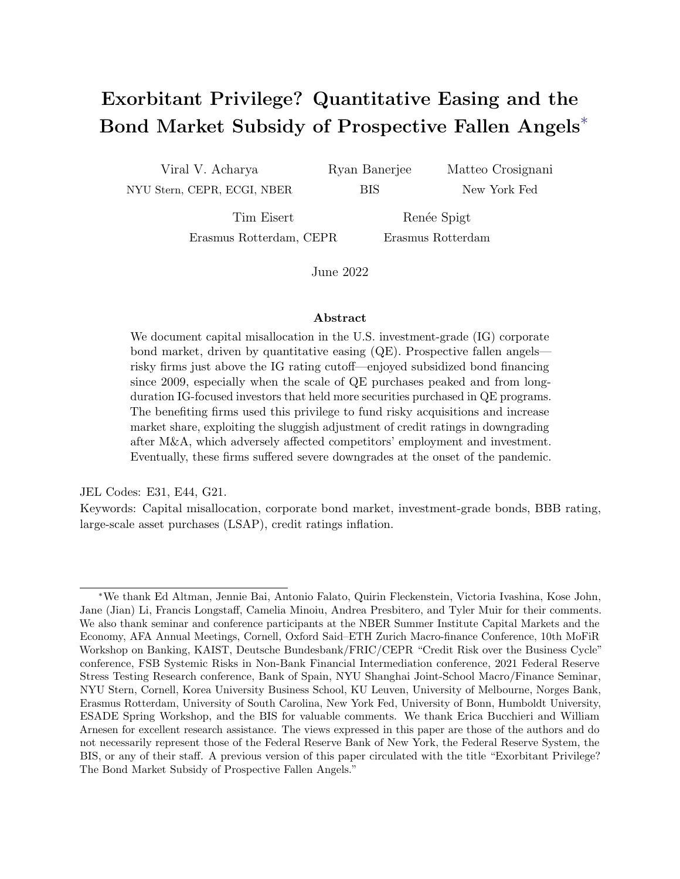# Exorbitant Privilege? Quantitative Easing and the Bond Market Subsidy of Prospective Fallen Angels*

Viral V. Acharya
NYU Stern, CEPR, ECGI, NBER

Ryan Banerjee
BIS

Matteo Crosignani
New York Fed

Tim Eisert
Erasmus Rotterdam, CEPR

Renée Spigt
Erasmus Rotterdam

June 2022

## Abstract

We document capital misallocation in the U.S. investment-grade (IG) corporate bond market, driven by quantitative easing (QE). Prospective fallen angels—risky firms just above the IG rating cutoff—enjoyed subsidized bond financing since 2009, especially when the scale of QE purchases peaked and from long-duration IG-focused investors that held more securities purchased in QE programs. The benefiting firms used this privilege to fund risky acquisitions and increase market share, exploiting the sluggish adjustment of credit ratings in downgrading after M&A, which adversely affected competitors' employment and investment. Eventually, these firms suffered severe downgrades at the onset of the pandemic.

JEL Codes: E31, E44, G21.
Keywords: Capital misallocation, corporate bond market, investment-grade bonds, BBB rating, large-scale asset purchases (LSAP), credit ratings inflation.

*We thank Ed Altman, Jennie Bai, Antonio Falato, Quirin Fleckenstein, Victoria Ivashina, Kose John, Jane (Jian) Li, Francis Longstaff, Camelia Minoiu, Andrea Presbitero, and Tyler Muir for their comments. We also thank seminar and conference participants at the NBER Summer Institute Capital Markets and the Economy, AFA Annual Meetings, Cornell, Oxford Said–ETH Zurich Macro-finance Conference, 10th MoFiR Workshop on Banking, KAIST, Deutsche Bundesbank/FRIC/CEPR "Credit Risk over the Business Cycle" conference, FSB Systemic Risks in Non-Bank Financial Intermediation conference, 2021 Federal Reserve Stress Testing Research conference, Bank of Spain, NYU Shanghai Joint-School Macro/Finance Seminar, NYU Stern, Cornell, Korea University Business School, KU Leuven, University of Melbourne, Norges Bank, Erasmus Rotterdam, University of South Carolina, New York Fed, University of Bonn, Humboldt University, ESADE Spring Workshop, and the BIS for valuable comments. We thank Erica Bucchieri and William Arnesen for excellent research assistance. The views expressed in this paper are those of the authors and do not necessarily represent those of the Federal Reserve Bank of New York, the Federal Reserve System, the BIS, or any of their staff. A previous version of this paper circulated with the title "Exorbitant Privilege? The Bond Market Subsidy of Prospective Fallen Angels."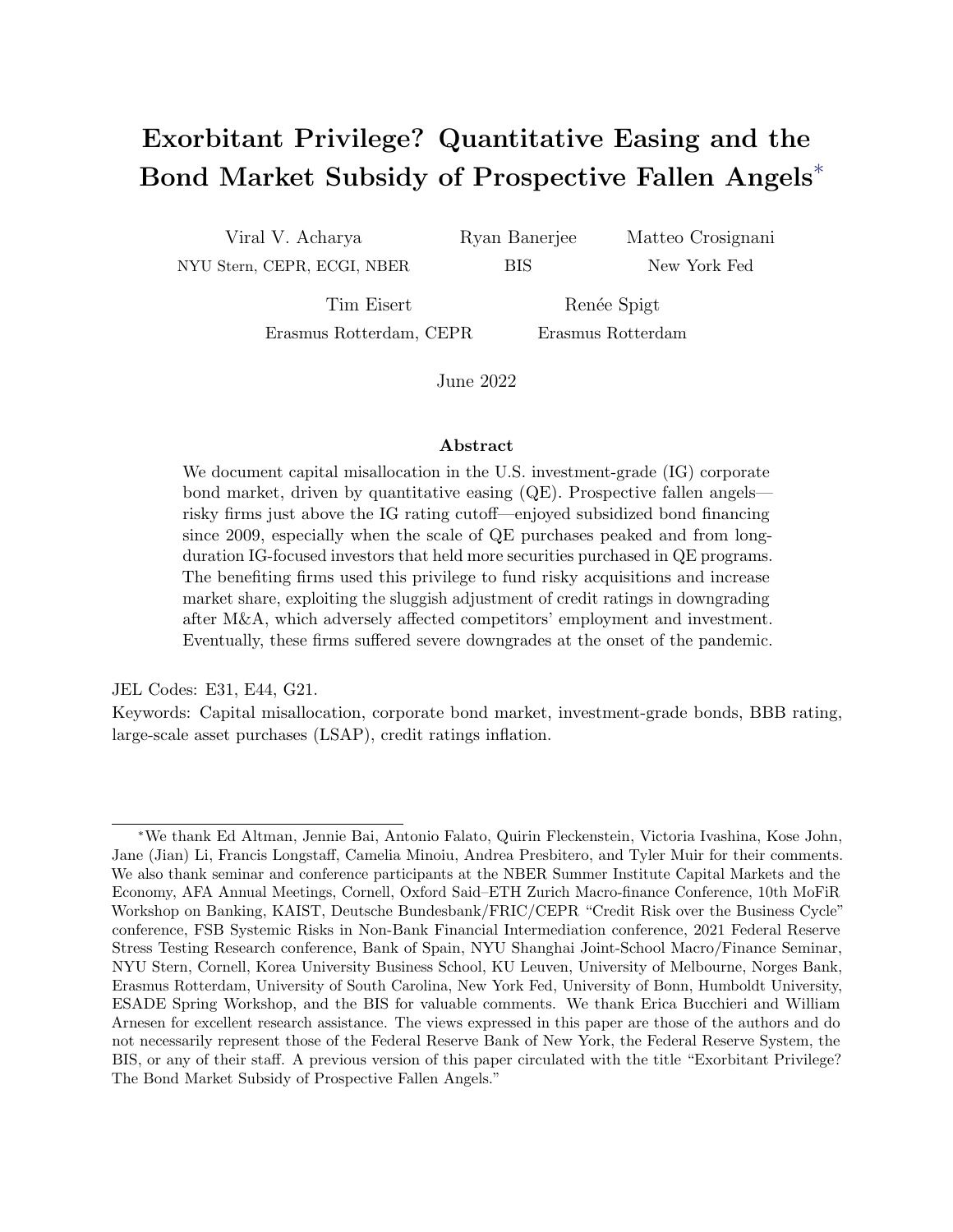# Exorbitant Privilege? Quantitative Easing and the Bond Market Subsidy of Prospective Fallen Angels*

Viral V. Acharya
NYU Stern, CEPR, ECGI, NBER

Ryan Banerjee
BIS

Matteo Crosignani
New York Fed

Tim Eisert
Erasmus Rotterdam, CEPR

Renée Spigt
Erasmus Rotterdam

June 2022

### Abstract

We document capital misallocation in the U.S. investment-grade (IG) corporate bond market, driven by quantitative easing (QE). Prospective fallen angels—risky firms just above the IG rating cutoff—enjoyed subsidized bond financing since 2009, especially when the scale of QE purchases peaked and from long-duration IG-focused investors that held more securities purchased in QE programs. The benefiting firms used this privilege to fund risky acquisitions and increase market share, exploiting the sluggish adjustment of credit ratings in downgrading after M&A, which adversely affected competitors' employment and investment. Eventually, these firms suffered severe downgrades at the onset of the pandemic.

JEL Codes: E31, E44, G21.

Keywords: Capital misallocation, corporate bond market, investment-grade bonds, BBB rating, large-scale asset purchases (LSAP), credit ratings inflation.

---

*We thank Ed Altman, Jennie Bai, Antonio Falato, Quirin Fleckenstein, Victoria Ivashina, Kose John, Jane (Jian) Li, Francis Longstaff, Camelia Minoiu, Andrea Presbitero, and Tyler Muir for their comments. We also thank seminar and conference participants at the NBER Summer Institute Capital Markets and the Economy, AFA Annual Meetings, Cornell, Oxford Said–ETH Zurich Macro-finance Conference, 10th MoFiR Workshop on Banking, KAIST, Deutsche Bundesbank/FRIC/CEPR "Credit Risk over the Business Cycle" conference, FSB Systemic Risks in Non-Bank Financial Intermediation conference, 2021 Federal Reserve Stress Testing Research conference, Bank of Spain, NYU Shanghai Joint-School Macro/Finance Seminar, NYU Stern, Cornell, Korea University Business School, KU Leuven, University of Melbourne, Norges Bank, Erasmus Rotterdam, University of South Carolina, New York Fed, University of Bonn, Humboldt University, ESADE Spring Workshop, and the BIS for valuable comments. We thank Erica Bucchieri and William Arnesen for excellent research assistance. The views expressed in this paper are those of the authors and do not necessarily represent those of the Federal Reserve Bank of New York, the Federal Reserve System, the BIS, or any of their staff. A previous version of this paper circulated with the title "Exorbitant Privilege? The Bond Market Subsidy of Prospective Fallen Angels."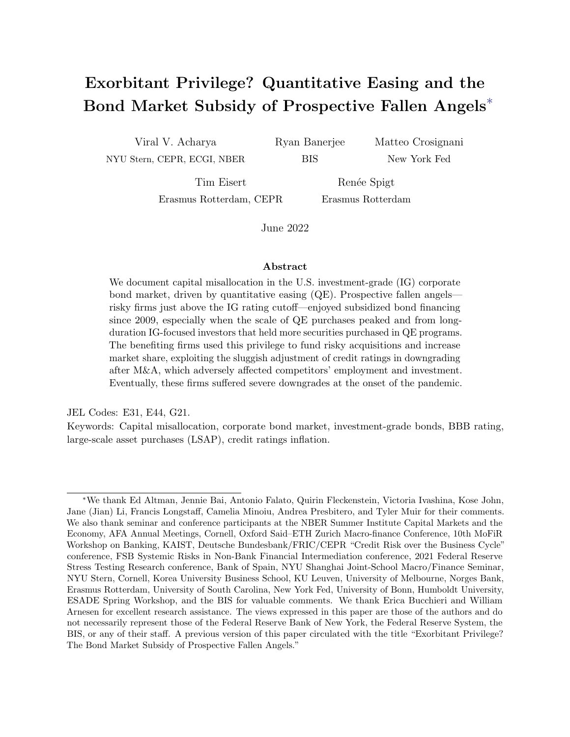# Exorbitant Privilege? Quantitative Easing and the Bond Market Subsidy of Prospective Fallen Angels*

Viral V. Acharya
NYU Stern, CEPR, ECGI, NBER

Ryan Banerjee
BIS

Matteo Crosignani
New York Fed

Tim Eisert
Erasmus Rotterdam, CEPR

Renée Spigt
Erasmus Rotterdam

June 2022

### Abstract

We document capital misallocation in the U.S. investment-grade (IG) corporate bond market, driven by quantitative easing (QE). Prospective fallen angels—risky firms just above the IG rating cutoff—enjoyed subsidized bond financing since 2009, especially when the scale of QE purchases peaked and from long-duration IG-focused investors that held more securities purchased in QE programs. The benefiting firms used this privilege to fund risky acquisitions and increase market share, exploiting the sluggish adjustment of credit ratings in downgrading after M&A, which adversely affected competitors' employment and investment. Eventually, these firms suffered severe downgrades at the onset of the pandemic.

JEL Codes: E31, E44, G21.
Keywords: Capital misallocation, corporate bond market, investment-grade bonds, BBB rating, large-scale asset purchases (LSAP), credit ratings inflation.

*We thank Ed Altman, Jennie Bai, Antonio Falato, Quirin Fleckenstein, Victoria Ivashina, Kose John, Jane (Jian) Li, Francis Longstaff, Camelia Minoiu, Andrea Presbitero, and Tyler Muir for their comments. We also thank seminar and conference participants at the NBER Summer Institute Capital Markets and the Economy, AFA Annual Meetings, Cornell, Oxford Said–ETH Zurich Macro-finance Conference, 10th MoFiR Workshop on Banking, KAIST, Deutsche Bundesbank/FRIC/CEPR "Credit Risk over the Business Cycle" conference, FSB Systemic Risks in Non-Bank Financial Intermediation conference, 2021 Federal Reserve Stress Testing Research conference, Bank of Spain, NYU Shanghai Joint-School Macro/Finance Seminar, NYU Stern, Cornell, Korea University Business School, KU Leuven, University of Melbourne, Norges Bank, Erasmus Rotterdam, University of South Carolina, New York Fed, University of Bonn, Humboldt University, ESADE Spring Workshop, and the BIS for valuable comments. We thank Erica Bucchieri and William Arnesen for excellent research assistance. The views expressed in this paper are those of the authors and do not necessarily represent those of the Federal Reserve Bank of New York, the Federal Reserve System, the BIS, or any of their staff. A previous version of this paper circulated with the title "Exorbitant Privilege? The Bond Market Subsidy of Prospective Fallen Angels."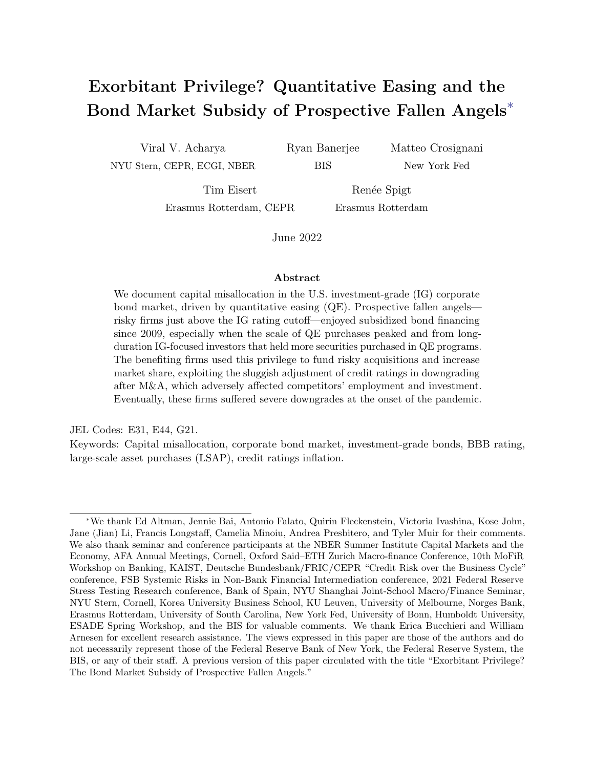# Exorbitant Privilege? Quantitative Easing and the Bond Market Subsidy of Prospective Fallen Angels*

Viral V. Acharya
NYU Stern, CEPR, ECGI, NBER

Ryan Banerjee
BIS

Matteo Crosignani
New York Fed

Tim Eisert
Erasmus Rotterdam, CEPR

Renée Spigt
Erasmus Rotterdam

June 2022

### Abstract

We document capital misallocation in the U.S. investment-grade (IG) corporate bond market, driven by quantitative easing (QE). Prospective fallen angels—risky firms just above the IG rating cutoff—enjoyed subsidized bond financing since 2009, especially when the scale of QE purchases peaked and from long-duration IG-focused investors that held more securities purchased in QE programs. The benefiting firms used this privilege to fund risky acquisitions and increase market share, exploiting the sluggish adjustment of credit ratings in downgrading after M&A, which adversely affected competitors' employment and investment. Eventually, these firms suffered severe downgrades at the onset of the pandemic.

JEL Codes: E31, E44, G21.
Keywords: Capital misallocation, corporate bond market, investment-grade bonds, BBB rating, large-scale asset purchases (LSAP), credit ratings inflation.

*We thank Ed Altman, Jennie Bai, Antonio Falato, Quirin Fleckenstein, Victoria Ivashina, Kose John, Jane (Jian) Li, Francis Longstaff, Camelia Minoiu, Andrea Presbitero, and Tyler Muir for their comments. We also thank seminar and conference participants at the NBER Summer Institute Capital Markets and the Economy, AFA Annual Meetings, Cornell, Oxford Said–ETH Zurich Macro-finance Conference, 10th MoFiR Workshop on Banking, KAIST, Deutsche Bundesbank/FRIC/CEPR "Credit Risk over the Business Cycle" conference, FSB Systemic Risks in Non-Bank Financial Intermediation conference, 2021 Federal Reserve Stress Testing Research conference, Bank of Spain, NYU Shanghai Joint-School Macro/Finance Seminar, NYU Stern, Cornell, Korea University Business School, KU Leuven, University of Melbourne, Norges Bank, Erasmus Rotterdam, University of South Carolina, New York Fed, University of Bonn, Humboldt University, ESADE Spring Workshop, and the BIS for valuable comments. We thank Erica Bucchieri and William Arnesen for excellent research assistance. The views expressed in this paper are those of the authors and do not necessarily represent those of the Federal Reserve Bank of New York, the Federal Reserve System, the BIS, or any of their staff. A previous version of this paper circulated with the title "Exorbitant Privilege? The Bond Market Subsidy of Prospective Fallen Angels."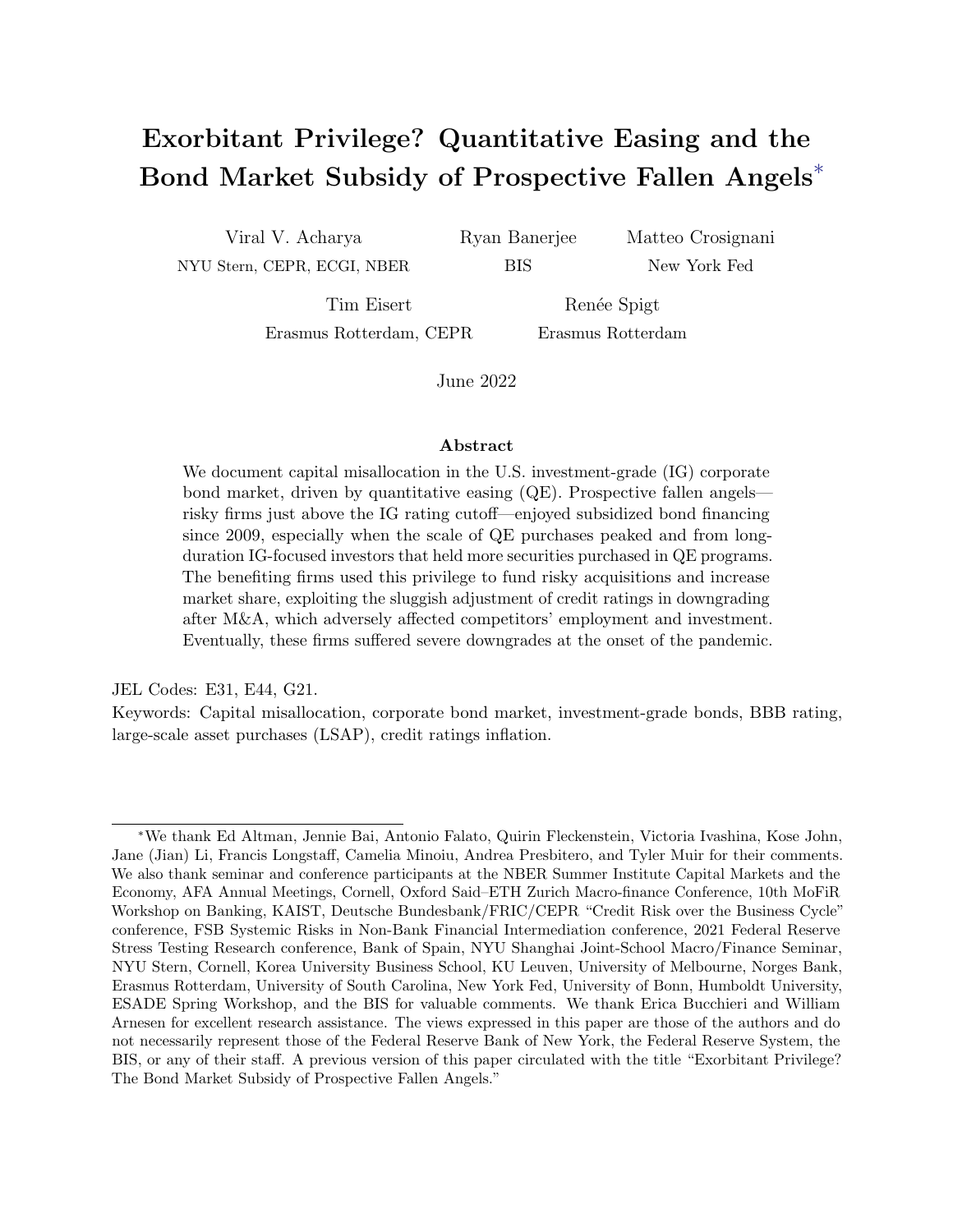# Exorbitant Privilege? Quantitative Easing and the Bond Market Subsidy of Prospective Fallen Angels*

Viral V. Acharya
NYU Stern, CEPR, ECGI, NBER

Ryan Banerjee
BIS

Matteo Crosignani
New York Fed

Tim Eisert
Erasmus Rotterdam, CEPR

Renée Spigt
Erasmus Rotterdam

June 2022

### Abstract

We document capital misallocation in the U.S. investment-grade (IG) corporate bond market, driven by quantitative easing (QE). Prospective fallen angels—risky firms just above the IG rating cutoff—enjoyed subsidized bond financing since 2009, especially when the scale of QE purchases peaked and from long-duration IG-focused investors that held more securities purchased in QE programs. The benefiting firms used this privilege to fund risky acquisitions and increase market share, exploiting the sluggish adjustment of credit ratings in downgrading after M&A, which adversely affected competitors' employment and investment. Eventually, these firms suffered severe downgrades at the onset of the pandemic.

JEL Codes: E31, E44, G21.
Keywords: Capital misallocation, corporate bond market, investment-grade bonds, BBB rating, large-scale asset purchases (LSAP), credit ratings inflation.

*We thank Ed Altman, Jennie Bai, Antonio Falato, Quirin Fleckenstein, Victoria Ivashina, Kose John, Jane (Jian) Li, Francis Longstaff, Camelia Minoiu, Andrea Presbitero, and Tyler Muir for their comments. We also thank seminar and conference participants at the NBER Summer Institute Capital Markets and the Economy, AFA Annual Meetings, Cornell, Oxford Said–ETH Zurich Macro-finance Conference, 10th MoFiR Workshop on Banking, KAIST, Deutsche Bundesbank/FRIC/CEPR "Credit Risk over the Business Cycle" conference, FSB Systemic Risks in Non-Bank Financial Intermediation conference, 2021 Federal Reserve Stress Testing Research conference, Bank of Spain, NYU Shanghai Joint-School Macro/Finance Seminar, NYU Stern, Cornell, Korea University Business School, KU Leuven, University of Melbourne, Norges Bank, Erasmus Rotterdam, University of South Carolina, New York Fed, University of Bonn, Humboldt University, ESADE Spring Workshop, and the BIS for valuable comments. We thank Erica Bucchieri and William Arnesen for excellent research assistance. The views expressed in this paper are those of the authors and do not necessarily represent those of the Federal Reserve Bank of New York, the Federal Reserve System, the BIS, or any of their staff. A previous version of this paper circulated with the title "Exorbitant Privilege? The Bond Market Subsidy of Prospective Fallen Angels."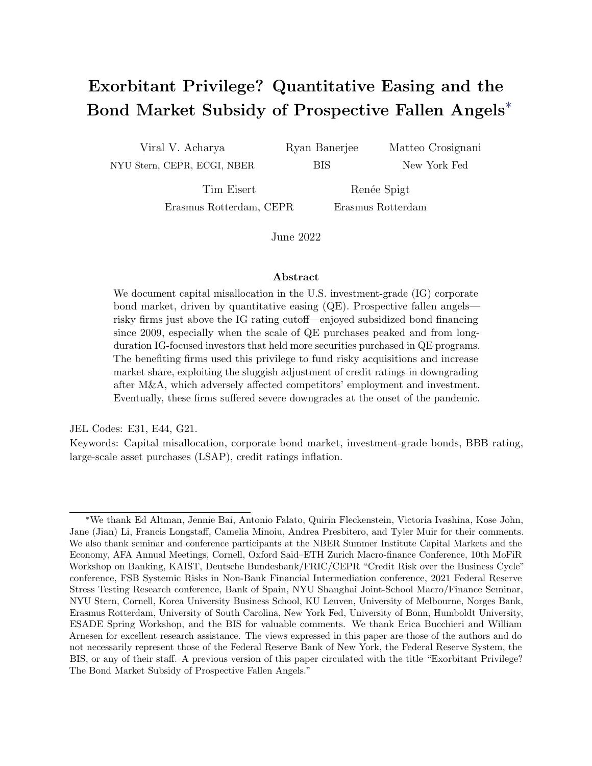// Exorbitant Privilege? Quantitative Easing and the Bond Market Subsidy of Prospective Fallen Angels[*]

Viral V. Acharya
NYU Stern, CEPR, ECGI, NBER

Ryan Banerjee
BIS

Matteo Crosignani
New York Fed

Tim Eisert
Erasmus Rotterdam, CEPR

Renée Spigt
Erasmus Rotterdam

June 2022

## Abstract

We document capital misallocation in the U.S. investment-grade (IG) corporate bond market, driven by quantitative easing (QE). Prospective fallen angels—risky firms just above the IG rating cutoff—enjoyed subsidized bond financing since 2009, especially when the scale of QE purchases peaked and from long-duration IG-focused investors that held more securities purchased in QE programs. The benefiting firms used this privilege to fund risky acquisitions and increase market share, exploiting the sluggish adjustment of credit ratings in downgrading after M&A, which adversely affected competitors' employment and investment. Eventually, these firms suffered severe downgrades at the onset of the pandemic.

JEL Codes: E31, E44, G21.
Keywords: Capital misallocation, corporate bond market, investment-grade bonds, BBB rating, large-scale asset purchases (LSAP), credit ratings inflation.

---

[*]We thank Ed Altman, Jennie Bai, Antonio Falato, Quirin Fleckenstein, Victoria Ivashina, Kose John, Jane (Jian) Li, Francis Longstaff, Camelia Minoiu, Andrea Presbitero, and Tyler Muir for their comments. We also thank seminar and conference participants at the NBER Summer Institute Capital Markets and the Economy, AFA Annual Meetings, Cornell, Oxford Said–ETH Zurich Macro-finance Conference, 10th MoFiR Workshop on Banking, KAIST, Deutsche Bundesbank/FRIC/CEPR "Credit Risk over the Business Cycle" conference, FSB Systemic Risks in Non-Bank Financial Intermediation conference, 2021 Federal Reserve Stress Testing Research conference, Bank of Spain, NYU Shanghai Joint-School Macro/Finance Seminar, NYU Stern, Cornell, Korea University Business School, KU Leuven, University of Melbourne, Norges Bank, Erasmus Rotterdam, University of South Carolina, New York Fed, University of Bonn, Humboldt University, ESADE Spring Workshop, and the BIS for valuable comments. We thank Erica Bucchieri and William Arnesen for excellent research assistance. The views expressed in this paper are those of the authors and do not necessarily represent those of the Federal Reserve Bank of New York, the Federal Reserve System, the BIS, or any of their staff. A previous version of this paper circulated with the title "Exorbitant Privilege? The Bond Market Subsidy of Prospective Fallen Angels."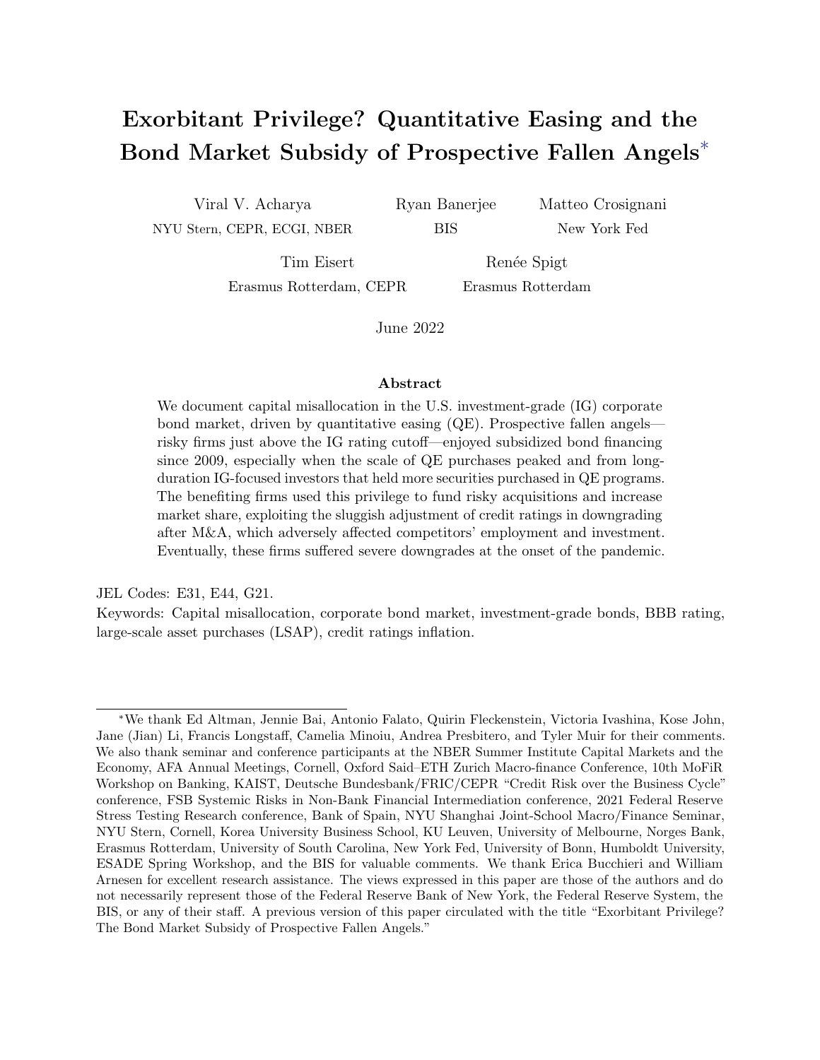# Exorbitant Privilege? Quantitative Easing and the Bond Market Subsidy of Prospective Fallen Angels*

Viral V. Acharya
NYU Stern, CEPR, ECGI, NBER

Ryan Banerjee
BIS

Matteo Crosignani
New York Fed

Tim Eisert
Erasmus Rotterdam, CEPR

Renée Spigt
Erasmus Rotterdam

June 2022

### Abstract

We document capital misallocation in the U.S. investment-grade (IG) corporate bond market, driven by quantitative easing (QE). Prospective fallen angels—risky firms just above the IG rating cutoff—enjoyed subsidized bond financing since 2009, especially when the scale of QE purchases peaked and from long-duration IG-focused investors that held more securities purchased in QE programs. The benefiting firms used this privilege to fund risky acquisitions and increase market share, exploiting the sluggish adjustment of credit ratings in downgrading after M&A, which adversely affected competitors' employment and investment. Eventually, these firms suffered severe downgrades at the onset of the pandemic.

JEL Codes: E31, E44, G21.
Keywords: Capital misallocation, corporate bond market, investment-grade bonds, BBB rating, large-scale asset purchases (LSAP), credit ratings inflation.

*We thank Ed Altman, Jennie Bai, Antonio Falato, Quirin Fleckenstein, Victoria Ivashina, Kose John, Jane (Jian) Li, Francis Longstaff, Camelia Minoiu, Andrea Presbitero, and Tyler Muir for their comments. We also thank seminar and conference participants at the NBER Summer Institute Capital Markets and the Economy, AFA Annual Meetings, Cornell, Oxford Said–ETH Zurich Macro-finance Conference, 10th MoFiR Workshop on Banking, KAIST, Deutsche Bundesbank/FRIC/CEPR "Credit Risk over the Business Cycle" conference, FSB Systemic Risks in Non-Bank Financial Intermediation conference, 2021 Federal Reserve Stress Testing Research conference, Bank of Spain, NYU Shanghai Joint-School Macro/Finance Seminar, NYU Stern, Cornell, Korea University Business School, KU Leuven, University of Melbourne, Norges Bank, Erasmus Rotterdam, University of South Carolina, New York Fed, University of Bonn, Humboldt University, ESADE Spring Workshop, and the BIS for valuable comments. We thank Erica Bucchieri and William Arnesen for excellent research assistance. The views expressed in this paper are those of the authors and do not necessarily represent those of the Federal Reserve Bank of New York, the Federal Reserve System, the BIS, or any of their staff. A previous version of this paper circulated with the title "Exorbitant Privilege? The Bond Market Subsidy of Prospective Fallen Angels."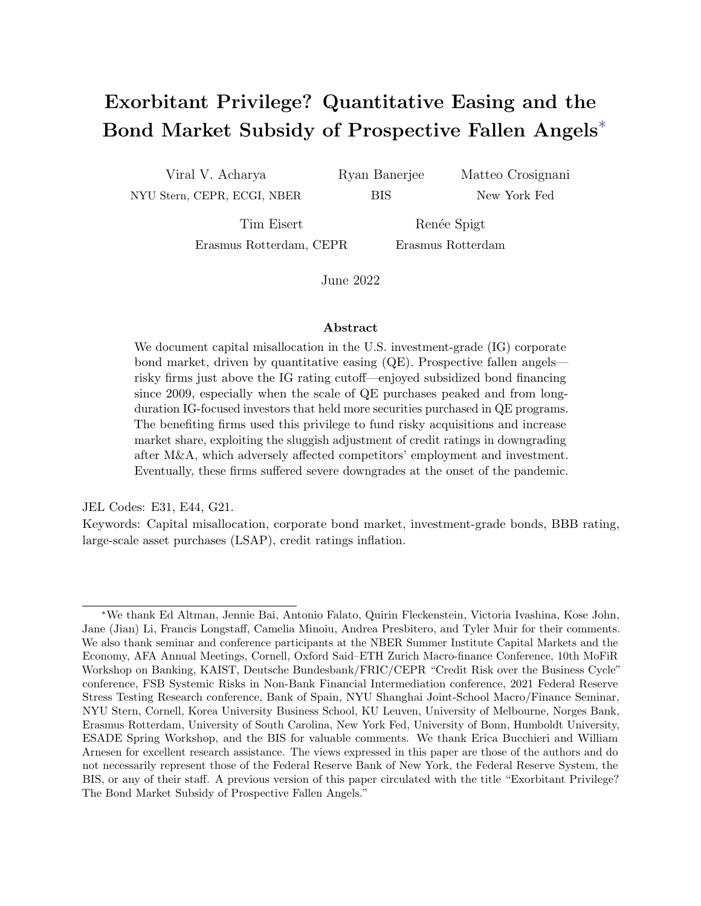# Exorbitant Privilege? Quantitative Easing and the Bond Market Subsidy of Prospective Fallen Angels*

Viral V. Acharya
NYU Stern, CEPR, ECGI, NBER

Ryan Banerjee
BIS

Matteo Crosignani
New York Fed

Tim Eisert
Erasmus Rotterdam, CEPR

Renée Spigt
Erasmus Rotterdam

June 2022

### Abstract

We document capital misallocation in the U.S. investment-grade (IG) corporate bond market, driven by quantitative easing (QE). Prospective fallen angels—risky firms just above the IG rating cutoff—enjoyed subsidized bond financing since 2009, especially when the scale of QE purchases peaked and from long-duration IG-focused investors that held more securities purchased in QE programs. The benefiting firms used this privilege to fund risky acquisitions and increase market share, exploiting the sluggish adjustment of credit ratings in downgrading after M&A, which adversely affected competitors' employment and investment. Eventually, these firms suffered severe downgrades at the onset of the pandemic.

JEL Codes: E31, E44, G21.

Keywords: Capital misallocation, corporate bond market, investment-grade bonds, BBB rating, large-scale asset purchases (LSAP), credit ratings inflation.

---

*We thank Ed Altman, Jennie Bai, Antonio Falato, Quirin Fleckenstein, Victoria Ivashina, Kose John, Jane (Jian) Li, Francis Longstaff, Camelia Minoiu, Andrea Presbitero, and Tyler Muir for their comments. We also thank seminar and conference participants at the NBER Summer Institute Capital Markets and the Economy, AFA Annual Meetings, Cornell, Oxford Said–ETH Zurich Macro-finance Conference, 10th MoFiR Workshop on Banking, KAIST, Deutsche Bundesbank/FRIC/CEPR "Credit Risk over the Business Cycle" conference, FSB Systemic Risks in Non-Bank Financial Intermediation conference, 2021 Federal Reserve Stress Testing Research conference, Bank of Spain, NYU Shanghai Joint-School Macro/Finance Seminar, NYU Stern, Cornell, Korea University Business School, KU Leuven, University of Melbourne, Norges Bank, Erasmus Rotterdam, University of South Carolina, New York Fed, University of Bonn, Humboldt University, ESADE Spring Workshop, and the BIS for valuable comments. We thank Erica Bucchieri and William Arnesen for excellent research assistance. The views expressed in this paper are those of the authors and do not necessarily represent those of the Federal Reserve Bank of New York, the Federal Reserve System, the BIS, or any of their staff. A previous version of this paper circulated with the title "Exorbitant Privilege? The Bond Market Subsidy of Prospective Fallen Angels."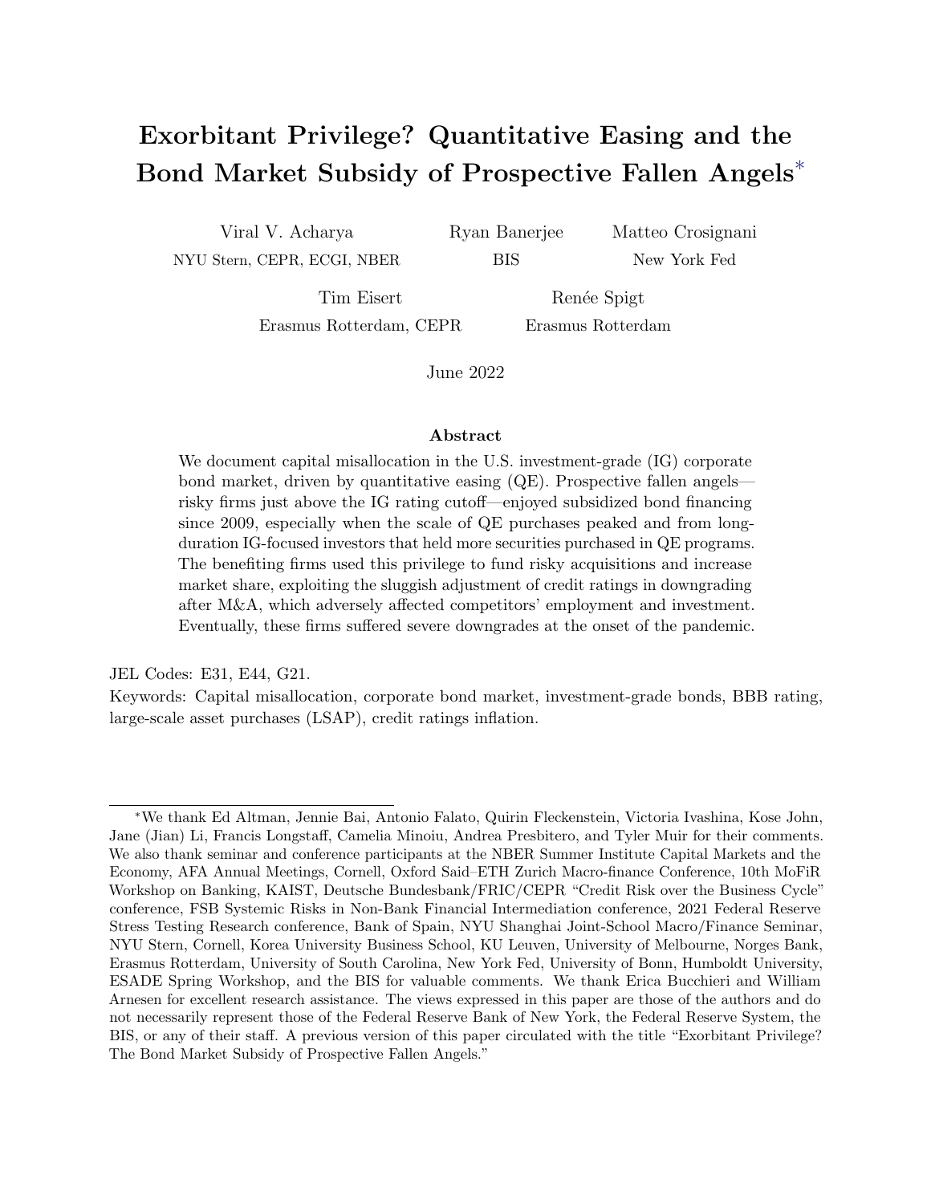# Exorbitant Privilege? Quantitative Easing and the Bond Market Subsidy of Prospective Fallen Angels*

Viral V. Acharya
NYU Stern, CEPR, ECGI, NBER

Ryan Banerjee
BIS

Matteo Crosignani
New York Fed

Tim Eisert
Erasmus Rotterdam, CEPR

Renée Spigt
Erasmus Rotterdam

June 2022

### Abstract

We document capital misallocation in the U.S. investment-grade (IG) corporate bond market, driven by quantitative easing (QE). Prospective fallen angels—risky firms just above the IG rating cutoff—enjoyed subsidized bond financing since 2009, especially when the scale of QE purchases peaked and from long-duration IG-focused investors that held more securities purchased in QE programs. The benefiting firms used this privilege to fund risky acquisitions and increase market share, exploiting the sluggish adjustment of credit ratings in downgrading after M&A, which adversely affected competitors' employment and investment. Eventually, these firms suffered severe downgrades at the onset of the pandemic.

JEL Codes: E31, E44, G21.
Keywords: Capital misallocation, corporate bond market, investment-grade bonds, BBB rating, large-scale asset purchases (LSAP), credit ratings inflation.

---

*We thank Ed Altman, Jennie Bai, Antonio Falato, Quirin Fleckenstein, Victoria Ivashina, Kose John, Jane (Jian) Li, Francis Longstaff, Camelia Minoiu, Andrea Presbitero, and Tyler Muir for their comments. We also thank seminar and conference participants at the NBER Summer Institute Capital Markets and the Economy, AFA Annual Meetings, Cornell, Oxford Said–ETH Zurich Macro-finance Conference, 10th MoFiR Workshop on Banking, KAIST, Deutsche Bundesbank/FRIC/CEPR "Credit Risk over the Business Cycle" conference, FSB Systemic Risks in Non-Bank Financial Intermediation conference, 2021 Federal Reserve Stress Testing Research conference, Bank of Spain, NYU Shanghai Joint-School Macro/Finance Seminar, NYU Stern, Cornell, Korea University Business School, KU Leuven, University of Melbourne, Norges Bank, Erasmus Rotterdam, University of South Carolina, New York Fed, University of Bonn, Humboldt University, ESADE Spring Workshop, and the BIS for valuable comments. We thank Erica Bucchieri and William Arnesen for excellent research assistance. The views expressed in this paper are those of the authors and do not necessarily represent those of the Federal Reserve Bank of New York, the Federal Reserve System, the BIS, or any of their staff. A previous version of this paper circulated with the title "Exorbitant Privilege? The Bond Market Subsidy of Prospective Fallen Angels."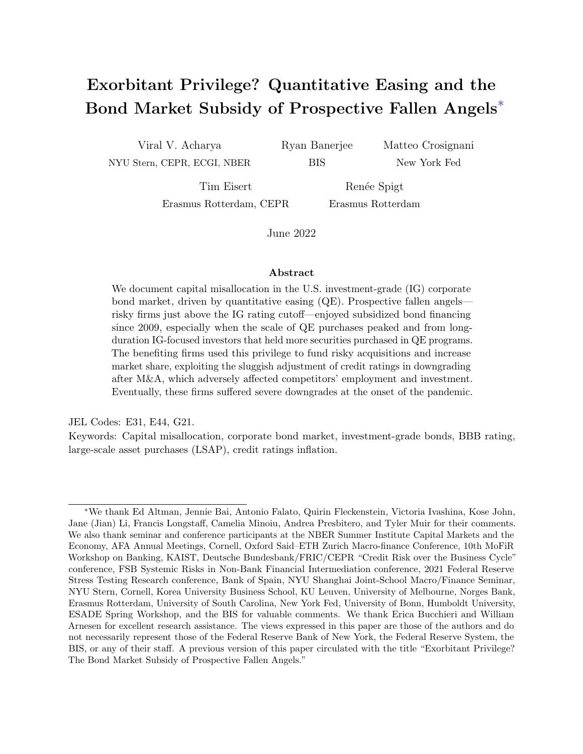# Exorbitant Privilege? Quantitative Easing and the Bond Market Subsidy of Prospective Fallen Angels*

Viral V. Acharya — NYU Stern, CEPR, ECGI, NBER

Ryan Banerjee — BIS

Matteo Crosignani — New York Fed

Tim Eisert — Erasmus Rotterdam, CEPR

Renée Spigt — Erasmus Rotterdam

June 2022

### Abstract

We document capital misallocation in the U.S. investment-grade (IG) corporate bond market, driven by quantitative easing (QE). Prospective fallen angels—risky firms just above the IG rating cutoff—enjoyed subsidized bond financing since 2009, especially when the scale of QE purchases peaked and from long-duration IG-focused investors that held more securities purchased in QE programs. The benefiting firms used this privilege to fund risky acquisitions and increase market share, exploiting the sluggish adjustment of credit ratings in downgrading after M&A, which adversely affected competitors' employment and investment. Eventually, these firms suffered severe downgrades at the onset of the pandemic.

JEL Codes: E31, E44, G21.

Keywords: Capital misallocation, corporate bond market, investment-grade bonds, BBB rating, large-scale asset purchases (LSAP), credit ratings inflation.

---

*We thank Ed Altman, Jennie Bai, Antonio Falato, Quirin Fleckenstein, Victoria Ivashina, Kose John, Jane (Jian) Li, Francis Longstaff, Camelia Minoiu, Andrea Presbitero, and Tyler Muir for their comments. We also thank seminar and conference participants at the NBER Summer Institute Capital Markets and the Economy, AFA Annual Meetings, Cornell, Oxford Said–ETH Zurich Macro-finance Conference, 10th MoFiR Workshop on Banking, KAIST, Deutsche Bundesbank/FRIC/CEPR "Credit Risk over the Business Cycle" conference, FSB Systemic Risks in Non-Bank Financial Intermediation conference, 2021 Federal Reserve Stress Testing Research conference, Bank of Spain, NYU Shanghai Joint-School Macro/Finance Seminar, NYU Stern, Cornell, Korea University Business School, KU Leuven, University of Melbourne, Norges Bank, Erasmus Rotterdam, University of South Carolina, New York Fed, University of Bonn, Humboldt University, ESADE Spring Workshop, and the BIS for valuable comments. We thank Erica Bucchieri and William Arnesen for excellent research assistance. The views expressed in this paper are those of the authors and do not necessarily represent those of the Federal Reserve Bank of New York, the Federal Reserve System, the BIS, or any of their staff. A previous version of this paper circulated with the title "Exorbitant Privilege? The Bond Market Subsidy of Prospective Fallen Angels."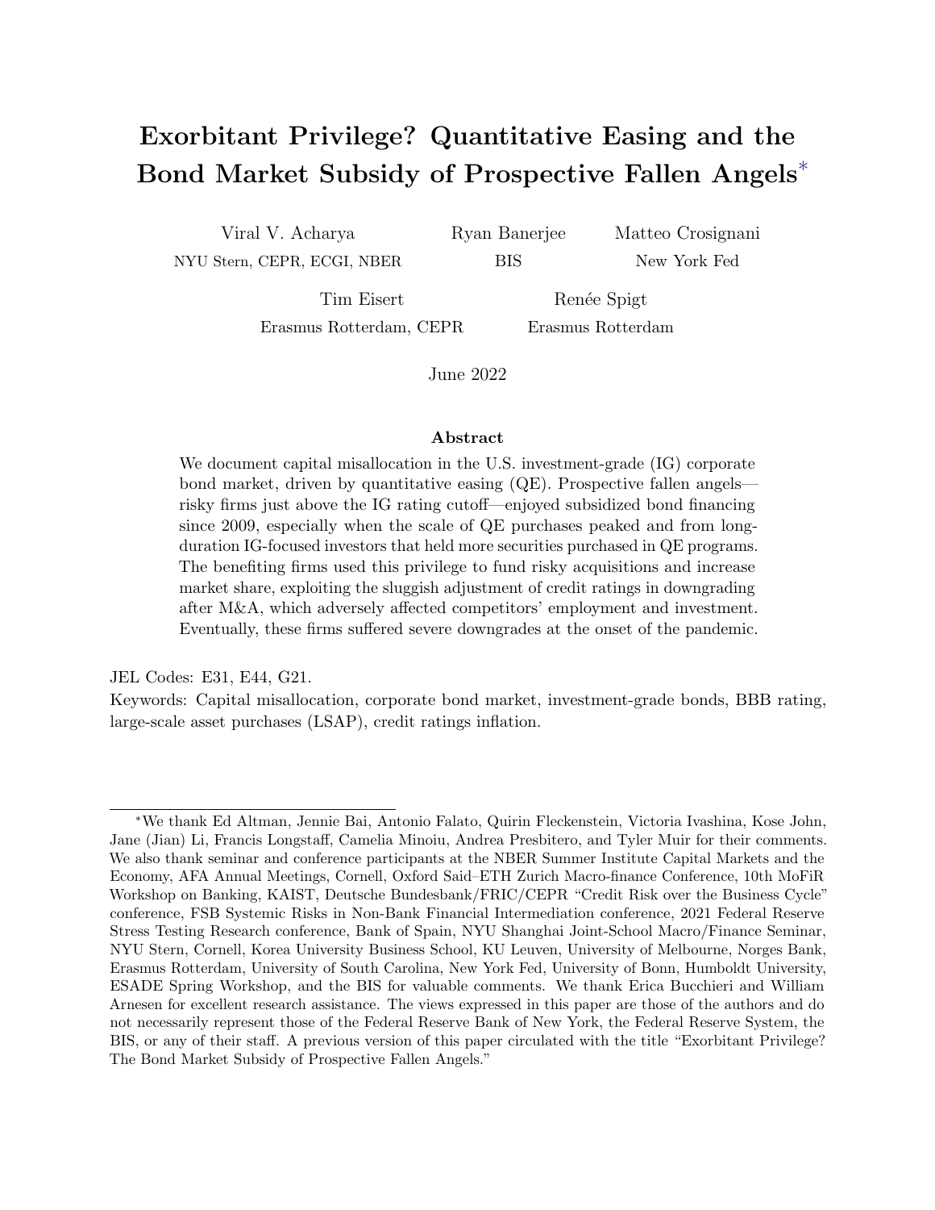# Exorbitant Privilege? Quantitative Easing and the Bond Market Subsidy of Prospective Fallen Angels*

Viral V. Acharya
NYU Stern, CEPR, ECGI, NBER

Ryan Banerjee
BIS

Matteo Crosignani
New York Fed

Tim Eisert
Erasmus Rotterdam, CEPR

Renée Spigt
Erasmus Rotterdam

June 2022

## Abstract

We document capital misallocation in the U.S. investment-grade (IG) corporate bond market, driven by quantitative easing (QE). Prospective fallen angels—risky firms just above the IG rating cutoff—enjoyed subsidized bond financing since 2009, especially when the scale of QE purchases peaked and from long-duration IG-focused investors that held more securities purchased in QE programs. The benefiting firms used this privilege to fund risky acquisitions and increase market share, exploiting the sluggish adjustment of credit ratings in downgrading after M&A, which adversely affected competitors' employment and investment. Eventually, these firms suffered severe downgrades at the onset of the pandemic.

JEL Codes: E31, E44, G21.

Keywords: Capital misallocation, corporate bond market, investment-grade bonds, BBB rating, large-scale asset purchases (LSAP), credit ratings inflation.

*We thank Ed Altman, Jennie Bai, Antonio Falato, Quirin Fleckenstein, Victoria Ivashina, Kose John, Jane (Jian) Li, Francis Longstaff, Camelia Minoiu, Andrea Presbitero, and Tyler Muir for their comments. We also thank seminar and conference participants at the NBER Summer Institute Capital Markets and the Economy, AFA Annual Meetings, Cornell, Oxford Said–ETH Zurich Macro-finance Conference, 10th MoFiR Workshop on Banking, KAIST, Deutsche Bundesbank/FRIC/CEPR "Credit Risk over the Business Cycle" conference, FSB Systemic Risks in Non-Bank Financial Intermediation conference, 2021 Federal Reserve Stress Testing Research conference, Bank of Spain, NYU Shanghai Joint-School Macro/Finance Seminar, NYU Stern, Cornell, Korea University Business School, KU Leuven, University of Melbourne, Norges Bank, Erasmus Rotterdam, University of South Carolina, New York Fed, University of Bonn, Humboldt University, ESADE Spring Workshop, and the BIS for valuable comments. We thank Erica Bucchieri and William Arnesen for excellent research assistance. The views expressed in this paper are those of the authors and do not necessarily represent those of the Federal Reserve Bank of New York, the Federal Reserve System, the BIS, or any of their staff. A previous version of this paper circulated with the title "Exorbitant Privilege? The Bond Market Subsidy of Prospective Fallen Angels."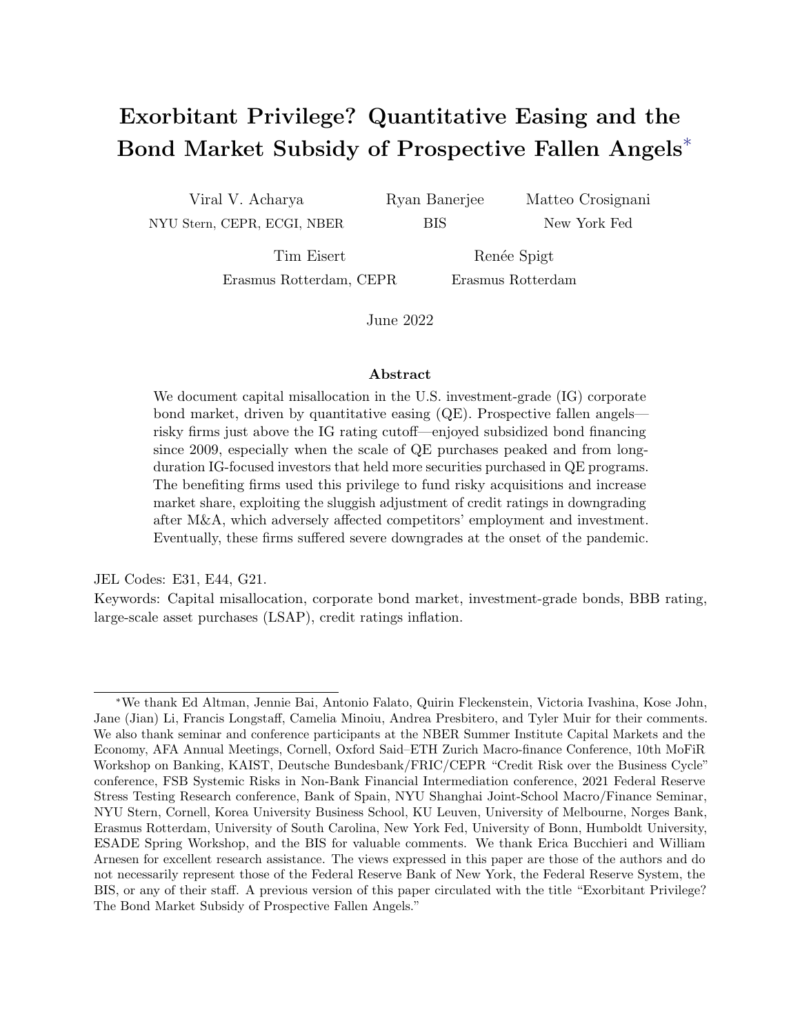# Exorbitant Privilege? Quantitative Easing and the Bond Market Subsidy of Prospective Fallen Angels*

Viral V. Acharya
NYU Stern, CEPR, ECGI, NBER

Ryan Banerjee
BIS

Matteo Crosignani
New York Fed

Tim Eisert
Erasmus Rotterdam, CEPR

Renée Spigt
Erasmus Rotterdam

June 2022

### Abstract

We document capital misallocation in the U.S. investment-grade (IG) corporate bond market, driven by quantitative easing (QE). Prospective fallen angels—risky firms just above the IG rating cutoff—enjoyed subsidized bond financing since 2009, especially when the scale of QE purchases peaked and from long-duration IG-focused investors that held more securities purchased in QE programs. The benefiting firms used this privilege to fund risky acquisitions and increase market share, exploiting the sluggish adjustment of credit ratings in downgrading after M&A, which adversely affected competitors' employment and investment. Eventually, these firms suffered severe downgrades at the onset of the pandemic.

JEL Codes: E31, E44, G21.
Keywords: Capital misallocation, corporate bond market, investment-grade bonds, BBB rating, large-scale asset purchases (LSAP), credit ratings inflation.

*We thank Ed Altman, Jennie Bai, Antonio Falato, Quirin Fleckenstein, Victoria Ivashina, Kose John, Jane (Jian) Li, Francis Longstaff, Camelia Minoiu, Andrea Presbitero, and Tyler Muir for their comments. We also thank seminar and conference participants at the NBER Summer Institute Capital Markets and the Economy, AFA Annual Meetings, Cornell, Oxford Said–ETH Zurich Macro-finance Conference, 10th MoFiR Workshop on Banking, KAIST, Deutsche Bundesbank/FRIC/CEPR "Credit Risk over the Business Cycle" conference, FSB Systemic Risks in Non-Bank Financial Intermediation conference, 2021 Federal Reserve Stress Testing Research conference, Bank of Spain, NYU Shanghai Joint-School Macro/Finance Seminar, NYU Stern, Cornell, Korea University Business School, KU Leuven, University of Melbourne, Norges Bank, Erasmus Rotterdam, University of South Carolina, New York Fed, University of Bonn, Humboldt University, ESADE Spring Workshop, and the BIS for valuable comments. We thank Erica Bucchieri and William Arnesen for excellent research assistance. The views expressed in this paper are those of the authors and do not necessarily represent those of the Federal Reserve Bank of New York, the Federal Reserve System, the BIS, or any of their staff. A previous version of this paper circulated with the title "Exorbitant Privilege? The Bond Market Subsidy of Prospective Fallen Angels."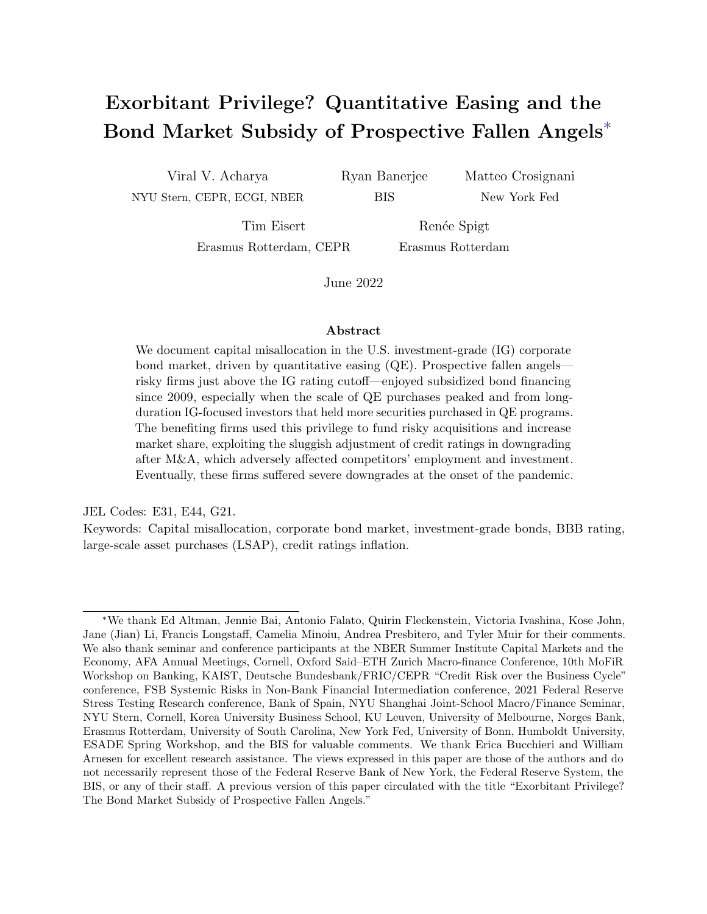# Exorbitant Privilege? Quantitative Easing and the Bond Market Subsidy of Prospective Fallen Angels*

Viral V. Acharya
NYU Stern, CEPR, ECGI, NBER

Ryan Banerjee
BIS

Matteo Crosignani
New York Fed

Tim Eisert
Erasmus Rotterdam, CEPR

Renée Spigt
Erasmus Rotterdam

June 2022

### Abstract

We document capital misallocation in the U.S. investment-grade (IG) corporate bond market, driven by quantitative easing (QE). Prospective fallen angels—risky firms just above the IG rating cutoff—enjoyed subsidized bond financing since 2009, especially when the scale of QE purchases peaked and from long-duration IG-focused investors that held more securities purchased in QE programs. The benefiting firms used this privilege to fund risky acquisitions and increase market share, exploiting the sluggish adjustment of credit ratings in downgrading after M&A, which adversely affected competitors' employment and investment. Eventually, these firms suffered severe downgrades at the onset of the pandemic.

JEL Codes: E31, E44, G21.
Keywords: Capital misallocation, corporate bond market, investment-grade bonds, BBB rating, large-scale asset purchases (LSAP), credit ratings inflation.

*We thank Ed Altman, Jennie Bai, Antonio Falato, Quirin Fleckenstein, Victoria Ivashina, Kose John, Jane (Jian) Li, Francis Longstaff, Camelia Minoiu, Andrea Presbitero, and Tyler Muir for their comments. We also thank seminar and conference participants at the NBER Summer Institute Capital Markets and the Economy, AFA Annual Meetings, Cornell, Oxford Said–ETH Zurich Macro-finance Conference, 10th MoFiR Workshop on Banking, KAIST, Deutsche Bundesbank/FRIC/CEPR "Credit Risk over the Business Cycle" conference, FSB Systemic Risks in Non-Bank Financial Intermediation conference, 2021 Federal Reserve Stress Testing Research conference, Bank of Spain, NYU Shanghai Joint-School Macro/Finance Seminar, NYU Stern, Cornell, Korea University Business School, KU Leuven, University of Melbourne, Norges Bank, Erasmus Rotterdam, University of South Carolina, New York Fed, University of Bonn, Humboldt University, ESADE Spring Workshop, and the BIS for valuable comments. We thank Erica Bucchieri and William Arnesen for excellent research assistance. The views expressed in this paper are those of the authors and do not necessarily represent those of the Federal Reserve Bank of New York, the Federal Reserve System, the BIS, or any of their staff. A previous version of this paper circulated with the title "Exorbitant Privilege? The Bond Market Subsidy of Prospective Fallen Angels."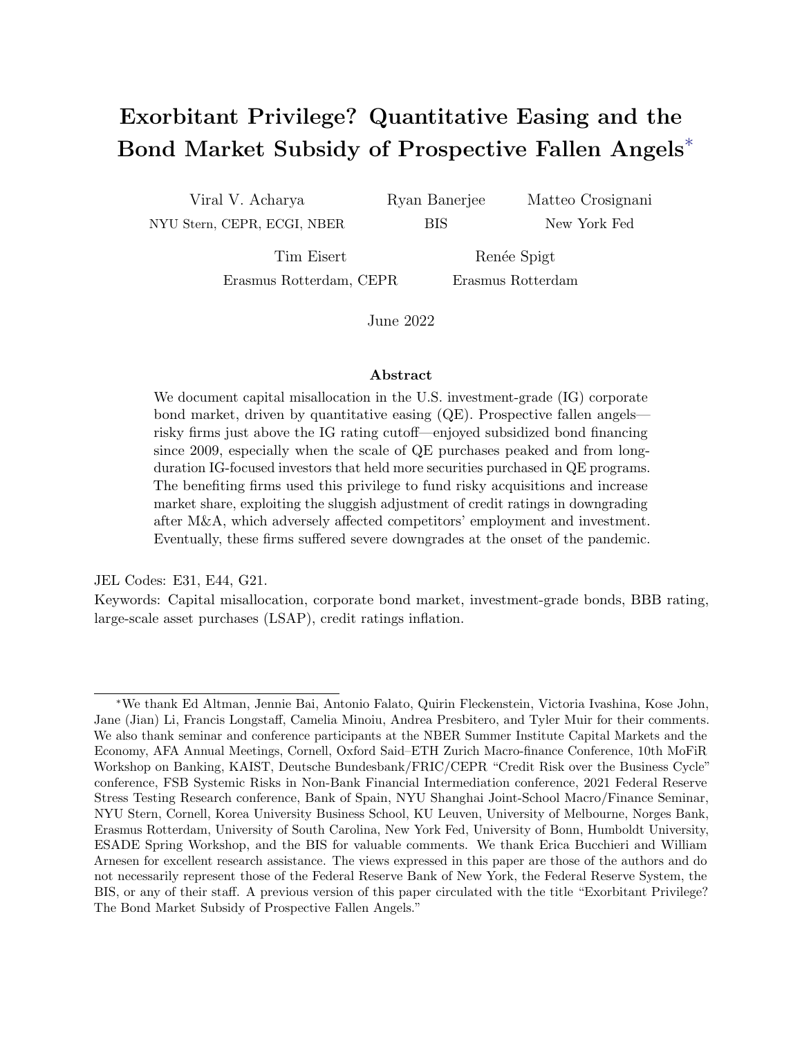# Exorbitant Privilege? Quantitative Easing and the Bond Market Subsidy of Prospective Fallen Angels*

Viral V. Acharya
NYU Stern, CEPR, ECGI, NBER

Ryan Banerjee
BIS

Matteo Crosignani
New York Fed

Tim Eisert
Erasmus Rotterdam, CEPR

Renée Spigt
Erasmus Rotterdam

June 2022

### Abstract

We document capital misallocation in the U.S. investment-grade (IG) corporate bond market, driven by quantitative easing (QE). Prospective fallen angels—risky firms just above the IG rating cutoff—enjoyed subsidized bond financing since 2009, especially when the scale of QE purchases peaked and from long-duration IG-focused investors that held more securities purchased in QE programs. The benefiting firms used this privilege to fund risky acquisitions and increase market share, exploiting the sluggish adjustment of credit ratings in downgrading after M&A, which adversely affected competitors' employment and investment. Eventually, these firms suffered severe downgrades at the onset of the pandemic.

JEL Codes: E31, E44, G21.

Keywords: Capital misallocation, corporate bond market, investment-grade bonds, BBB rating, large-scale asset purchases (LSAP), credit ratings inflation.

---

*We thank Ed Altman, Jennie Bai, Antonio Falato, Quirin Fleckenstein, Victoria Ivashina, Kose John, Jane (Jian) Li, Francis Longstaff, Camelia Minoiu, Andrea Presbitero, and Tyler Muir for their comments. We also thank seminar and conference participants at the NBER Summer Institute Capital Markets and the Economy, AFA Annual Meetings, Cornell, Oxford Said–ETH Zurich Macro-finance Conference, 10th MoFiR Workshop on Banking, KAIST, Deutsche Bundesbank/FRIC/CEPR "Credit Risk over the Business Cycle" conference, FSB Systemic Risks in Non-Bank Financial Intermediation conference, 2021 Federal Reserve Stress Testing Research conference, Bank of Spain, NYU Shanghai Joint-School Macro/Finance Seminar, NYU Stern, Cornell, Korea University Business School, KU Leuven, University of Melbourne, Norges Bank, Erasmus Rotterdam, University of South Carolina, New York Fed, University of Bonn, Humboldt University, ESADE Spring Workshop, and the BIS for valuable comments. We thank Erica Bucchieri and William Arnesen for excellent research assistance. The views expressed in this paper are those of the authors and do not necessarily represent those of the Federal Reserve Bank of New York, the Federal Reserve System, the BIS, or any of their staff. A previous version of this paper circulated with the title "Exorbitant Privilege? The Bond Market Subsidy of Prospective Fallen Angels."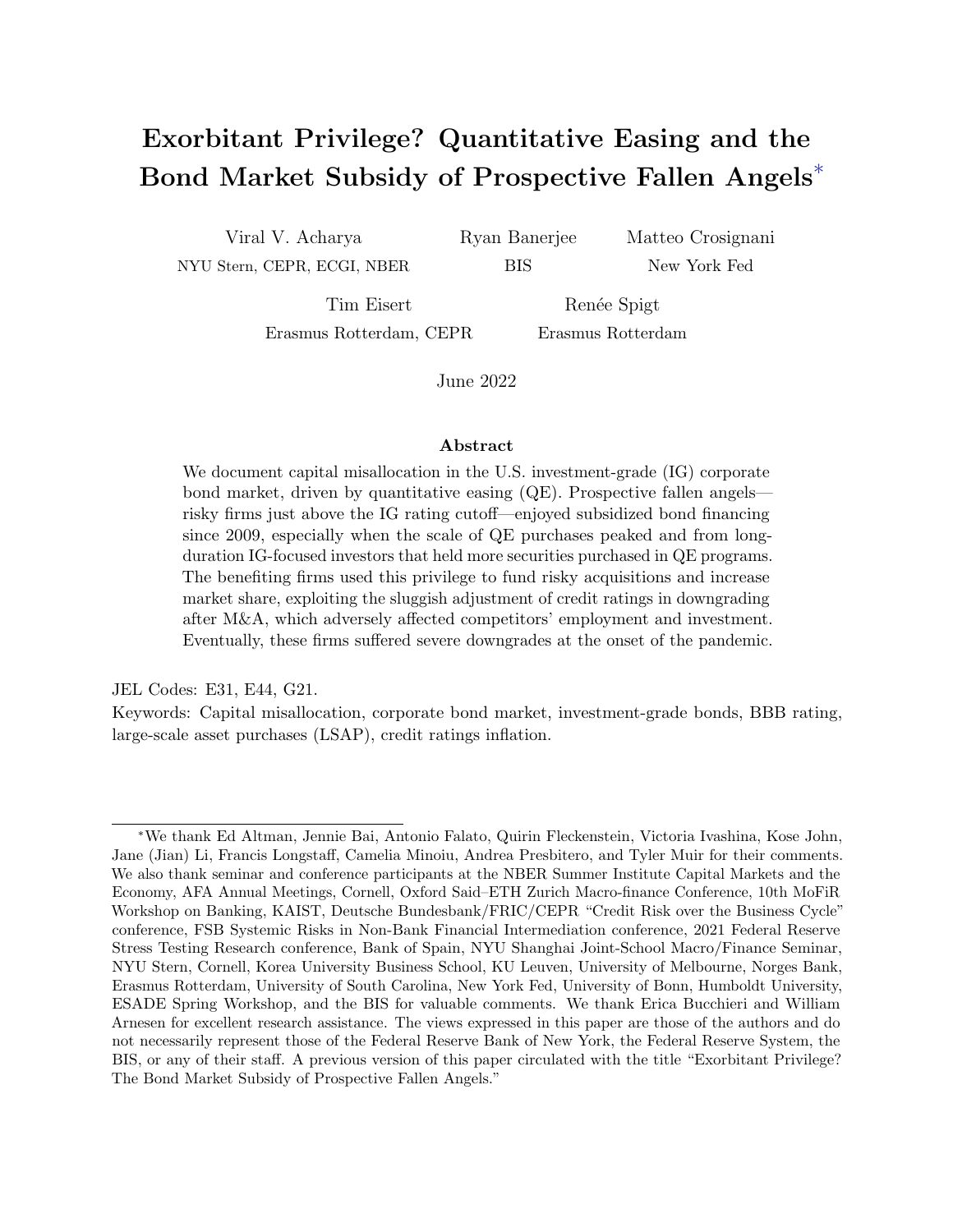# Exorbitant Privilege? Quantitative Easing and the Bond Market Subsidy of Prospective Fallen Angels*

Viral V. Acharya
NYU Stern, CEPR, ECGI, NBER

Ryan Banerjee
BIS

Matteo Crosignani
New York Fed

Tim Eisert
Erasmus Rotterdam, CEPR

Renée Spigt
Erasmus Rotterdam

June 2022

### Abstract

We document capital misallocation in the U.S. investment-grade (IG) corporate bond market, driven by quantitative easing (QE). Prospective fallen angels—risky firms just above the IG rating cutoff—enjoyed subsidized bond financing since 2009, especially when the scale of QE purchases peaked and from long-duration IG-focused investors that held more securities purchased in QE programs. The benefiting firms used this privilege to fund risky acquisitions and increase market share, exploiting the sluggish adjustment of credit ratings in downgrading after M&A, which adversely affected competitors' employment and investment. Eventually, these firms suffered severe downgrades at the onset of the pandemic.

JEL Codes: E31, E44, G21.
Keywords: Capital misallocation, corporate bond market, investment-grade bonds, BBB rating, large-scale asset purchases (LSAP), credit ratings inflation.

*We thank Ed Altman, Jennie Bai, Antonio Falato, Quirin Fleckenstein, Victoria Ivashina, Kose John, Jane (Jian) Li, Francis Longstaff, Camelia Minoiu, Andrea Presbitero, and Tyler Muir for their comments. We also thank seminar and conference participants at the NBER Summer Institute Capital Markets and the Economy, AFA Annual Meetings, Cornell, Oxford Said–ETH Zurich Macro-finance Conference, 10th MoFiR Workshop on Banking, KAIST, Deutsche Bundesbank/FRIC/CEPR "Credit Risk over the Business Cycle" conference, FSB Systemic Risks in Non-Bank Financial Intermediation conference, 2021 Federal Reserve Stress Testing Research conference, Bank of Spain, NYU Shanghai Joint-School Macro/Finance Seminar, NYU Stern, Cornell, Korea University Business School, KU Leuven, University of Melbourne, Norges Bank, Erasmus Rotterdam, University of South Carolina, New York Fed, University of Bonn, Humboldt University, ESADE Spring Workshop, and the BIS for valuable comments. We thank Erica Bucchieri and William Arnesen for excellent research assistance. The views expressed in this paper are those of the authors and do not necessarily represent those of the Federal Reserve Bank of New York, the Federal Reserve System, the BIS, or any of their staff. A previous version of this paper circulated with the title "Exorbitant Privilege? The Bond Market Subsidy of Prospective Fallen Angels."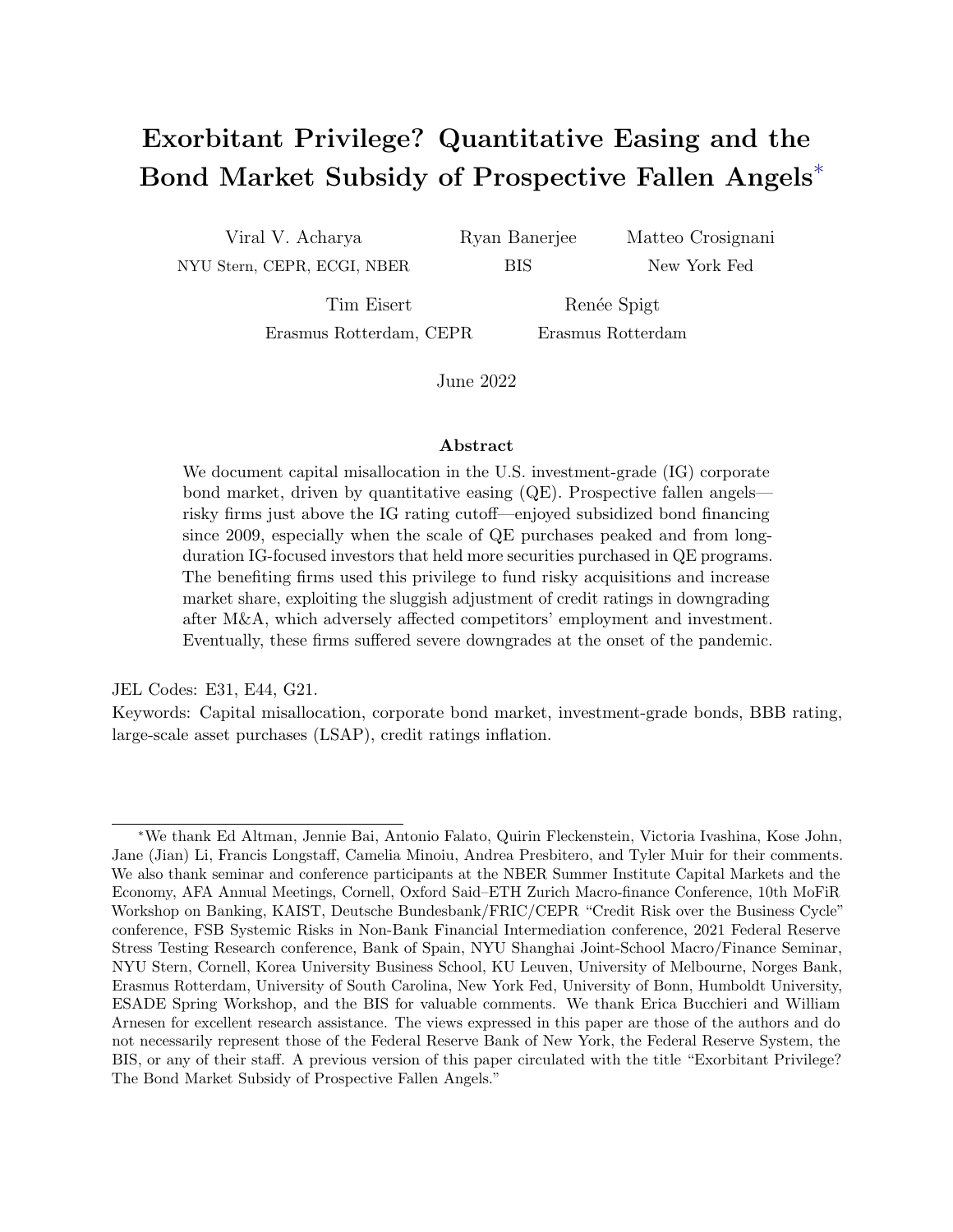# Exorbitant Privilege? Quantitative Easing and the Bond Market Subsidy of Prospective Fallen Angels*

Viral V. Acharya
NYU Stern, CEPR, ECGI, NBER

Ryan Banerjee
BIS

Matteo Crosignani
New York Fed

Tim Eisert
Erasmus Rotterdam, CEPR

Renée Spigt
Erasmus Rotterdam

June 2022

### Abstract

We document capital misallocation in the U.S. investment-grade (IG) corporate bond market, driven by quantitative easing (QE). Prospective fallen angels—risky firms just above the IG rating cutoff—enjoyed subsidized bond financing since 2009, especially when the scale of QE purchases peaked and from long-duration IG-focused investors that held more securities purchased in QE programs. The benefiting firms used this privilege to fund risky acquisitions and increase market share, exploiting the sluggish adjustment of credit ratings in downgrading after M&A, which adversely affected competitors' employment and investment. Eventually, these firms suffered severe downgrades at the onset of the pandemic.

JEL Codes: E31, E44, G21.
Keywords: Capital misallocation, corporate bond market, investment-grade bonds, BBB rating, large-scale asset purchases (LSAP), credit ratings inflation.

---

*We thank Ed Altman, Jennie Bai, Antonio Falato, Quirin Fleckenstein, Victoria Ivashina, Kose John, Jane (Jian) Li, Francis Longstaff, Camelia Minoiu, Andrea Presbitero, and Tyler Muir for their comments. We also thank seminar and conference participants at the NBER Summer Institute Capital Markets and the Economy, AFA Annual Meetings, Cornell, Oxford Said–ETH Zurich Macro-finance Conference, 10th MoFiR Workshop on Banking, KAIST, Deutsche Bundesbank/FRIC/CEPR "Credit Risk over the Business Cycle" conference, FSB Systemic Risks in Non-Bank Financial Intermediation conference, 2021 Federal Reserve Stress Testing Research conference, Bank of Spain, NYU Shanghai Joint-School Macro/Finance Seminar, NYU Stern, Cornell, Korea University Business School, KU Leuven, University of Melbourne, Norges Bank, Erasmus Rotterdam, University of South Carolina, New York Fed, University of Bonn, Humboldt University, ESADE Spring Workshop, and the BIS for valuable comments. We thank Erica Bucchieri and William Arnesen for excellent research assistance. The views expressed in this paper are those of the authors and do not necessarily represent those of the Federal Reserve Bank of New York, the Federal Reserve System, the BIS, or any of their staff. A previous version of this paper circulated with the title "Exorbitant Privilege? The Bond Market Subsidy of Prospective Fallen Angels."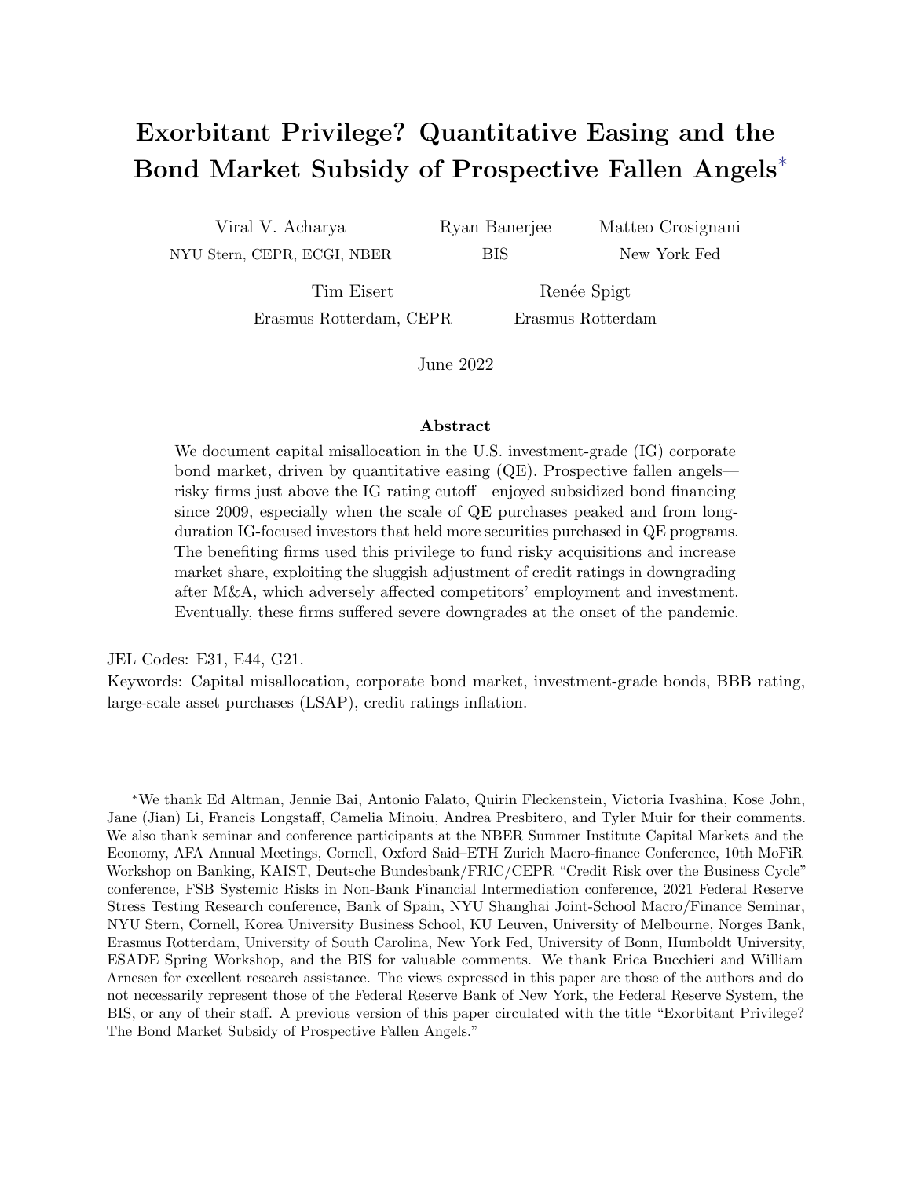# Exorbitant Privilege? Quantitative Easing and the Bond Market Subsidy of Prospective Fallen Angels*

Viral V. Acharya
NYU Stern, CEPR, ECGI, NBER

Ryan Banerjee
BIS

Matteo Crosignani
New York Fed

Tim Eisert
Erasmus Rotterdam, CEPR

Renée Spigt
Erasmus Rotterdam

June 2022

### Abstract

We document capital misallocation in the U.S. investment-grade (IG) corporate bond market, driven by quantitative easing (QE). Prospective fallen angels—risky firms just above the IG rating cutoff—enjoyed subsidized bond financing since 2009, especially when the scale of QE purchases peaked and from long-duration IG-focused investors that held more securities purchased in QE programs. The benefiting firms used this privilege to fund risky acquisitions and increase market share, exploiting the sluggish adjustment of credit ratings in downgrading after M&A, which adversely affected competitors' employment and investment. Eventually, these firms suffered severe downgrades at the onset of the pandemic.

JEL Codes: E31, E44, G21.
Keywords: Capital misallocation, corporate bond market, investment-grade bonds, BBB rating, large-scale asset purchases (LSAP), credit ratings inflation.

*We thank Ed Altman, Jennie Bai, Antonio Falato, Quirin Fleckenstein, Victoria Ivashina, Kose John, Jane (Jian) Li, Francis Longstaff, Camelia Minoiu, Andrea Presbitero, and Tyler Muir for their comments. We also thank seminar and conference participants at the NBER Summer Institute Capital Markets and the Economy, AFA Annual Meetings, Cornell, Oxford Said–ETH Zurich Macro-finance Conference, 10th MoFiR Workshop on Banking, KAIST, Deutsche Bundesbank/FRIC/CEPR "Credit Risk over the Business Cycle" conference, FSB Systemic Risks in Non-Bank Financial Intermediation conference, 2021 Federal Reserve Stress Testing Research conference, Bank of Spain, NYU Shanghai Joint-School Macro/Finance Seminar, NYU Stern, Cornell, Korea University Business School, KU Leuven, University of Melbourne, Norges Bank, Erasmus Rotterdam, University of South Carolina, New York Fed, University of Bonn, Humboldt University, ESADE Spring Workshop, and the BIS for valuable comments. We thank Erica Bucchieri and William Arnesen for excellent research assistance. The views expressed in this paper are those of the authors and do not necessarily represent those of the Federal Reserve Bank of New York, the Federal Reserve System, the BIS, or any of their staff. A previous version of this paper circulated with the title "Exorbitant Privilege? The Bond Market Subsidy of Prospective Fallen Angels."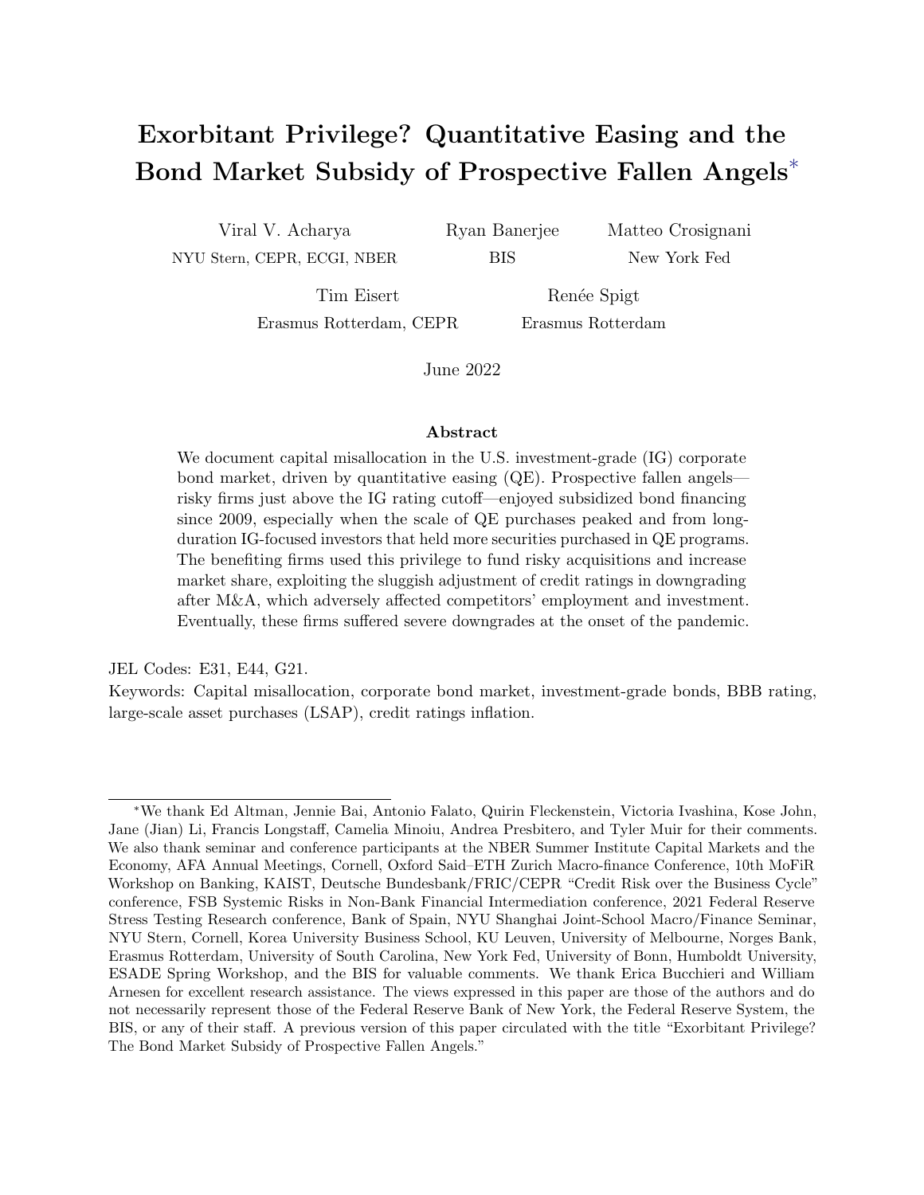# Exorbitant Privilege? Quantitative Easing and the Bond Market Subsidy of Prospective Fallen Angels*

Viral V. Acharya
NYU Stern, CEPR, ECGI, NBER

Ryan Banerjee
BIS

Matteo Crosignani
New York Fed

Tim Eisert
Erasmus Rotterdam, CEPR

Renée Spigt
Erasmus Rotterdam

June 2022

## Abstract

We document capital misallocation in the U.S. investment-grade (IG) corporate bond market, driven by quantitative easing (QE). Prospective fallen angels—risky firms just above the IG rating cutoff—enjoyed subsidized bond financing since 2009, especially when the scale of QE purchases peaked and from long-duration IG-focused investors that held more securities purchased in QE programs. The benefiting firms used this privilege to fund risky acquisitions and increase market share, exploiting the sluggish adjustment of credit ratings in downgrading after M&A, which adversely affected competitors' employment and investment. Eventually, these firms suffered severe downgrades at the onset of the pandemic.

JEL Codes: E31, E44, G21.
Keywords: Capital misallocation, corporate bond market, investment-grade bonds, BBB rating, large-scale asset purchases (LSAP), credit ratings inflation.

*We thank Ed Altman, Jennie Bai, Antonio Falato, Quirin Fleckenstein, Victoria Ivashina, Kose John, Jane (Jian) Li, Francis Longstaff, Camelia Minoiu, Andrea Presbitero, and Tyler Muir for their comments. We also thank seminar and conference participants at the NBER Summer Institute Capital Markets and the Economy, AFA Annual Meetings, Cornell, Oxford Said–ETH Zurich Macro-finance Conference, 10th MoFiR Workshop on Banking, KAIST, Deutsche Bundesbank/FRIC/CEPR "Credit Risk over the Business Cycle" conference, FSB Systemic Risks in Non-Bank Financial Intermediation conference, 2021 Federal Reserve Stress Testing Research conference, Bank of Spain, NYU Shanghai Joint-School Macro/Finance Seminar, NYU Stern, Cornell, Korea University Business School, KU Leuven, University of Melbourne, Norges Bank, Erasmus Rotterdam, University of South Carolina, New York Fed, University of Bonn, Humboldt University, ESADE Spring Workshop, and the BIS for valuable comments. We thank Erica Bucchieri and William Arnesen for excellent research assistance. The views expressed in this paper are those of the authors and do not necessarily represent those of the Federal Reserve Bank of New York, the Federal Reserve System, the BIS, or any of their staff. A previous version of this paper circulated with the title "Exorbitant Privilege? The Bond Market Subsidy of Prospective Fallen Angels."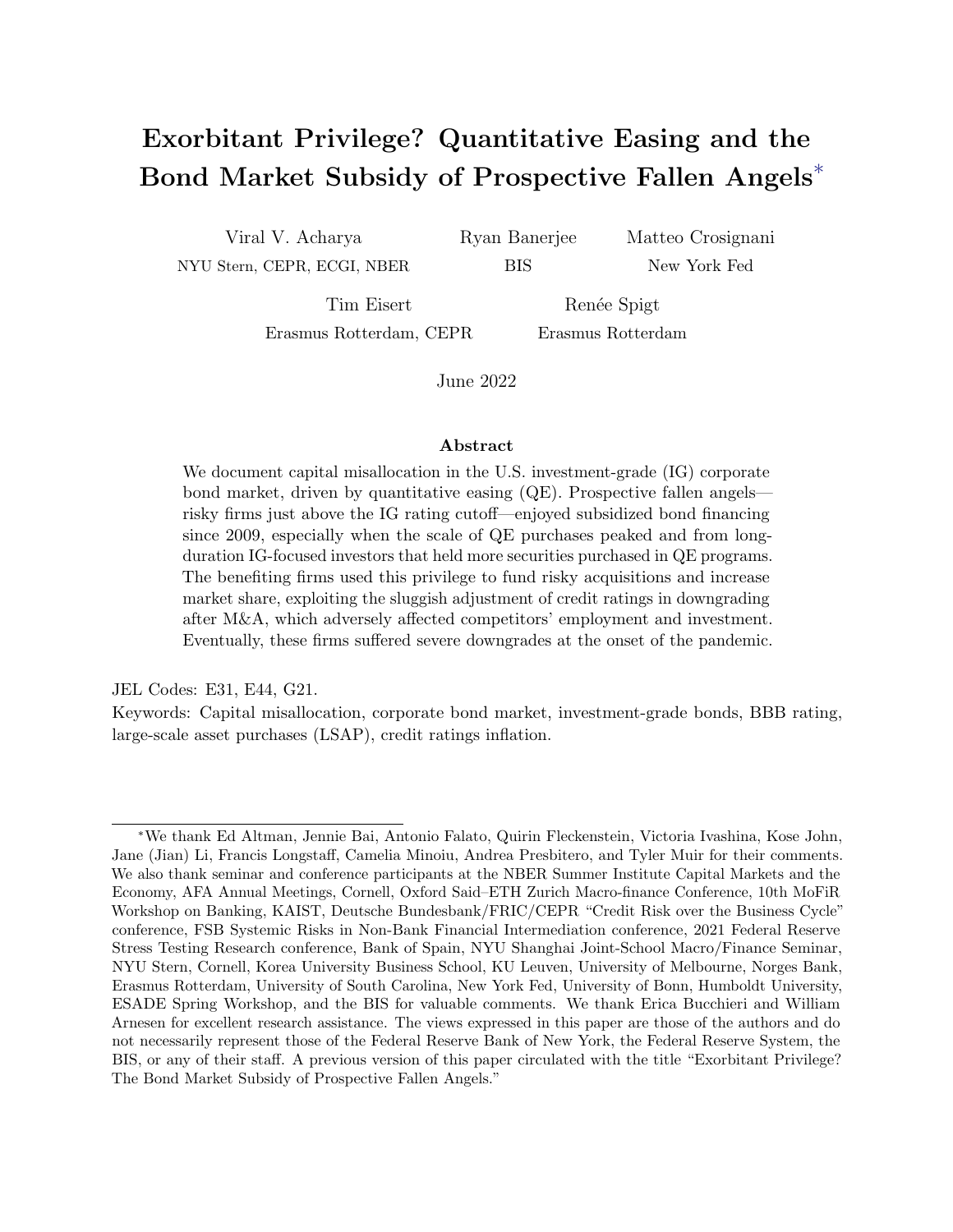# Exorbitant Privilege? Quantitative Easing and the Bond Market Subsidy of Prospective Fallen Angels*

Viral V. Acharya
NYU Stern, CEPR, ECGI, NBER

Ryan Banerjee
BIS

Matteo Crosignani
New York Fed

Tim Eisert
Erasmus Rotterdam, CEPR

Renée Spigt
Erasmus Rotterdam

June 2022

### Abstract

We document capital misallocation in the U.S. investment-grade (IG) corporate bond market, driven by quantitative easing (QE). Prospective fallen angels—risky firms just above the IG rating cutoff—enjoyed subsidized bond financing since 2009, especially when the scale of QE purchases peaked and from long-duration IG-focused investors that held more securities purchased in QE programs. The benefiting firms used this privilege to fund risky acquisitions and increase market share, exploiting the sluggish adjustment of credit ratings in downgrading after M&A, which adversely affected competitors' employment and investment. Eventually, these firms suffered severe downgrades at the onset of the pandemic.

JEL Codes: E31, E44, G21.
Keywords: Capital misallocation, corporate bond market, investment-grade bonds, BBB rating, large-scale asset purchases (LSAP), credit ratings inflation.

*We thank Ed Altman, Jennie Bai, Antonio Falato, Quirin Fleckenstein, Victoria Ivashina, Kose John, Jane (Jian) Li, Francis Longstaff, Camelia Minoiu, Andrea Presbitero, and Tyler Muir for their comments. We also thank seminar and conference participants at the NBER Summer Institute Capital Markets and the Economy, AFA Annual Meetings, Cornell, Oxford Said–ETH Zurich Macro-finance Conference, 10th MoFiR Workshop on Banking, KAIST, Deutsche Bundesbank/FRIC/CEPR "Credit Risk over the Business Cycle" conference, FSB Systemic Risks in Non-Bank Financial Intermediation conference, 2021 Federal Reserve Stress Testing Research conference, Bank of Spain, NYU Shanghai Joint-School Macro/Finance Seminar, NYU Stern, Cornell, Korea University Business School, KU Leuven, University of Melbourne, Norges Bank, Erasmus Rotterdam, University of South Carolina, New York Fed, University of Bonn, Humboldt University, ESADE Spring Workshop, and the BIS for valuable comments. We thank Erica Bucchieri and William Arnesen for excellent research assistance. The views expressed in this paper are those of the authors and do not necessarily represent those of the Federal Reserve Bank of New York, the Federal Reserve System, the BIS, or any of their staff. A previous version of this paper circulated with the title "Exorbitant Privilege? The Bond Market Subsidy of Prospective Fallen Angels."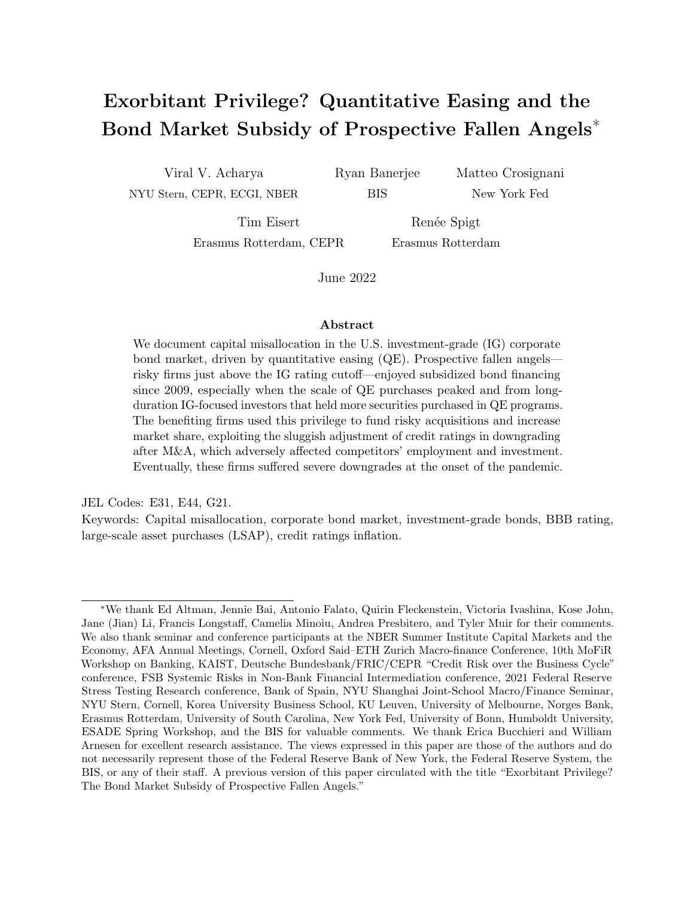# Exorbitant Privilege? Quantitative Easing and the Bond Market Subsidy of Prospective Fallen Angels*

Viral V. Acharya
NYU Stern, CEPR, ECGI, NBER

Ryan Banerjee
BIS

Matteo Crosignani
New York Fed

Tim Eisert
Erasmus Rotterdam, CEPR

Renée Spigt
Erasmus Rotterdam

June 2022

### Abstract

We document capital misallocation in the U.S. investment-grade (IG) corporate bond market, driven by quantitative easing (QE). Prospective fallen angels—risky firms just above the IG rating cutoff—enjoyed subsidized bond financing since 2009, especially when the scale of QE purchases peaked and from long-duration IG-focused investors that held more securities purchased in QE programs. The benefiting firms used this privilege to fund risky acquisitions and increase market share, exploiting the sluggish adjustment of credit ratings in downgrading after M&A, which adversely affected competitors' employment and investment. Eventually, these firms suffered severe downgrades at the onset of the pandemic.

JEL Codes: E31, E44, G21.
Keywords: Capital misallocation, corporate bond market, investment-grade bonds, BBB rating, large-scale asset purchases (LSAP), credit ratings inflation.

*We thank Ed Altman, Jennie Bai, Antonio Falato, Quirin Fleckenstein, Victoria Ivashina, Kose John, Jane (Jian) Li, Francis Longstaff, Camelia Minoiu, Andrea Presbitero, and Tyler Muir for their comments. We also thank seminar and conference participants at the NBER Summer Institute Capital Markets and the Economy, AFA Annual Meetings, Cornell, Oxford Said–ETH Zurich Macro-finance Conference, 10th MoFiR Workshop on Banking, KAIST, Deutsche Bundesbank/FRIC/CEPR "Credit Risk over the Business Cycle" conference, FSB Systemic Risks in Non-Bank Financial Intermediation conference, 2021 Federal Reserve Stress Testing Research conference, Bank of Spain, NYU Shanghai Joint-School Macro/Finance Seminar, NYU Stern, Cornell, Korea University Business School, KU Leuven, University of Melbourne, Norges Bank, Erasmus Rotterdam, University of South Carolina, New York Fed, University of Bonn, Humboldt University, ESADE Spring Workshop, and the BIS for valuable comments. We thank Erica Bucchieri and William Arnesen for excellent research assistance. The views expressed in this paper are those of the authors and do not necessarily represent those of the Federal Reserve Bank of New York, the Federal Reserve System, the BIS, or any of their staff. A previous version of this paper circulated with the title "Exorbitant Privilege? The Bond Market Subsidy of Prospective Fallen Angels."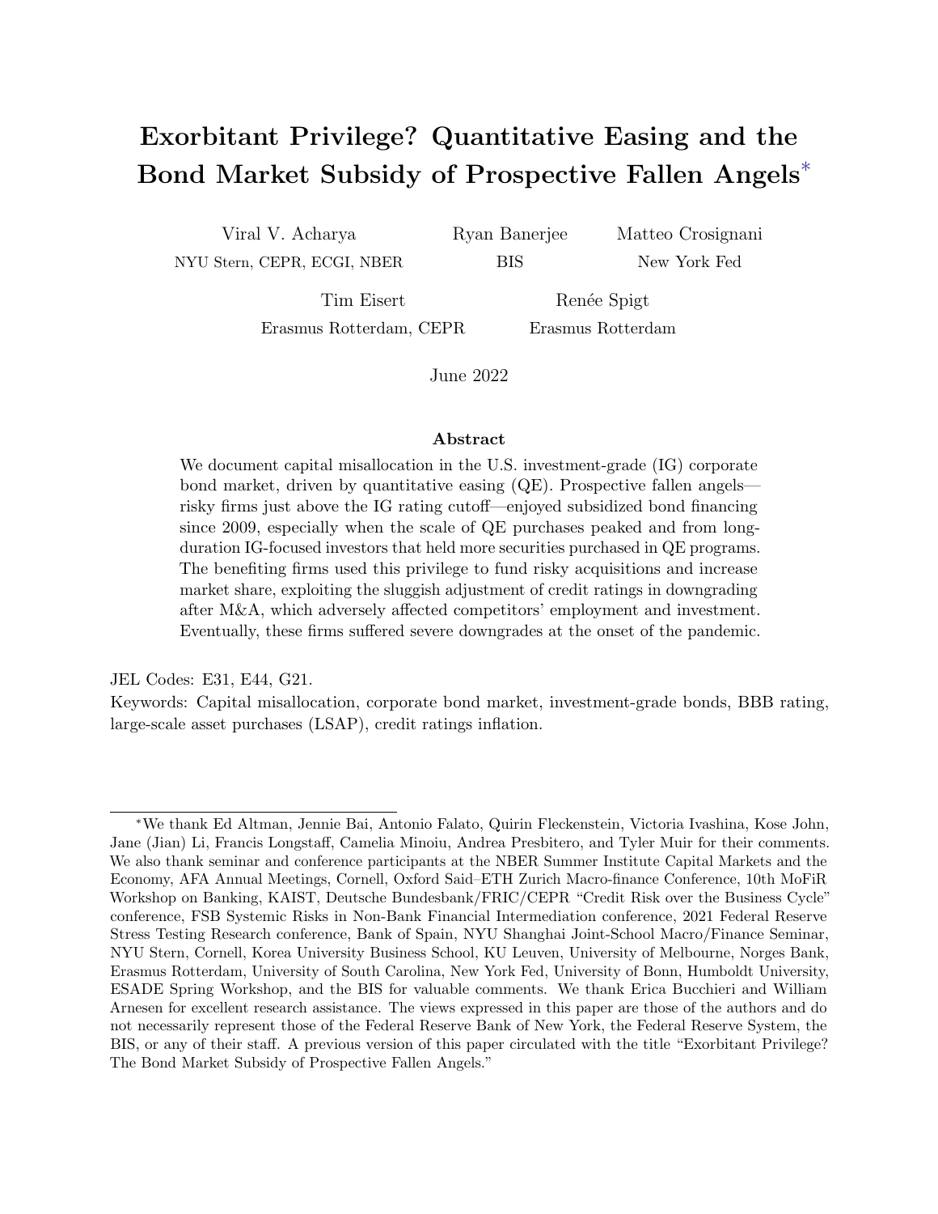# Exorbitant Privilege? Quantitative Easing and the Bond Market Subsidy of Prospective Fallen Angels*

Viral V. Acharya
NYU Stern, CEPR, ECGI, NBER

Ryan Banerjee
BIS

Matteo Crosignani
New York Fed

Tim Eisert
Erasmus Rotterdam, CEPR

Renée Spigt
Erasmus Rotterdam

June 2022

### Abstract

We document capital misallocation in the U.S. investment-grade (IG) corporate bond market, driven by quantitative easing (QE). Prospective fallen angels—risky firms just above the IG rating cutoff—enjoyed subsidized bond financing since 2009, especially when the scale of QE purchases peaked and from long-duration IG-focused investors that held more securities purchased in QE programs. The benefiting firms used this privilege to fund risky acquisitions and increase market share, exploiting the sluggish adjustment of credit ratings in downgrading after M&A, which adversely affected competitors' employment and investment. Eventually, these firms suffered severe downgrades at the onset of the pandemic.

JEL Codes: E31, E44, G21.
Keywords: Capital misallocation, corporate bond market, investment-grade bonds, BBB rating, large-scale asset purchases (LSAP), credit ratings inflation.

*We thank Ed Altman, Jennie Bai, Antonio Falato, Quirin Fleckenstein, Victoria Ivashina, Kose John, Jane (Jian) Li, Francis Longstaff, Camelia Minoiu, Andrea Presbitero, and Tyler Muir for their comments. We also thank seminar and conference participants at the NBER Summer Institute Capital Markets and the Economy, AFA Annual Meetings, Cornell, Oxford Said–ETH Zurich Macro-finance Conference, 10th MoFiR Workshop on Banking, KAIST, Deutsche Bundesbank/FRIC/CEPR "Credit Risk over the Business Cycle" conference, FSB Systemic Risks in Non-Bank Financial Intermediation conference, 2021 Federal Reserve Stress Testing Research conference, Bank of Spain, NYU Shanghai Joint-School Macro/Finance Seminar, NYU Stern, Cornell, Korea University Business School, KU Leuven, University of Melbourne, Norges Bank, Erasmus Rotterdam, University of South Carolina, New York Fed, University of Bonn, Humboldt University, ESADE Spring Workshop, and the BIS for valuable comments. We thank Erica Bucchieri and William Arnesen for excellent research assistance. The views expressed in this paper are those of the authors and do not necessarily represent those of the Federal Reserve Bank of New York, the Federal Reserve System, the BIS, or any of their staff. A previous version of this paper circulated with the title "Exorbitant Privilege? The Bond Market Subsidy of Prospective Fallen Angels."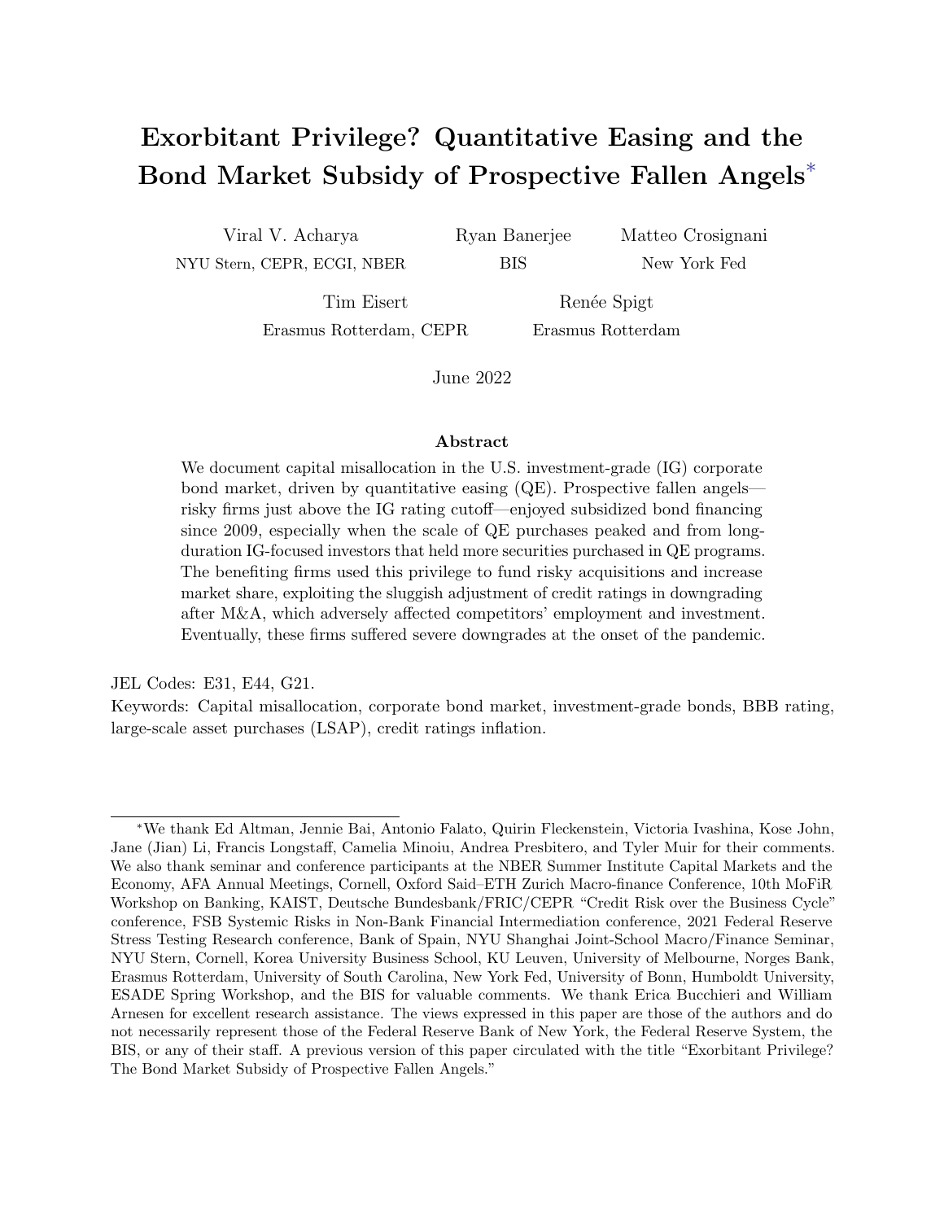# Exorbitant Privilege? Quantitative Easing and the Bond Market Subsidy of Prospective Fallen Angels*

Viral V. Acharya
NYU Stern, CEPR, ECGI, NBER

Ryan Banerjee
BIS

Matteo Crosignani
New York Fed

Tim Eisert
Erasmus Rotterdam, CEPR

Renée Spigt
Erasmus Rotterdam

June 2022

## Abstract

We document capital misallocation in the U.S. investment-grade (IG) corporate bond market, driven by quantitative easing (QE). Prospective fallen angels—risky firms just above the IG rating cutoff—enjoyed subsidized bond financing since 2009, especially when the scale of QE purchases peaked and from long-duration IG-focused investors that held more securities purchased in QE programs. The benefiting firms used this privilege to fund risky acquisitions and increase market share, exploiting the sluggish adjustment of credit ratings in downgrading after M&A, which adversely affected competitors' employment and investment. Eventually, these firms suffered severe downgrades at the onset of the pandemic.

JEL Codes: E31, E44, G21.

Keywords: Capital misallocation, corporate bond market, investment-grade bonds, BBB rating, large-scale asset purchases (LSAP), credit ratings inflation.

---

*We thank Ed Altman, Jennie Bai, Antonio Falato, Quirin Fleckenstein, Victoria Ivashina, Kose John, Jane (Jian) Li, Francis Longstaff, Camelia Minoiu, Andrea Presbitero, and Tyler Muir for their comments. We also thank seminar and conference participants at the NBER Summer Institute Capital Markets and the Economy, AFA Annual Meetings, Cornell, Oxford Said–ETH Zurich Macro-finance Conference, 10th MoFiR Workshop on Banking, KAIST, Deutsche Bundesbank/FRIC/CEPR "Credit Risk over the Business Cycle" conference, FSB Systemic Risks in Non-Bank Financial Intermediation conference, 2021 Federal Reserve Stress Testing Research conference, Bank of Spain, NYU Shanghai Joint-School Macro/Finance Seminar, NYU Stern, Cornell, Korea University Business School, KU Leuven, University of Melbourne, Norges Bank, Erasmus Rotterdam, University of South Carolina, New York Fed, University of Bonn, Humboldt University, ESADE Spring Workshop, and the BIS for valuable comments. We thank Erica Bucchieri and William Arnesen for excellent research assistance. The views expressed in this paper are those of the authors and do not necessarily represent those of the Federal Reserve Bank of New York, the Federal Reserve System, the BIS, or any of their staff. A previous version of this paper circulated with the title "Exorbitant Privilege? The Bond Market Subsidy of Prospective Fallen Angels."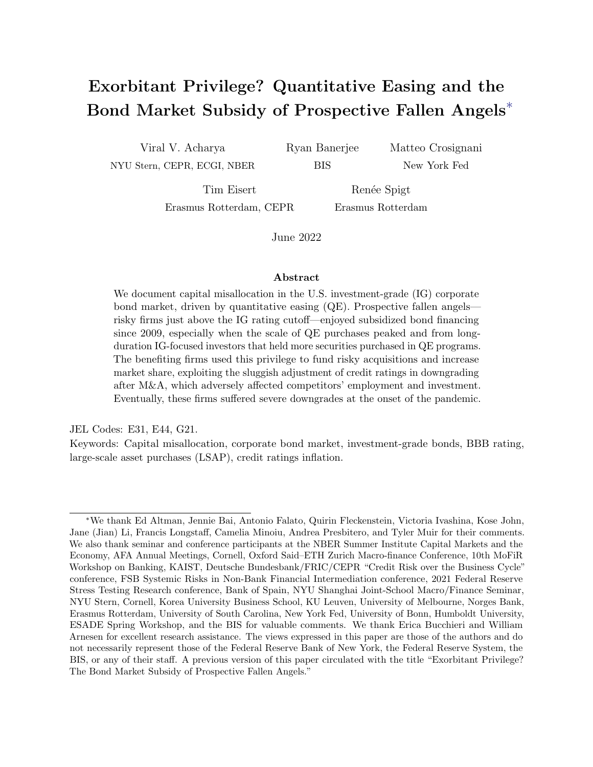# Exorbitant Privilege? Quantitative Easing and the Bond Market Subsidy of Prospective Fallen Angels*

Viral V. Acharya
NYU Stern, CEPR, ECGI, NBER

Ryan Banerjee
BIS

Matteo Crosignani
New York Fed

Tim Eisert
Erasmus Rotterdam, CEPR

Renée Spigt
Erasmus Rotterdam

June 2022

## Abstract

We document capital misallocation in the U.S. investment-grade (IG) corporate bond market, driven by quantitative easing (QE). Prospective fallen angels—risky firms just above the IG rating cutoff—enjoyed subsidized bond financing since 2009, especially when the scale of QE purchases peaked and from long-duration IG-focused investors that held more securities purchased in QE programs. The benefiting firms used this privilege to fund risky acquisitions and increase market share, exploiting the sluggish adjustment of credit ratings in downgrading after M&A, which adversely affected competitors' employment and investment. Eventually, these firms suffered severe downgrades at the onset of the pandemic.

JEL Codes: E31, E44, G21.
Keywords: Capital misallocation, corporate bond market, investment-grade bonds, BBB rating, large-scale asset purchases (LSAP), credit ratings inflation.

*We thank Ed Altman, Jennie Bai, Antonio Falato, Quirin Fleckenstein, Victoria Ivashina, Kose John, Jane (Jian) Li, Francis Longstaff, Camelia Minoiu, Andrea Presbitero, and Tyler Muir for their comments. We also thank seminar and conference participants at the NBER Summer Institute Capital Markets and the Economy, AFA Annual Meetings, Cornell, Oxford Said–ETH Zurich Macro-finance Conference, 10th MoFiR Workshop on Banking, KAIST, Deutsche Bundesbank/FRIC/CEPR "Credit Risk over the Business Cycle" conference, FSB Systemic Risks in Non-Bank Financial Intermediation conference, 2021 Federal Reserve Stress Testing Research conference, Bank of Spain, NYU Shanghai Joint-School Macro/Finance Seminar, NYU Stern, Cornell, Korea University Business School, KU Leuven, University of Melbourne, Norges Bank, Erasmus Rotterdam, University of South Carolina, New York Fed, University of Bonn, Humboldt University, ESADE Spring Workshop, and the BIS for valuable comments. We thank Erica Bucchieri and William Arnesen for excellent research assistance. The views expressed in this paper are those of the authors and do not necessarily represent those of the Federal Reserve Bank of New York, the Federal Reserve System, the BIS, or any of their staff. A previous version of this paper circulated with the title "Exorbitant Privilege? The Bond Market Subsidy of Prospective Fallen Angels."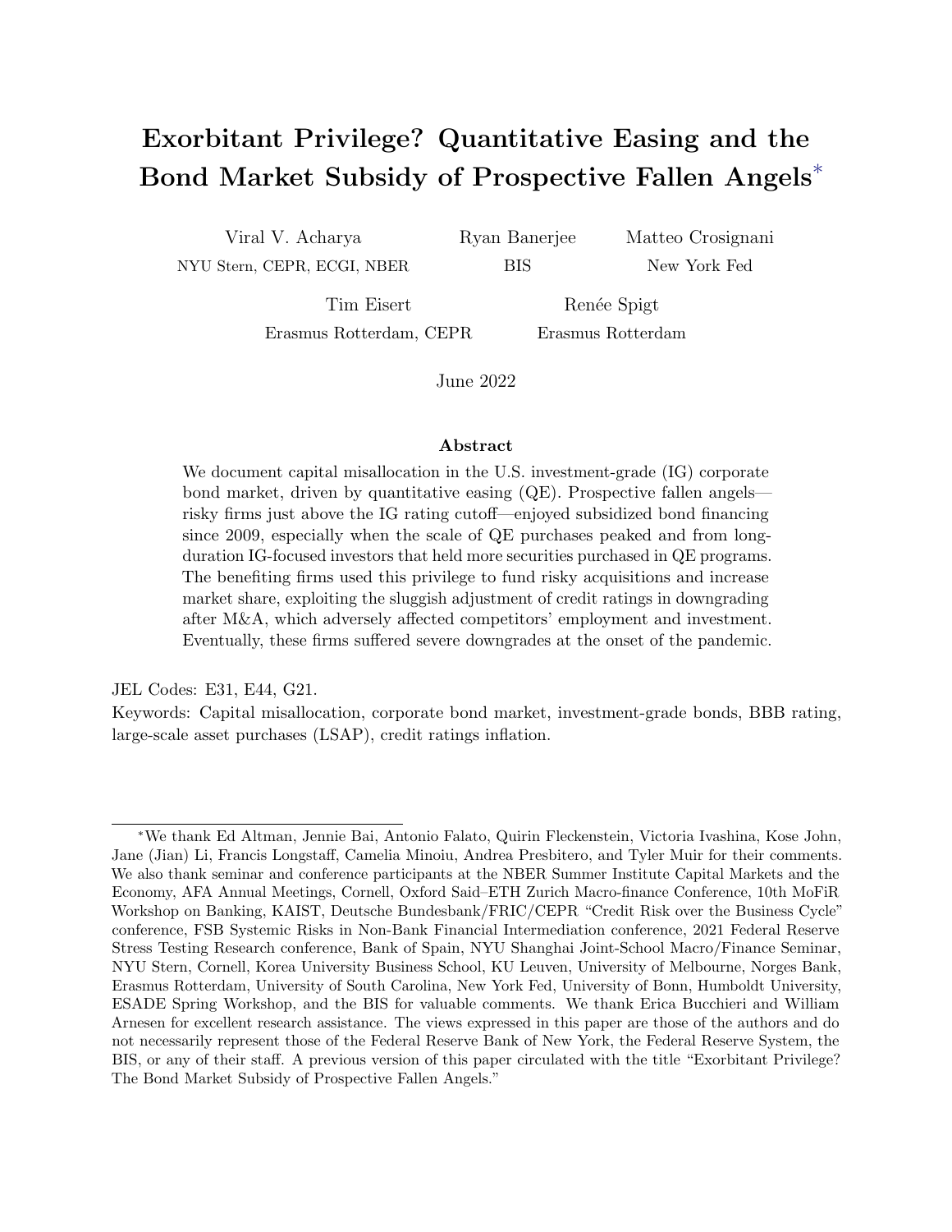# Exorbitant Privilege? Quantitative Easing and the Bond Market Subsidy of Prospective Fallen Angels*

Viral V. Acharya
NYU Stern, CEPR, ECGI, NBER

Ryan Banerjee
BIS

Matteo Crosignani
New York Fed

Tim Eisert
Erasmus Rotterdam, CEPR

Renée Spigt
Erasmus Rotterdam

June 2022

### Abstract

We document capital misallocation in the U.S. investment-grade (IG) corporate bond market, driven by quantitative easing (QE). Prospective fallen angels—risky firms just above the IG rating cutoff—enjoyed subsidized bond financing since 2009, especially when the scale of QE purchases peaked and from long-duration IG-focused investors that held more securities purchased in QE programs. The benefiting firms used this privilege to fund risky acquisitions and increase market share, exploiting the sluggish adjustment of credit ratings in downgrading after M&A, which adversely affected competitors' employment and investment. Eventually, these firms suffered severe downgrades at the onset of the pandemic.

JEL Codes: E31, E44, G21.

Keywords: Capital misallocation, corporate bond market, investment-grade bonds, BBB rating, large-scale asset purchases (LSAP), credit ratings inflation.

---

*We thank Ed Altman, Jennie Bai, Antonio Falato, Quirin Fleckenstein, Victoria Ivashina, Kose John, Jane (Jian) Li, Francis Longstaff, Camelia Minoiu, Andrea Presbitero, and Tyler Muir for their comments. We also thank seminar and conference participants at the NBER Summer Institute Capital Markets and the Economy, AFA Annual Meetings, Cornell, Oxford Said–ETH Zurich Macro-finance Conference, 10th MoFiR Workshop on Banking, KAIST, Deutsche Bundesbank/FRIC/CEPR "Credit Risk over the Business Cycle" conference, FSB Systemic Risks in Non-Bank Financial Intermediation conference, 2021 Federal Reserve Stress Testing Research conference, Bank of Spain, NYU Shanghai Joint-School Macro/Finance Seminar, NYU Stern, Cornell, Korea University Business School, KU Leuven, University of Melbourne, Norges Bank, Erasmus Rotterdam, University of South Carolina, New York Fed, University of Bonn, Humboldt University, ESADE Spring Workshop, and the BIS for valuable comments. We thank Erica Bucchieri and William Arnesen for excellent research assistance. The views expressed in this paper are those of the authors and do not necessarily represent those of the Federal Reserve Bank of New York, the Federal Reserve System, the BIS, or any of their staff. A previous version of this paper circulated with the title "Exorbitant Privilege? The Bond Market Subsidy of Prospective Fallen Angels."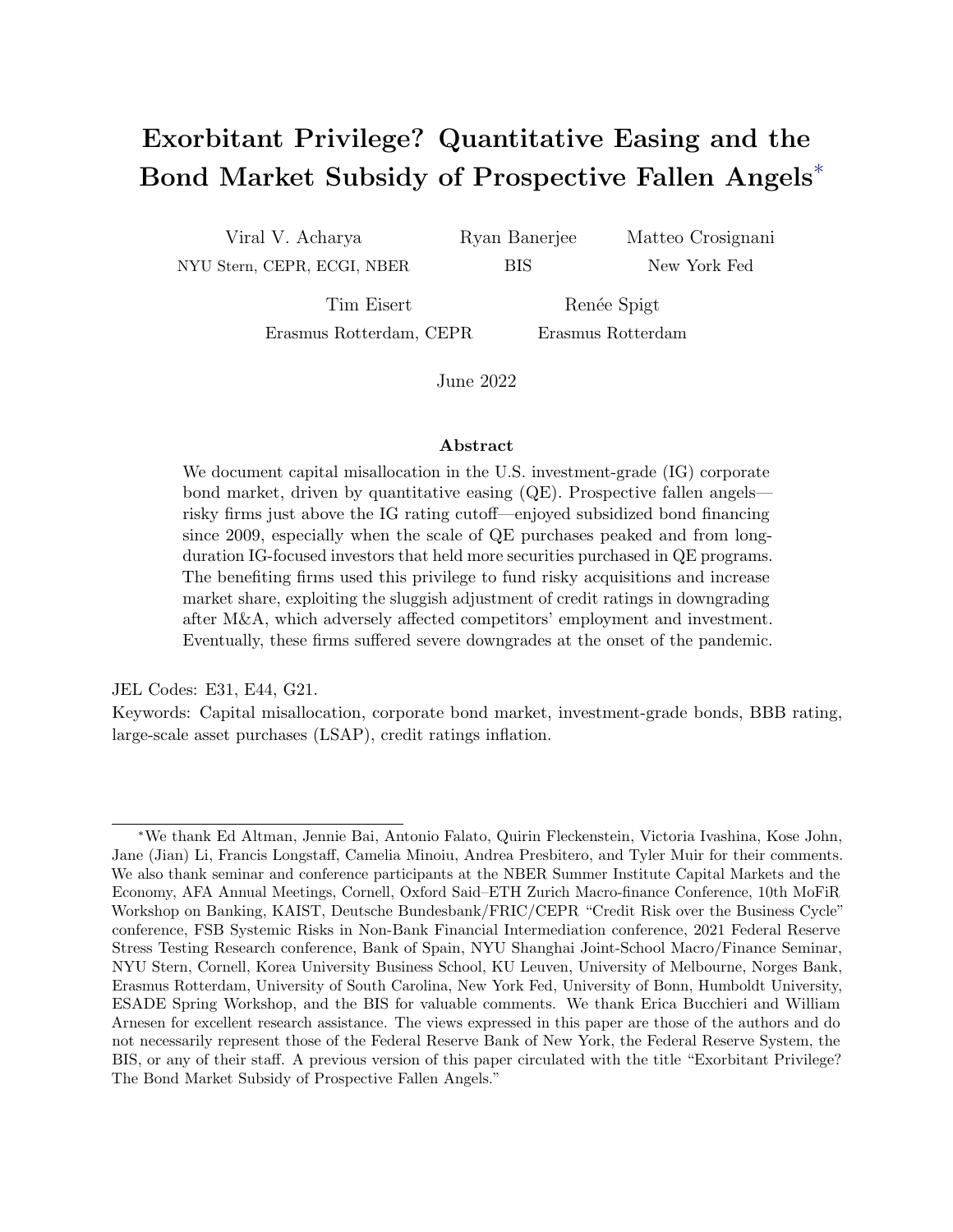# Exorbitant Privilege? Quantitative Easing and the Bond Market Subsidy of Prospective Fallen Angels*

Viral V. Acharya
NYU Stern, CEPR, ECGI, NBER

Ryan Banerjee
BIS

Matteo Crosignani
New York Fed

Tim Eisert
Erasmus Rotterdam, CEPR

Renée Spigt
Erasmus Rotterdam

June 2022

### Abstract

We document capital misallocation in the U.S. investment-grade (IG) corporate bond market, driven by quantitative easing (QE). Prospective fallen angels—risky firms just above the IG rating cutoff—enjoyed subsidized bond financing since 2009, especially when the scale of QE purchases peaked and from long-duration IG-focused investors that held more securities purchased in QE programs. The benefiting firms used this privilege to fund risky acquisitions and increase market share, exploiting the sluggish adjustment of credit ratings in downgrading after M&A, which adversely affected competitors' employment and investment. Eventually, these firms suffered severe downgrades at the onset of the pandemic.

JEL Codes: E31, E44, G21.

Keywords: Capital misallocation, corporate bond market, investment-grade bonds, BBB rating, large-scale asset purchases (LSAP), credit ratings inflation.

---

*We thank Ed Altman, Jennie Bai, Antonio Falato, Quirin Fleckenstein, Victoria Ivashina, Kose John, Jane (Jian) Li, Francis Longstaff, Camelia Minoiu, Andrea Presbitero, and Tyler Muir for their comments. We also thank seminar and conference participants at the NBER Summer Institute Capital Markets and the Economy, AFA Annual Meetings, Cornell, Oxford Said–ETH Zurich Macro-finance Conference, 10th MoFiR Workshop on Banking, KAIST, Deutsche Bundesbank/FRIC/CEPR "Credit Risk over the Business Cycle" conference, FSB Systemic Risks in Non-Bank Financial Intermediation conference, 2021 Federal Reserve Stress Testing Research conference, Bank of Spain, NYU Shanghai Joint-School Macro/Finance Seminar, NYU Stern, Cornell, Korea University Business School, KU Leuven, University of Melbourne, Norges Bank, Erasmus Rotterdam, University of South Carolina, New York Fed, University of Bonn, Humboldt University, ESADE Spring Workshop, and the BIS for valuable comments. We thank Erica Bucchieri and William Arnesen for excellent research assistance. The views expressed in this paper are those of the authors and do not necessarily represent those of the Federal Reserve Bank of New York, the Federal Reserve System, the BIS, or any of their staff. A previous version of this paper circulated with the title "Exorbitant Privilege? The Bond Market Subsidy of Prospective Fallen Angels."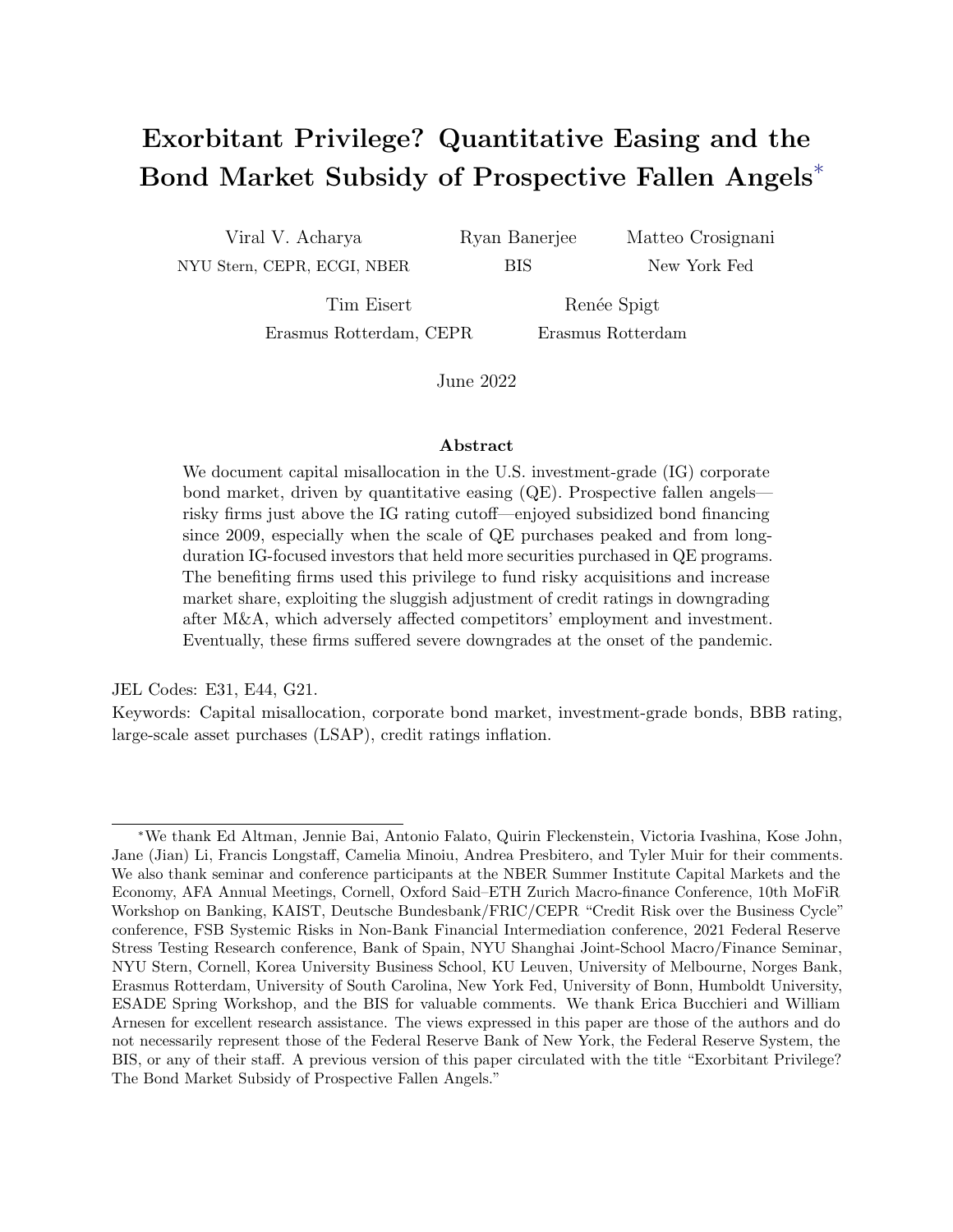# Exorbitant Privilege? Quantitative Easing and the Bond Market Subsidy of Prospective Fallen Angels*

Viral V. Acharya
NYU Stern, CEPR, ECGI, NBER

Ryan Banerjee
BIS

Matteo Crosignani
New York Fed

Tim Eisert
Erasmus Rotterdam, CEPR

Renée Spigt
Erasmus Rotterdam

June 2022

## Abstract

We document capital misallocation in the U.S. investment-grade (IG) corporate bond market, driven by quantitative easing (QE). Prospective fallen angels—risky firms just above the IG rating cutoff—enjoyed subsidized bond financing since 2009, especially when the scale of QE purchases peaked and from long-duration IG-focused investors that held more securities purchased in QE programs. The benefiting firms used this privilege to fund risky acquisitions and increase market share, exploiting the sluggish adjustment of credit ratings in downgrading after M&A, which adversely affected competitors' employment and investment. Eventually, these firms suffered severe downgrades at the onset of the pandemic.

JEL Codes: E31, E44, G21.
Keywords: Capital misallocation, corporate bond market, investment-grade bonds, BBB rating, large-scale asset purchases (LSAP), credit ratings inflation.

*We thank Ed Altman, Jennie Bai, Antonio Falato, Quirin Fleckenstein, Victoria Ivashina, Kose John, Jane (Jian) Li, Francis Longstaff, Camelia Minoiu, Andrea Presbitero, and Tyler Muir for their comments. We also thank seminar and conference participants at the NBER Summer Institute Capital Markets and the Economy, AFA Annual Meetings, Cornell, Oxford Said–ETH Zurich Macro-finance Conference, 10th MoFiR Workshop on Banking, KAIST, Deutsche Bundesbank/FRIC/CEPR "Credit Risk over the Business Cycle" conference, FSB Systemic Risks in Non-Bank Financial Intermediation conference, 2021 Federal Reserve Stress Testing Research conference, Bank of Spain, NYU Shanghai Joint-School Macro/Finance Seminar, NYU Stern, Cornell, Korea University Business School, KU Leuven, University of Melbourne, Norges Bank, Erasmus Rotterdam, University of South Carolina, New York Fed, University of Bonn, Humboldt University, ESADE Spring Workshop, and the BIS for valuable comments. We thank Erica Bucchieri and William Arnesen for excellent research assistance. The views expressed in this paper are those of the authors and do not necessarily represent those of the Federal Reserve Bank of New York, the Federal Reserve System, the BIS, or any of their staff. A previous version of this paper circulated with the title "Exorbitant Privilege? The Bond Market Subsidy of Prospective Fallen Angels."